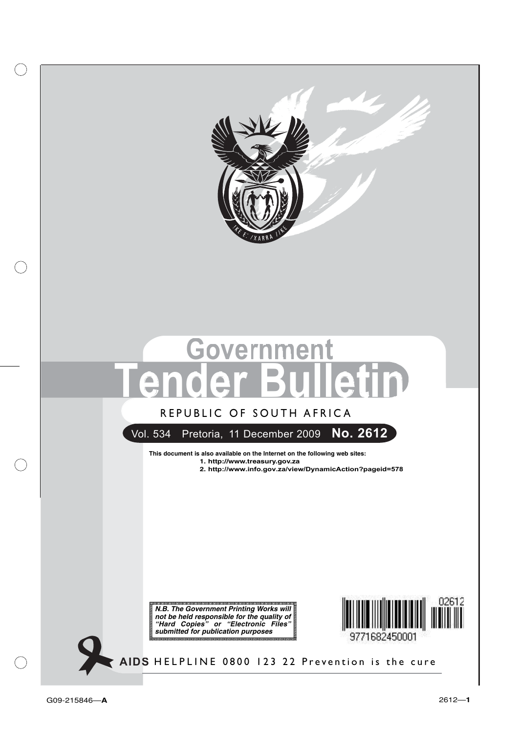# Government Tender Bulletin

REPUBLIC OF SOUTH AFRICA

Vol. 534 Pretoria, 11 December 2009 **No. 2612**

**This document is also available on the Internet on the following web sites:**

**1. http://www.treasury.gov.za**

**2. http://www.info.gov.za/view/DynamicAction?pageid=578**

***N.B. The Government Printing Works will not be held responsible for the quality of "Hard Copies" or "Electronic Files" submitted for publication purposes***

02612

9771682450001

**AIDS** HELPLINE 0800 123 22 Prevention is the cure

G09-215846—**A**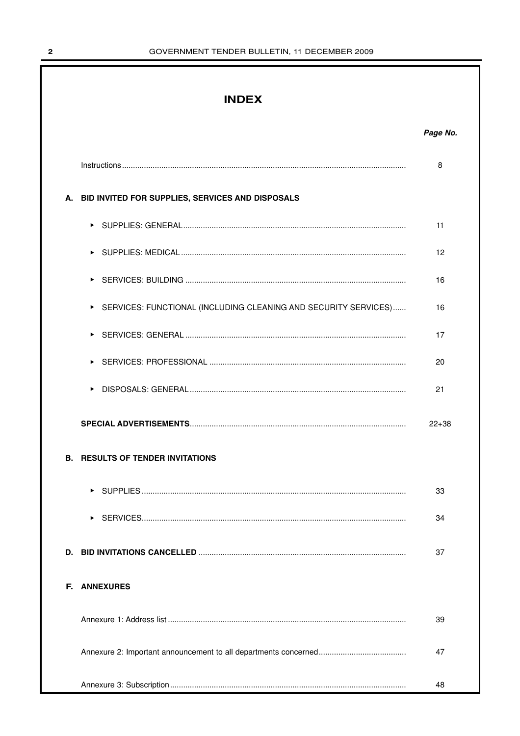# INDEX

| | | Page No. |
|---|---|---|
| | Instructions | 8 |
| **A.** | **BID INVITED FOR SUPPLIES, SERVICES AND DISPOSALS** | |
| | ▸ SUPPLIES: GENERAL | 11 |
| | ▸ SUPPLIES: MEDICAL | 12 |
| | ▸ SERVICES: BUILDING | 16 |
| | ▸ SERVICES: FUNCTIONAL (INCLUDING CLEANING AND SECURITY SERVICES) | 16 |
| | ▸ SERVICES: GENERAL | 17 |
| | ▸ SERVICES: PROFESSIONAL | 20 |
| | ▸ DISPOSALS: GENERAL | 21 |
| | **SPECIAL ADVERTISEMENTS** | 22+38 |
| **B.** | **RESULTS OF TENDER INVITATIONS** | |
| | ▸ SUPPLIES | 33 |
| | ▸ SERVICES | 34 |
| **D.** | **BID INVITATIONS CANCELLED** | 37 |
| **F.** | **ANNEXURES** | |
| | Annexure 1: Address list | 39 |
| | Annexure 2: Important announcement to all departments concerned | 47 |
| | Annexure 3: Subscription | 48 |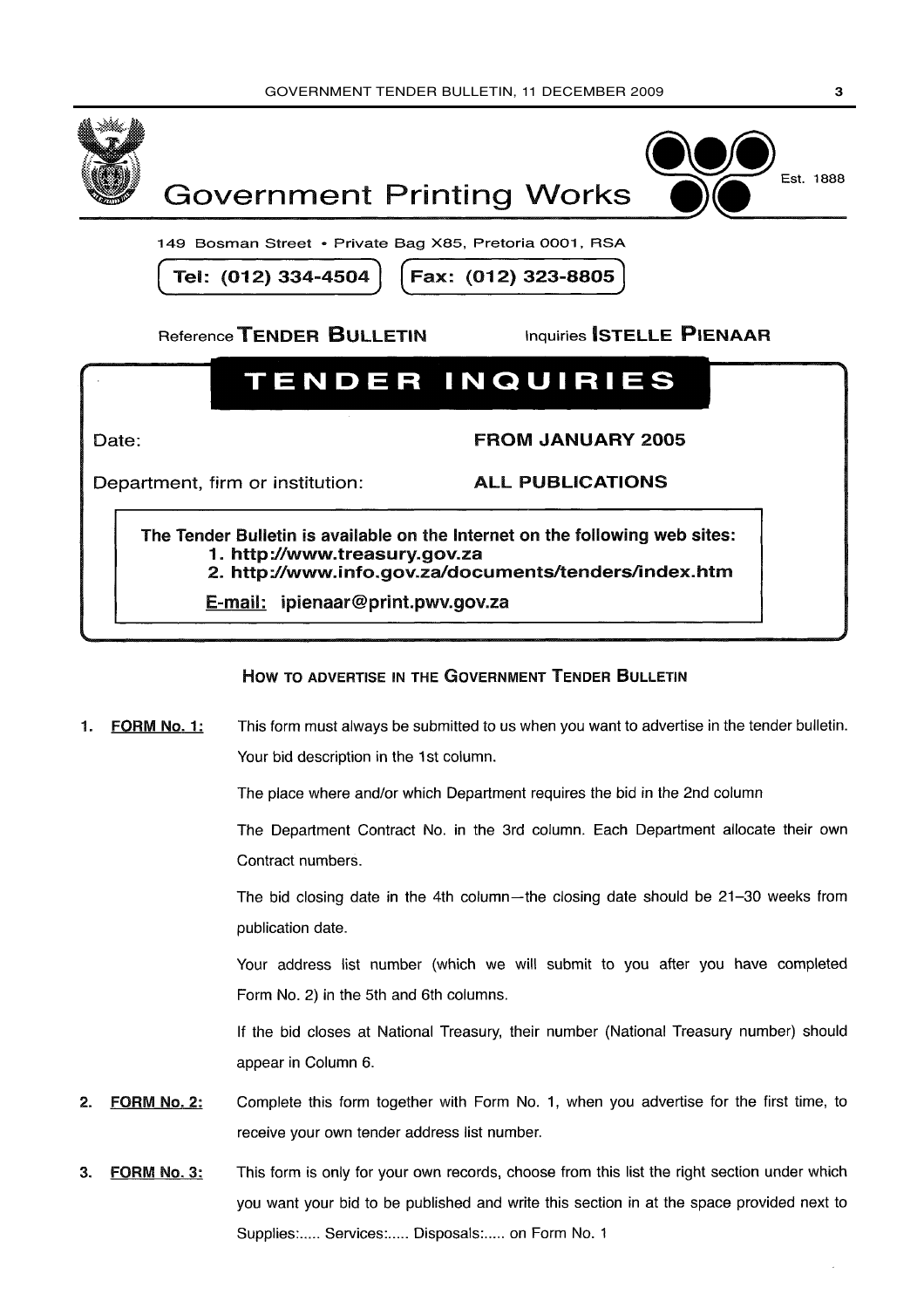# Government Printing Works

Est. 1888

149 Bosman Street • Private Bag X85, Pretoria 0001, RSA

**Tel: (012) 334-4504** **Fax: (012) 323-8805**

Reference **TENDER BULLETIN** Inquiries **ISTELLE PIENAAR**

## TENDER INQUIRIES

| | |
|---|---|
| Date: | **FROM JANUARY 2005** |
| Department, firm or institution: | **ALL PUBLICATIONS** |

**The Tender Bulletin is available on the Internet on the following web sites:**

1. **http://www.treasury.gov.za**
2. **http://www.info.gov.za/documents/tenders/index.htm**

**E-mail: ipienaar@print.pwv.gov.za**

### How to advertise in the Government Tender Bulletin

1. **FORM No. 1:** This form must always be submitted to us when you want to advertise in the tender bulletin.

   Your bid description in the 1st column.

   The place where and/or which Department requires the bid in the 2nd column

   The Department Contract No. in the 3rd column. Each Department allocate their own Contract numbers.

   The bid closing date in the 4th column—the closing date should be 21–30 weeks from publication date.

   Your address list number (which we will submit to you after you have completed Form No. 2) in the 5th and 6th columns.

   If the bid closes at National Treasury, their number (National Treasury number) should appear in Column 6.

2. **FORM No. 2:** Complete this form together with Form No. 1, when you advertise for the first time, to receive your own tender address list number.

3. **FORM No. 3:** This form is only for your own records, choose from this list the right section under which you want your bid to be published and write this section in at the space provided next to Supplies:..... Services:..... Disposals:..... on Form No. 1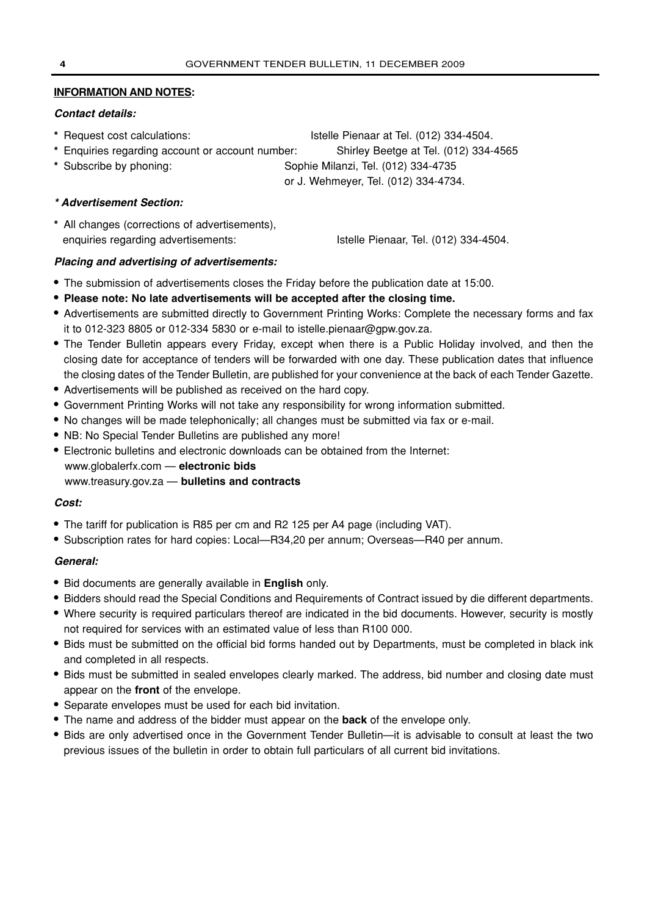## INFORMATION AND NOTES:

### *Contact details:*

* Request cost calculations: Istelle Pienaar at Tel. (012) 334-4504.
* Enquiries regarding account or account number: Shirley Beetge at Tel. (012) 334-4565
* Subscribe by phoning: Sophie Milanzi, Tel. (012) 334-4735 or J. Wehmeyer, Tel. (012) 334-4734.

### *\* Advertisement Section:*

* All changes (corrections of advertisements), enquiries regarding advertisements: Istelle Pienaar, Tel. (012) 334-4504.

### *Placing and advertising of advertisements:*

- The submission of advertisements closes the Friday before the publication date at 15:00.
- **Please note: No late advertisements will be accepted after the closing time.**
- Advertisements are submitted directly to Government Printing Works: Complete the necessary forms and fax it to 012-323 8805 or 012-334 5830 or e-mail to istelle.pienaar@gpw.gov.za.
- The Tender Bulletin appears every Friday, except when there is a Public Holiday involved, and then the closing date for acceptance of tenders will be forwarded with one day. These publication dates that influence the closing dates of the Tender Bulletin, are published for your convenience at the back of each Tender Gazette.
- Advertisements will be published as received on the hard copy.
- Government Printing Works will not take any responsibility for wrong information submitted.
- No changes will be made telephonically; all changes must be submitted via fax or e-mail.
- NB: No Special Tender Bulletins are published any more!
- Electronic bulletins and electronic downloads can be obtained from the Internet:
  www.globalerfx.com — **electronic bids**
  www.treasury.gov.za — **bulletins and contracts**

### *Cost:*

- The tariff for publication is R85 per cm and R2 125 per A4 page (including VAT).
- Subscription rates for hard copies: Local—R34,20 per annum; Overseas—R40 per annum.

### *General:*

- Bid documents are generally available in **English** only.
- Bidders should read the Special Conditions and Requirements of Contract issued by die different departments.
- Where security is required particulars thereof are indicated in the bid documents. However, security is mostly not required for services with an estimated value of less than R100 000.
- Bids must be submitted on the official bid forms handed out by Departments, must be completed in black ink and completed in all respects.
- Bids must be submitted in sealed envelopes clearly marked. The address, bid number and closing date must appear on the **front** of the envelope.
- Separate envelopes must be used for each bid invitation.
- The name and address of the bidder must appear on the **back** of the envelope only.
- Bids are only advertised once in the Government Tender Bulletin—it is advisable to consult at least the two previous issues of the bulletin in order to obtain full particulars of all current bid invitations.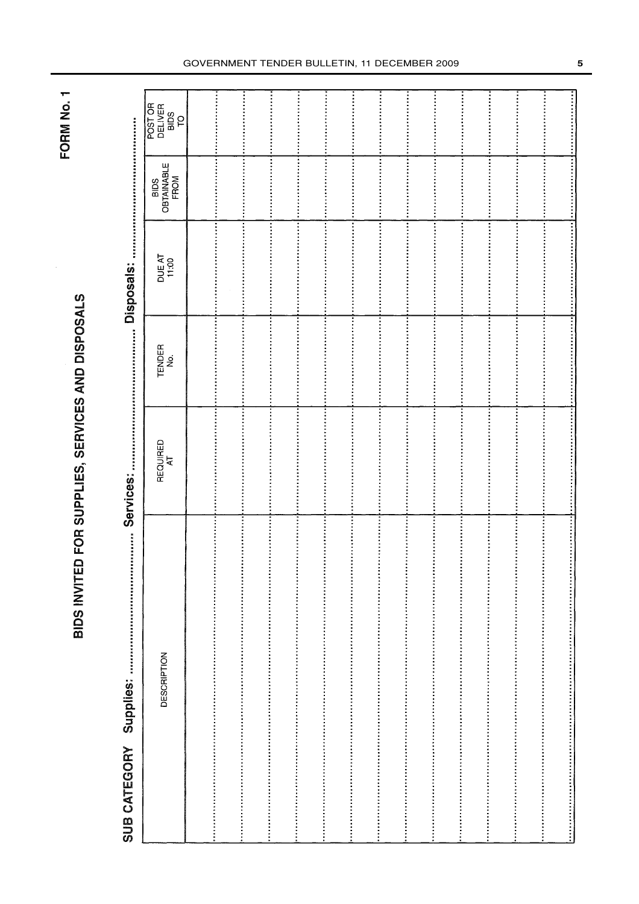FORM No. 1

# BIDS INVITED FOR SUPPLIES, SERVICES AND DISPOSALS

**SUB CATEGORY Supplies:** ............................ **Services:** ............................ **Disposals:** ............................

| DESCRIPTION | REQUIRED AT | TENDER No. | DUE AT 11:00 | BIDS OBTAINABLE FROM | POST OR DELIVER BIDS TO |
|---|---|---|---|---|---|
| | | | | | |
| | | | | | |
| | | | | | |
| | | | | | |
| | | | | | |
| | | | | | |
| | | | | | |
| | | | | | |
| | | | | | |
| | | | | | |
| | | | | | |
| | | | | | |
| | | | | | |
| | | | | | |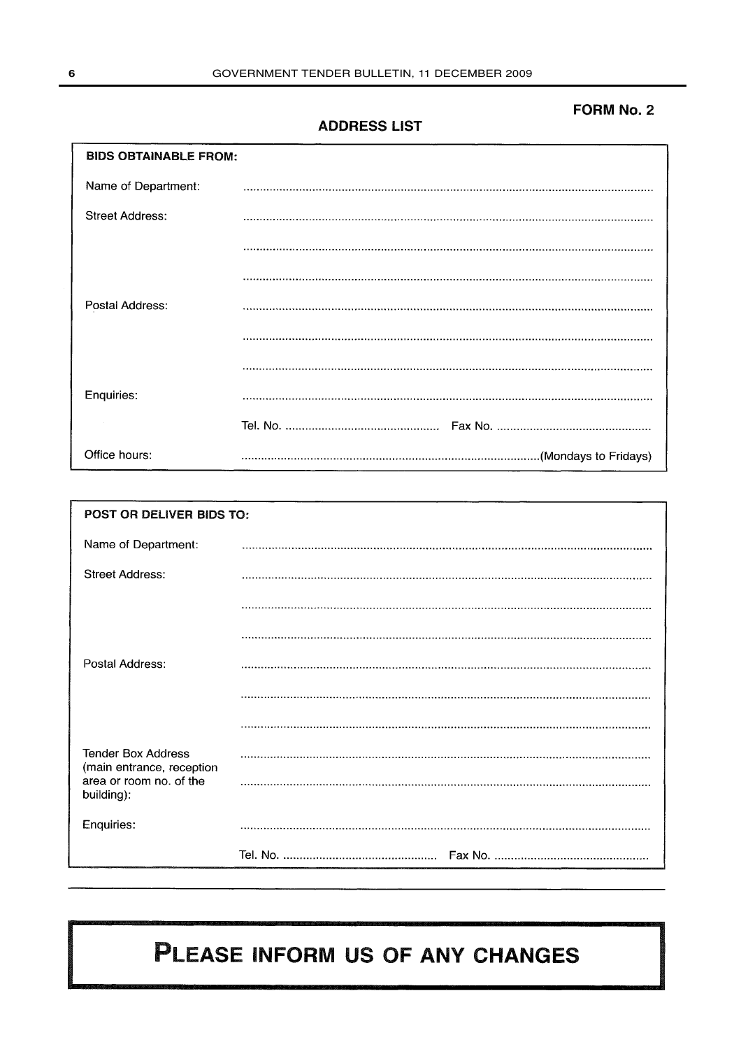**FORM No. 2**

## ADDRESS LIST

| **BIDS OBTAINABLE FROM:** | |
|---|---|
| Name of Department: | .......................................................................................................... |
| Street Address: | .......................................................................................................... |
| | .......................................................................................................... |
| | .......................................................................................................... |
| Postal Address: | .......................................................................................................... |
| | .......................................................................................................... |
| | .......................................................................................................... |
| Enquiries: | .......................................................................................................... |
| | Tel. No. ............................................... Fax No. ............................................... |
| Office hours: | ..........................................................................................(Mondays to Fridays) |

| **POST OR DELIVER BIDS TO:** | |
|---|---|
| Name of Department: | .......................................................................................................... |
| Street Address: | .......................................................................................................... |
| | .......................................................................................................... |
| | .......................................................................................................... |
| Postal Address: | .......................................................................................................... |
| | .......................................................................................................... |
| | .......................................................................................................... |
| Tender Box Address (main entrance, reception area or room no. of the building): | .......................................................................................................... |
| | .......................................................................................................... |
| Enquiries: | .......................................................................................................... |
| | Tel. No. ............................................... Fax No. ............................................... |

# PLEASE INFORM US OF ANY CHANGES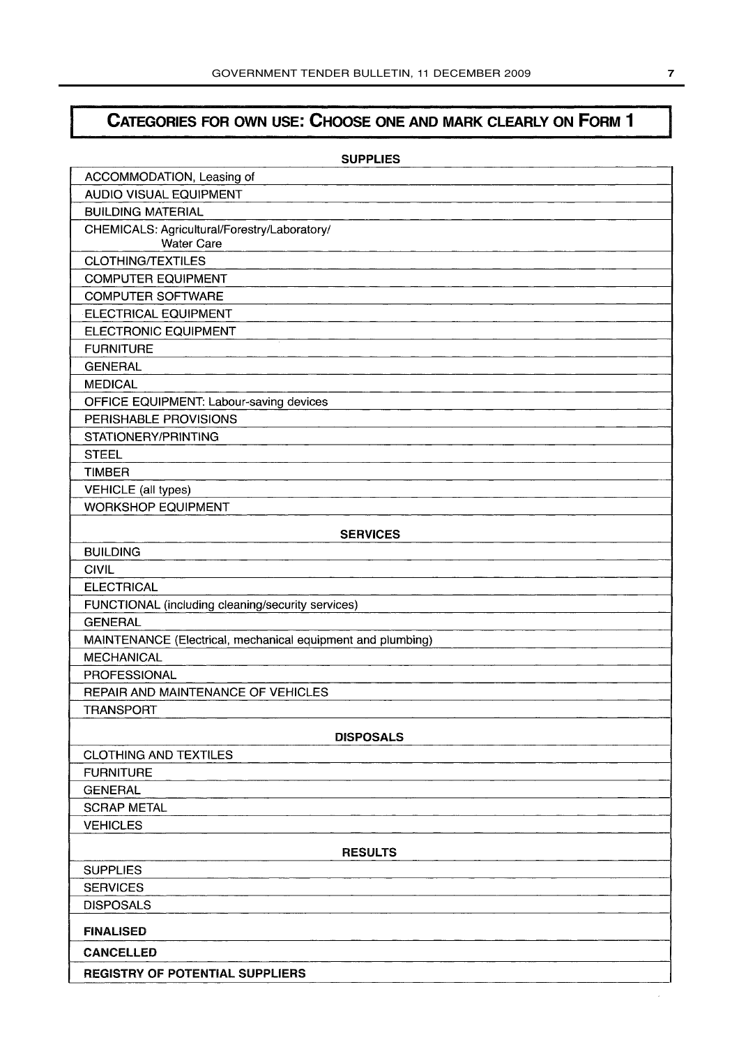## CATEGORIES FOR OWN USE: CHOOSE ONE AND MARK CLEARLY ON FORM 1

| SUPPLIES |
| --- |
| ACCOMMODATION, Leasing of |
| AUDIO VISUAL EQUIPMENT |
| BUILDING MATERIAL |
| CHEMICALS: Agricultural/Forestry/Laboratory/ Water Care |
| CLOTHING/TEXTILES |
| COMPUTER EQUIPMENT |
| COMPUTER SOFTWARE |
| ELECTRICAL EQUIPMENT |
| ELECTRONIC EQUIPMENT |
| FURNITURE |
| GENERAL |
| MEDICAL |
| OFFICE EQUIPMENT: Labour-saving devices |
| PERISHABLE PROVISIONS |
| STATIONERY/PRINTING |
| STEEL |
| TIMBER |
| VEHICLE (all types) |
| WORKSHOP EQUIPMENT |
| **SERVICES** |
| BUILDING |
| CIVIL |
| ELECTRICAL |
| FUNCTIONAL (including cleaning/security services) |
| GENERAL |
| MAINTENANCE (Electrical, mechanical equipment and plumbing) |
| MECHANICAL |
| PROFESSIONAL |
| REPAIR AND MAINTENANCE OF VEHICLES |
| TRANSPORT |
| **DISPOSALS** |
| CLOTHING AND TEXTILES |
| FURNITURE |
| GENERAL |
| SCRAP METAL |
| VEHICLES |
| **RESULTS** |
| SUPPLIES |
| SERVICES |
| DISPOSALS |
| **FINALISED** |
| **CANCELLED** |
| **REGISTRY OF POTENTIAL SUPPLIERS** |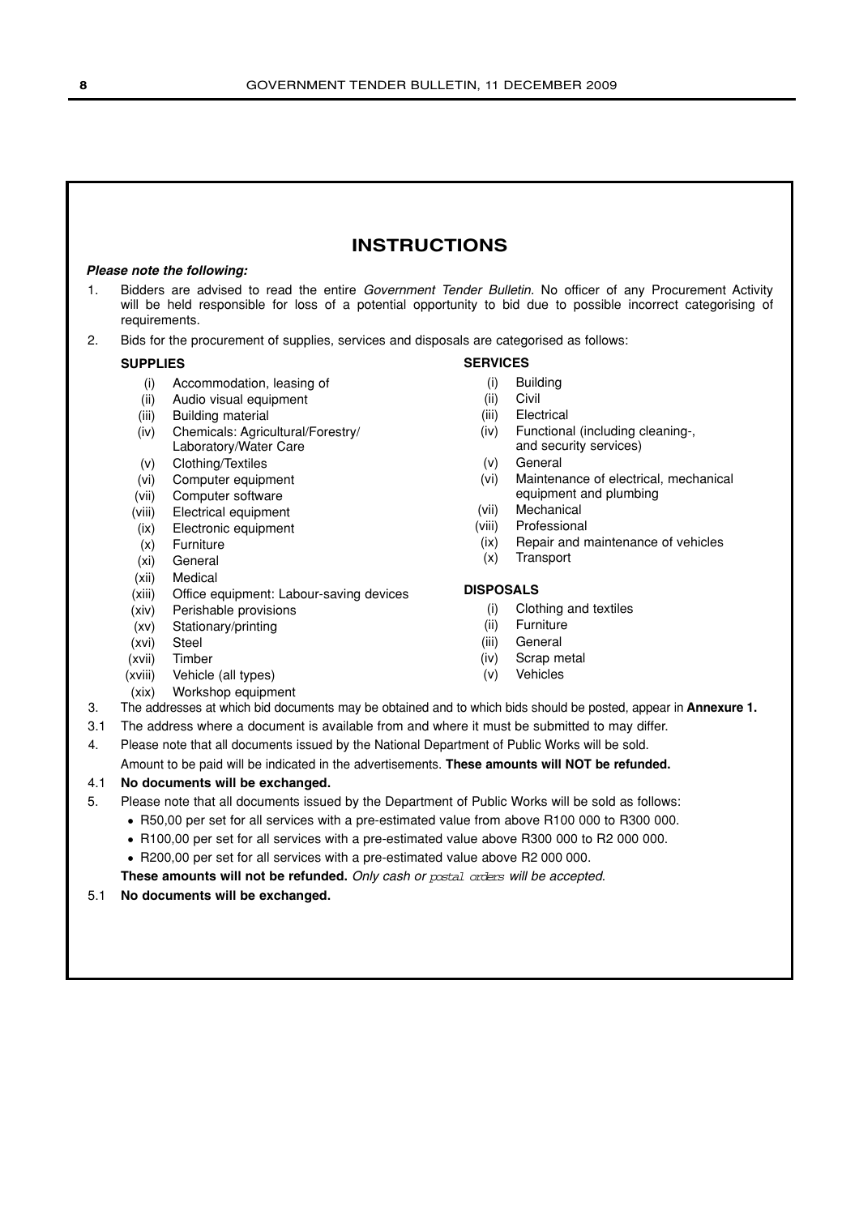# INSTRUCTIONS

***Please note the following:***

1. Bidders are advised to read the entire *Government Tender Bulletin*. No officer of any Procurement Activity will be held responsible for loss of a potential opportunity to bid due to possible incorrect categorising of requirements.
2. Bids for the procurement of supplies, services and disposals are categorised as follows:

**SUPPLIES**

- (i) Accommodation, leasing of
- (ii) Audio visual equipment
- (iii) Building material
- (iv) Chemicals: Agricultural/Forestry/ Laboratory/Water Care
- (v) Clothing/Textiles
- (vi) Computer equipment
- (vii) Computer software
- (viii) Electrical equipment
- (ix) Electronic equipment
- (x) Furniture
- (xi) General
- (xii) Medical
- (xiii) Office equipment: Labour-saving devices
- (xiv) Perishable provisions
- (xv) Stationary/printing
- (xvi) Steel
- (xvii) Timber
- (xviii) Vehicle (all types)
- (xix) Workshop equipment

**SERVICES**

- (i) Building
- (ii) Civil
- (iii) Electrical
- (iv) Functional (including cleaning-, and security services)
- (v) General
- (vi) Maintenance of electrical, mechanical equipment and plumbing
- (vii) Mechanical
- (viii) Professional
- (ix) Repair and maintenance of vehicles
- (x) Transport

**DISPOSALS**

- (i) Clothing and textiles
- (ii) Furniture
- (iii) General
- (iv) Scrap metal
- (v) Vehicles

3. The addresses at which bid documents may be obtained and to which bids should be posted, appear in **Annexure 1.**

3.1 The address where a document is available from and where it must be submitted to may differ.

4. Please note that all documents issued by the National Department of Public Works will be sold.

   Amount to be paid will be indicated in the advertisements. **These amounts will NOT be refunded.**

4.1 **No documents will be exchanged.**

5. Please note that all documents issued by the Department of Public Works will be sold as follows:
   - R50,00 per set for all services with a pre-estimated value from above R100 000 to R300 000.
   - R100,00 per set for all services with a pre-estimated value above R300 000 to R2 000 000.
   - R200,00 per set for all services with a pre-estimated value above R2 000 000.

   **These amounts will not be refunded.** *Only cash or postal orders will be accepted.*

5.1 **No documents will be exchanged.**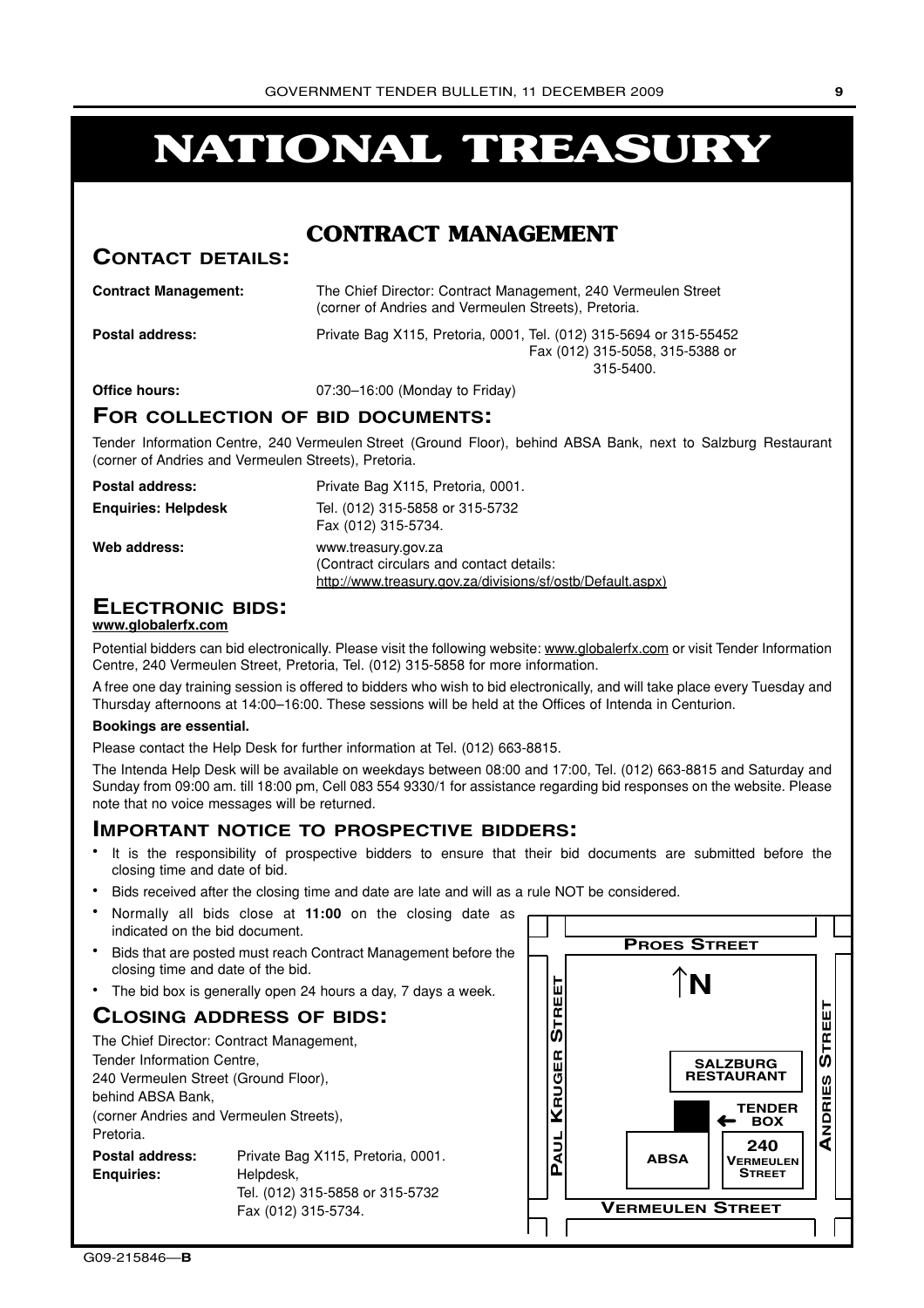# NATIONAL TREASURY

## CONTRACT MANAGEMENT

### CONTACT DETAILS:

| | |
|---|---|
| **Contract Management:** | The Chief Director: Contract Management, 240 Vermeulen Street (corner of Andries and Vermeulen Streets), Pretoria. |
| **Postal address:** | Private Bag X115, Pretoria, 0001, Tel. (012) 315-5694 or 315-55452 Fax (012) 315-5058, 315-5388 or 315-5400. |
| **Office hours:** | 07:30–16:00 (Monday to Friday) |

### FOR COLLECTION OF BID DOCUMENTS:

Tender Information Centre, 240 Vermeulen Street (Ground Floor), behind ABSA Bank, next to Salzburg Restaurant (corner of Andries and Vermeulen Streets), Pretoria.

| | |
|---|---|
| **Postal address:** | Private Bag X115, Pretoria, 0001. |
| **Enquiries: Helpdesk** | Tel. (012) 315-5858 or 315-5732 Fax (012) 315-5734. |
| **Web address:** | www.treasury.gov.za (Contract circulars and contact details: http://www.treasury.gov.za/divisions/sf/ostb/Default.aspx) |

### ELECTRONIC BIDS:

**www.globalerfx.com**

Potential bidders can bid electronically. Please visit the following website: www.globalerfx.com or visit Tender Information Centre, 240 Vermeulen Street, Pretoria, Tel. (012) 315-5858 for more information.

A free one day training session is offered to bidders who wish to bid electronically, and will take place every Tuesday and Thursday afternoons at 14:00–16:00. These sessions will be held at the Offices of Intenda in Centurion.

**Bookings are essential.**

Please contact the Help Desk for further information at Tel. (012) 663-8815.

The Intenda Help Desk will be available on weekdays between 08:00 and 17:00, Tel. (012) 663-8815 and Saturday and Sunday from 09:00 am. till 18:00 pm, Cell 083 554 9330/1 for assistance regarding bid responses on the website. Please note that no voice messages will be returned.

### IMPORTANT NOTICE TO PROSPECTIVE BIDDERS:

- It is the responsibility of prospective bidders to ensure that their bid documents are submitted before the closing time and date of bid.
- Bids received after the closing time and date are late and will as a rule NOT be considered.
- Normally all bids close at **11:00** on the closing date as indicated on the bid document.
- Bids that are posted must reach Contract Management before the closing time and date of the bid.
- The bid box is generally open 24 hours a day, 7 days a week.

### CLOSING ADDRESS OF BIDS:

The Chief Director: Contract Management,
Tender Information Centre,
240 Vermeulen Street (Ground Floor),
behind ABSA Bank,
(corner Andries and Vermeulen Streets),
Pretoria.

| | |
|---|---|
| **Postal address:** | Private Bag X115, Pretoria, 0001. |
| **Enquiries:** | Helpdesk, Tel. (012) 315-5858 or 315-5732 Fax (012) 315-5734. |

PROES STREET

↑N

PAUL KRUGER STREET

ANDRIES STREET

SALZBURG RESTAURANT

TENDER BOX

ABSA

240 VERMEULEN STREET

VERMEULEN STREET

G09-215846—**B**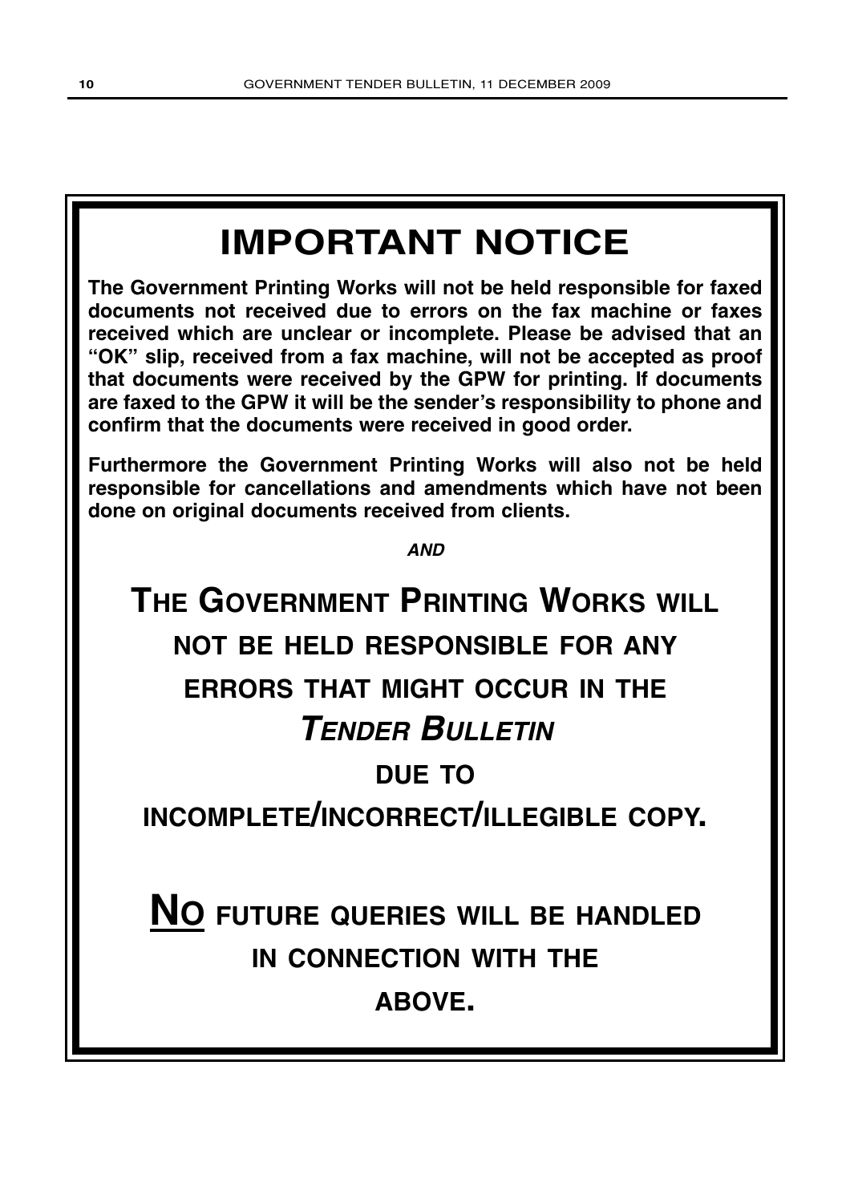# IMPORTANT NOTICE

**The Government Printing Works will not be held responsible for faxed documents not received due to errors on the fax machine or faxes received which are unclear or incomplete. Please be advised that an "OK" slip, received from a fax machine, will not be accepted as proof that documents were received by the GPW for printing. If documents are faxed to the GPW it will be the sender's responsibility to phone and confirm that the documents were received in good order.**

**Furthermore the Government Printing Works will also not be held responsible for cancellations and amendments which have not been done on original documents received from clients.**

***AND***

## THE GOVERNMENT PRINTING WORKS WILL NOT BE HELD RESPONSIBLE FOR ANY ERRORS THAT MIGHT OCCUR IN THE *TENDER BULLETIN* DUE TO INCOMPLETE/INCORRECT/ILLEGIBLE COPY.

## NO FUTURE QUERIES WILL BE HANDLED IN CONNECTION WITH THE ABOVE.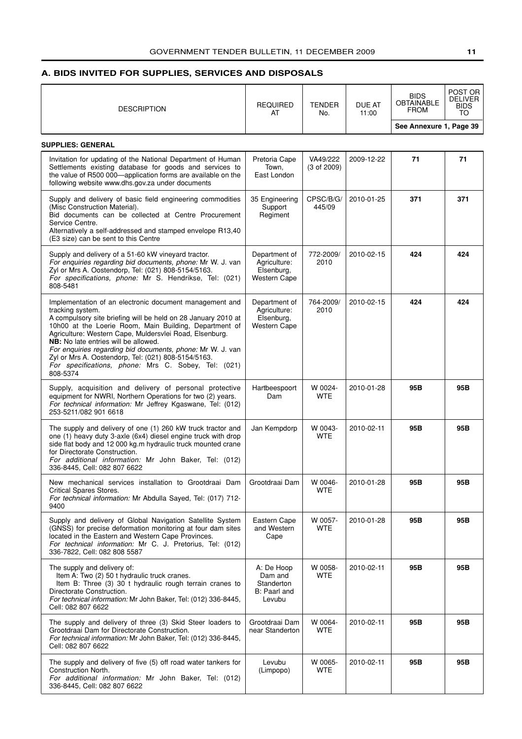## A. BIDS INVITED FOR SUPPLIES, SERVICES AND DISPOSALS

| DESCRIPTION | REQUIRED AT | TENDER No. | DUE AT 11:00 | BIDS OBTAINABLE FROM | POST OR DELIVER BIDS TO |
|---|---|---|---|---|---|
| | | | | See Annexure 1, Page 39 | |

**SUPPLIES: GENERAL**

| DESCRIPTION | REQUIRED AT | TENDER No. | DUE AT 11:00 | BIDS OBTAINABLE FROM | POST OR DELIVER BIDS TO |
|---|---|---|---|---|---|
| Invitation for updating of the National Department of Human Settlements existing database for goods and services to the value of R500 000—application forms are available on the following website www.dhs.gov.za under documents | Pretoria Cape Town, East London | VA49/222 (3 of 2009) | 2009-12-22 | **71** | **71** |
| Supply and delivery of basic field engineering commodities (Misc Construction Material). Bid documents can be collected at Centre Procurement Service Centre. Alternatively a self-addressed and stamped envelope R13,40 (E3 size) can be sent to this Centre | 35 Engineering Support Regiment | CPSC/B/G/ 445/09 | 2010-01-25 | **371** | **371** |
| Supply and delivery of a 51-60 kW vineyard tractor. *For enquiries regarding bid documents, phone:* Mr W. J. van Zyl or Mrs A. Oostendorp, Tel: (021) 808-5154/5163. *For specifications, phone:* Mr S. Hendrikse, Tel: (021) 808-5481 | Department of Agriculture: Elsenburg, Western Cape | 772-2009/ 2010 | 2010-02-15 | **424** | **424** |
| Implementation of an electronic document management and tracking system. A compulsory site briefing will be held on 28 January 2010 at 10h00 at the Loerie Room, Main Building, Department of Agriculture: Western Cape, Muldersvlei Road, Elsenburg. **NB:** No late entries will be allowed. *For enquiries regarding bid documents, phone:* Mr W. J. van Zyl or Mrs A. Oostendorp, Tel: (021) 808-5154/5163. *For specifications, phone:* Mrs C. Sobey, Tel: (021) 808-5374 | Department of Agriculture: Elsenburg, Western Cape | 764-2009/ 2010 | 2010-02-15 | **424** | **424** |
| Supply, acquisition and delivery of personal protective equipment for NWRI, Northern Operations for two (2) years. *For technical information:* Mr Jeffrey Kgaswane, Tel: (012) 253-5211/082 901 6618 | Hartbeespoort Dam | W 0024-WTE | 2010-01-28 | **95B** | **95B** |
| The supply and delivery of one (1) 260 kW truck tractor and one (1) heavy duty 3-axle (6x4) diesel engine truck with drop side flat body and 12 000 kg.m hydraulic truck mounted crane for Directorate Construction. *For additional information:* Mr John Baker, Tel: (012) 336-8445, Cell: 082 807 6622 | Jan Kempdorp | W 0043-WTE | 2010-02-11 | **95B** | **95B** |
| New mechanical services installation to Grootdraai Dam Critical Spares Stores. *For technical information:* Mr Abdulla Sayed, Tel: (017) 712-9400 | Grootdraai Dam | W 0046-WTE | 2010-01-28 | **95B** | **95B** |
| Supply and delivery of Global Navigation Satellite System (GNSS) for precise deformation monitoring at four dam sites located in the Eastern and Western Cape Provinces. *For technical information:* Mr C. J. Pretorius, Tel: (012) 336-7822, Cell: 082 808 5587 | Eastern Cape and Western Cape | W 0057-WTE | 2010-01-28 | **95B** | **95B** |
| The supply and delivery of: Item A: Two (2) 50 t hydraulic truck cranes. Item B: Three (3) 30 t hydraulic rough terrain cranes to Directorate Construction. *For technical information:* Mr John Baker, Tel: (012) 336-8445, Cell: 082 807 6622 | A: De Hoop Dam and Standerton B: Paarl and Levubu | W 0058-WTE | 2010-02-11 | **95B** | **95B** |
| The supply and delivery of three (3) Skid Steer loaders to Grootdraai Dam for Directorate Construction. *For technical information:* Mr John Baker, Tel: (012) 336-8445, Cell: 082 807 6622 | Grootdraai Dam near Standerton | W 0064-WTE | 2010-02-11 | **95B** | **95B** |
| The supply and delivery of five (5) off road water tankers for Construction North. *For additional information:* Mr John Baker, Tel: (012) 336-8445, Cell: 082 807 6622 | Levubu (Limpopo) | W 0065-WTE | 2010-02-11 | **95B** | **95B** |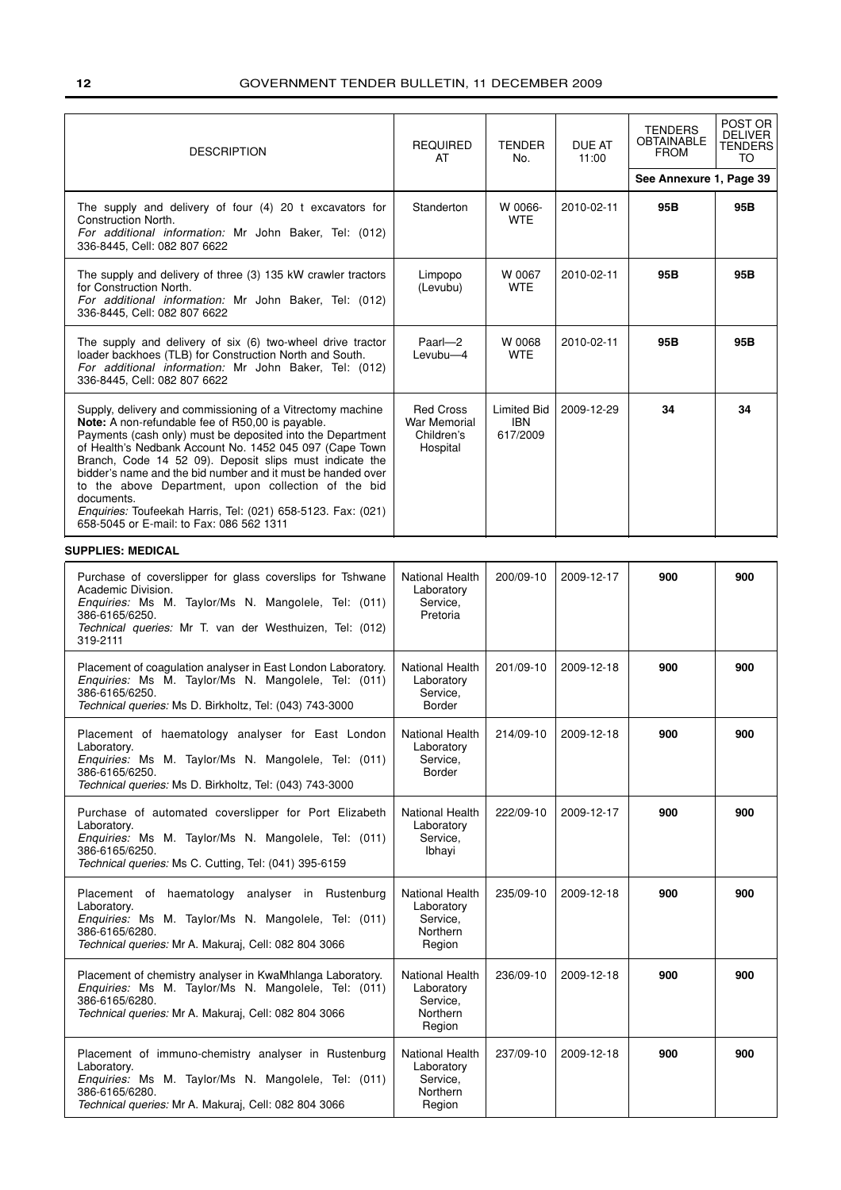| DESCRIPTION | REQUIRED AT | TENDER No. | DUE AT 11:00 | TENDERS OBTAINABLE FROM | POST OR DELIVER TENDERS TO |
|---|---|---|---|---|---|
| | | | | See Annexure 1, Page 39 | |
| The supply and delivery of four (4) 20 t excavators for Construction North. *For additional information:* Mr John Baker, Tel: (012) 336-8445, Cell: 082 807 6622 | Standerton | W 0066-WTE | 2010-02-11 | **95B** | **95B** |
| The supply and delivery of three (3) 135 kW crawler tractors for Construction North. *For additional information:* Mr John Baker, Tel: (012) 336-8445, Cell: 082 807 6622 | Limpopo (Levubu) | W 0067 WTE | 2010-02-11 | **95B** | **95B** |
| The supply and delivery of six (6) two-wheel drive tractor loader backhoes (TLB) for Construction North and South. *For additional information:* Mr John Baker, Tel: (012) 336-8445, Cell: 082 807 6622 | Paarl—2 Levubu—4 | W 0068 WTE | 2010-02-11 | **95B** | **95B** |
| Supply, delivery and commissioning of a Vitrectomy machine **Note:** A non-refundable fee of R50,00 is payable. Payments (cash only) must be deposited into the Department of Health's Nedbank Account No. 1452 045 097 (Cape Town Branch, Code 14 52 09). Deposit slips must indicate the bidder's name and the bid number and it must be handed over to the above Department, upon collection of the bid documents. *Enquiries:* Toufeekah Harris, Tel: (021) 658-5123. Fax: (021) 658-5045 or E-mail: to Fax: 086 562 1311 | Red Cross War Memorial Children's Hospital | Limited Bid IBN 617/2009 | 2009-12-29 | **34** | **34** |

**SUPPLIES: MEDICAL**

| DESCRIPTION | REQUIRED AT | TENDER No. | DUE AT 11:00 | TENDERS OBTAINABLE FROM | POST OR DELIVER TENDERS TO |
|---|---|---|---|---|---|
| Purchase of coverslipper for glass coverslips for Tshwane Academic Division. *Enquiries:* Ms M. Taylor/Ms N. Mangolele, Tel: (011) 386-6165/6250. *Technical queries:* Mr T. van der Westhuizen, Tel: (012) 319-2111 | National Health Laboratory Service, Pretoria | 200/09-10 | 2009-12-17 | **900** | **900** |
| Placement of coagulation analyser in East London Laboratory. *Enquiries:* Ms M. Taylor/Ms N. Mangolele, Tel: (011) 386-6165/6250. *Technical queries:* Ms D. Birkholtz, Tel: (043) 743-3000 | National Health Laboratory Service, Border | 201/09-10 | 2009-12-18 | **900** | **900** |
| Placement of haematology analyser for East London Laboratory. *Enquiries:* Ms M. Taylor/Ms N. Mangolele, Tel: (011) 386-6165/6250. *Technical queries:* Ms D. Birkholtz, Tel: (043) 743-3000 | National Health Laboratory Service, Border | 214/09-10 | 2009-12-18 | **900** | **900** |
| Purchase of automated coverslipper for Port Elizabeth Laboratory. *Enquiries:* Ms M. Taylor/Ms N. Mangolele, Tel: (011) 386-6165/6250. *Technical queries:* Ms C. Cutting, Tel: (041) 395-6159 | National Health Laboratory Service, Ibhayi | 222/09-10 | 2009-12-17 | **900** | **900** |
| Placement of haematology analyser in Rustenburg Laboratory. *Enquiries:* Ms M. Taylor/Ms N. Mangolele, Tel: (011) 386-6165/6280. *Technical queries:* Mr A. Makuraj, Cell: 082 804 3066 | National Health Laboratory Service, Northern Region | 235/09-10 | 2009-12-18 | **900** | **900** |
| Placement of chemistry analyser in KwaMhlanga Laboratory. *Enquiries:* Ms M. Taylor/Ms N. Mangolele, Tel: (011) 386-6165/6280. *Technical queries:* Mr A. Makuraj, Cell: 082 804 3066 | National Health Laboratory Service, Northern Region | 236/09-10 | 2009-12-18 | **900** | **900** |
| Placement of immuno-chemistry analyser in Rustenburg Laboratory. *Enquiries:* Ms M. Taylor/Ms N. Mangolele, Tel: (011) 386-6165/6280. *Technical queries:* Mr A. Makuraj, Cell: 082 804 3066 | National Health Laboratory Service, Northern Region | 237/09-10 | 2009-12-18 | **900** | **900** |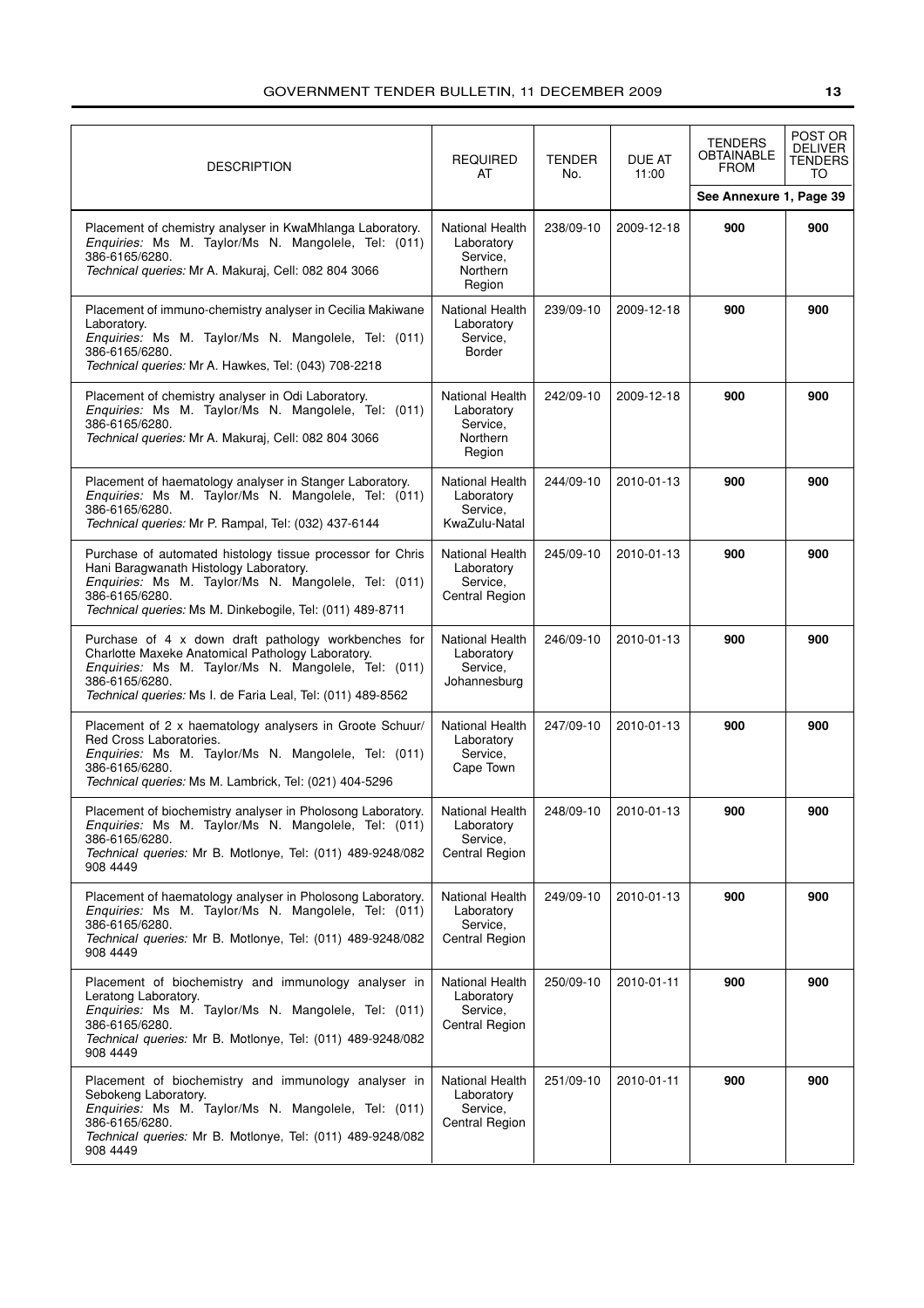| DESCRIPTION | REQUIRED AT | TENDER No. | DUE AT 11:00 | TENDERS OBTAINABLE FROM | POST OR DELIVER TENDERS TO |
|---|---|---|---|---|---|
| | | | | See Annexure 1, Page 39 | |
| Placement of chemistry analyser in KwaMhlanga Laboratory. *Enquiries:* Ms M. Taylor/Ms N. Mangolele, Tel: (011) 386-6165/6280. *Technical queries:* Mr A. Makuraj, Cell: 082 804 3066 | National Health Laboratory Service, Northern Region | 238/09-10 | 2009-12-18 | **900** | **900** |
| Placement of immuno-chemistry analyser in Cecilia Makiwane Laboratory. *Enquiries:* Ms M. Taylor/Ms N. Mangolele, Tel: (011) 386-6165/6280. *Technical queries:* Mr A. Hawkes, Tel: (043) 708-2218 | National Health Laboratory Service, Border | 239/09-10 | 2009-12-18 | **900** | **900** |
| Placement of chemistry analyser in Odi Laboratory. *Enquiries:* Ms M. Taylor/Ms N. Mangolele, Tel: (011) 386-6165/6280. *Technical queries:* Mr A. Makuraj, Cell: 082 804 3066 | National Health Laboratory Service, Northern Region | 242/09-10 | 2009-12-18 | **900** | **900** |
| Placement of haematology analyser in Stanger Laboratory. *Enquiries:* Ms M. Taylor/Ms N. Mangolele, Tel: (011) 386-6165/6280. *Technical queries:* Mr P. Rampal, Tel: (032) 437-6144 | National Health Laboratory Service, KwaZulu-Natal | 244/09-10 | 2010-01-13 | **900** | **900** |
| Purchase of automated histology tissue processor for Chris Hani Baragwanath Histology Laboratory. *Enquiries:* Ms M. Taylor/Ms N. Mangolele, Tel: (011) 386-6165/6280. *Technical queries:* Ms M. Dinkebogile, Tel: (011) 489-8711 | National Health Laboratory Service, Central Region | 245/09-10 | 2010-01-13 | **900** | **900** |
| Purchase of 4 x down draft pathology workbenches for Charlotte Maxeke Anatomical Pathology Laboratory. *Enquiries:* Ms M. Taylor/Ms N. Mangolele, Tel: (011) 386-6165/6280. *Technical queries:* Ms I. de Faria Leal, Tel: (011) 489-8562 | National Health Laboratory Service, Johannesburg | 246/09-10 | 2010-01-13 | **900** | **900** |
| Placement of 2 x haematology analysers in Groote Schuur/ Red Cross Laboratories. *Enquiries:* Ms M. Taylor/Ms N. Mangolele, Tel: (011) 386-6165/6280. *Technical queries:* Ms M. Lambrick, Tel: (021) 404-5296 | National Health Laboratory Service, Cape Town | 247/09-10 | 2010-01-13 | **900** | **900** |
| Placement of biochemistry analyser in Pholosong Laboratory. *Enquiries:* Ms M. Taylor/Ms N. Mangolele, Tel: (011) 386-6165/6280. *Technical queries:* Mr B. Motlonye, Tel: (011) 489-9248/082 908 4449 | National Health Laboratory Service, Central Region | 248/09-10 | 2010-01-13 | **900** | **900** |
| Placement of haematology analyser in Pholosong Laboratory. *Enquiries:* Ms M. Taylor/Ms N. Mangolele, Tel: (011) 386-6165/6280. *Technical queries:* Mr B. Motlonye, Tel: (011) 489-9248/082 908 4449 | National Health Laboratory Service, Central Region | 249/09-10 | 2010-01-13 | **900** | **900** |
| Placement of biochemistry and immunology analyser in Leratong Laboratory. *Enquiries:* Ms M. Taylor/Ms N. Mangolele, Tel: (011) 386-6165/6280. *Technical queries:* Mr B. Motlonye, Tel: (011) 489-9248/082 908 4449 | National Health Laboratory Service, Central Region | 250/09-10 | 2010-01-11 | **900** | **900** |
| Placement of biochemistry and immunology analyser in Sebokeng Laboratory. *Enquiries:* Ms M. Taylor/Ms N. Mangolele, Tel: (011) 386-6165/6280. *Technical queries:* Mr B. Motlonye, Tel: (011) 489-9248/082 908 4449 | National Health Laboratory Service, Central Region | 251/09-10 | 2010-01-11 | **900** | **900** |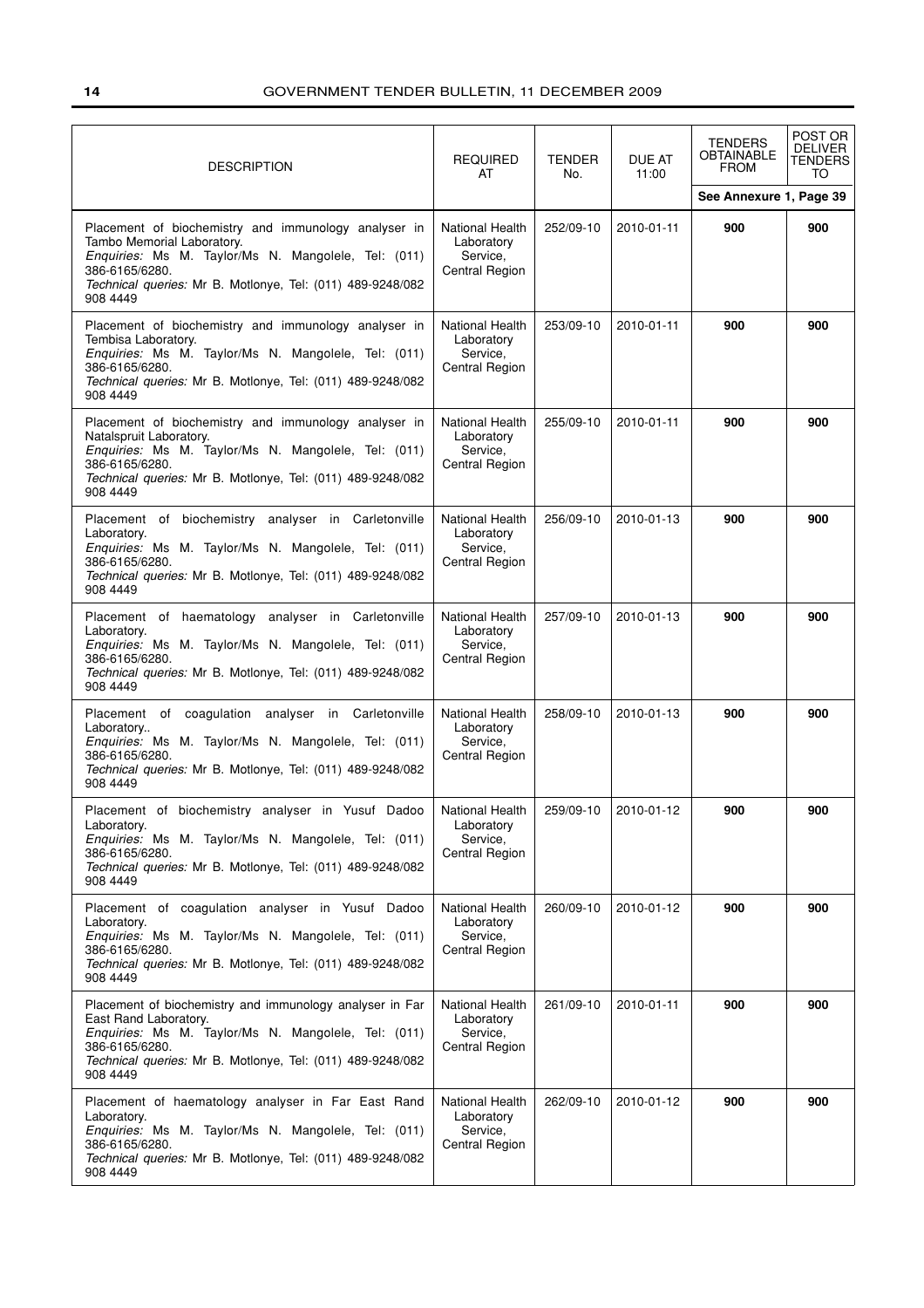| DESCRIPTION | REQUIRED AT | TENDER No. | DUE AT 11:00 | TENDERS OBTAINABLE FROM | POST OR DELIVER TENDERS TO |
|---|---|---|---|---|---|
| | | | | See Annexure 1, Page 39 | |
| Placement of biochemistry and immunology analyser in Tambo Memorial Laboratory. *Enquiries:* Ms M. Taylor/Ms N. Mangolele, Tel: (011) 386-6165/6280. *Technical queries:* Mr B. Motlonye, Tel: (011) 489-9248/082 908 4449 | National Health Laboratory Service, Central Region | 252/09-10 | 2010-01-11 | **900** | **900** |
| Placement of biochemistry and immunology analyser in Tembisa Laboratory. *Enquiries:* Ms M. Taylor/Ms N. Mangolele, Tel: (011) 386-6165/6280. *Technical queries:* Mr B. Motlonye, Tel: (011) 489-9248/082 908 4449 | National Health Laboratory Service, Central Region | 253/09-10 | 2010-01-11 | **900** | **900** |
| Placement of biochemistry and immunology analyser in Natalspruit Laboratory. *Enquiries:* Ms M. Taylor/Ms N. Mangolele, Tel: (011) 386-6165/6280. *Technical queries:* Mr B. Motlonye, Tel: (011) 489-9248/082 908 4449 | National Health Laboratory Service, Central Region | 255/09-10 | 2010-01-11 | **900** | **900** |
| Placement of biochemistry analyser in Carletonville Laboratory. *Enquiries:* Ms M. Taylor/Ms N. Mangolele, Tel: (011) 386-6165/6280. *Technical queries:* Mr B. Motlonye, Tel: (011) 489-9248/082 908 4449 | National Health Laboratory Service, Central Region | 256/09-10 | 2010-01-13 | **900** | **900** |
| Placement of haematology analyser in Carletonville Laboratory. *Enquiries:* Ms M. Taylor/Ms N. Mangolele, Tel: (011) 386-6165/6280. *Technical queries:* Mr B. Motlonye, Tel: (011) 489-9248/082 908 4449 | National Health Laboratory Service, Central Region | 257/09-10 | 2010-01-13 | **900** | **900** |
| Placement of coagulation analyser in Carletonville Laboratory.. *Enquiries:* Ms M. Taylor/Ms N. Mangolele, Tel: (011) 386-6165/6280. *Technical queries:* Mr B. Motlonye, Tel: (011) 489-9248/082 908 4449 | National Health Laboratory Service, Central Region | 258/09-10 | 2010-01-13 | **900** | **900** |
| Placement of biochemistry analyser in Yusuf Dadoo Laboratory. *Enquiries:* Ms M. Taylor/Ms N. Mangolele, Tel: (011) 386-6165/6280. *Technical queries:* Mr B. Motlonye, Tel: (011) 489-9248/082 908 4449 | National Health Laboratory Service, Central Region | 259/09-10 | 2010-01-12 | **900** | **900** |
| Placement of coagulation analyser in Yusuf Dadoo Laboratory. *Enquiries:* Ms M. Taylor/Ms N. Mangolele, Tel: (011) 386-6165/6280. *Technical queries:* Mr B. Motlonye, Tel: (011) 489-9248/082 908 4449 | National Health Laboratory Service, Central Region | 260/09-10 | 2010-01-12 | **900** | **900** |
| Placement of biochemistry and immunology analyser in Far East Rand Laboratory. *Enquiries:* Ms M. Taylor/Ms N. Mangolele, Tel: (011) 386-6165/6280. *Technical queries:* Mr B. Motlonye, Tel: (011) 489-9248/082 908 4449 | National Health Laboratory Service, Central Region | 261/09-10 | 2010-01-11 | **900** | **900** |
| Placement of haematology analyser in Far East Rand Laboratory. *Enquiries:* Ms M. Taylor/Ms N. Mangolele, Tel: (011) 386-6165/6280. *Technical queries:* Mr B. Motlonye, Tel: (011) 489-9248/082 908 4449 | National Health Laboratory Service, Central Region | 262/09-10 | 2010-01-12 | **900** | **900** |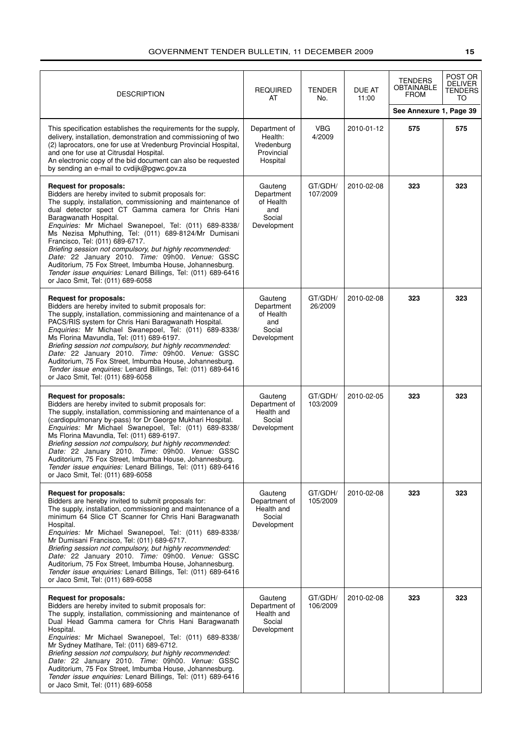| DESCRIPTION | REQUIRED AT | TENDER No. | DUE AT 11:00 | TENDERS OBTAINABLE FROM | POST OR DELIVER TENDERS TO |
|---|---|---|---|---|---|
| | | | | See Annexure 1, Page 39 | |
| This specification establishes the requirements for the supply, delivery, installation, demonstration and commissioning of two (2) laprocators, one for use at Vredenburg Provincial Hospital, and one for use at Citrusdal Hospital.<br>An electronic copy of the bid document can also be requested by sending an e-mail to cvdijk@pgwc.gov.za | Department of Health: Vredenburg Provincial Hospital | VBG 4/2009 | 2010-01-12 | **575** | **575** |
| **Request for proposals:**<br>Bidders are hereby invited to submit proposals for:<br>The supply, installation, commissioning and maintenance of dual detector spect CT Gamma camera for Chris Hani Baragwanath Hospital.<br>*Enquiries:* Mr Michael Swanepoel, Tel: (011) 689-8338/ Ms Nezisa Mphuthing, Tel: (011) 689-8124/Mr Dumisani Francisco, Tel: (011) 689-6717.<br>*Briefing session not compulsory, but highly recommended: Date:* 22 January 2010. *Time:* 09h00. *Venue:* GSSC Auditorium, 75 Fox Street, Imbumba House, Johannesburg.<br>*Tender issue enquiries:* Lenard Billings, Tel: (011) 689-6416 or Jaco Smit, Tel: (011) 689-6058 | Gauteng Department of Health and Social Development | GT/GDH/ 107/2009 | 2010-02-08 | **323** | **323** |
| **Request for proposals:**<br>Bidders are hereby invited to submit proposals for:<br>The supply, installation, commissioning and maintenance of a PACS/RIS system for Chris Hani Baragwanath Hospital.<br>*Enquiries:* Mr Michael Swanepoel, Tel: (011) 689-8338/ Ms Florina Mavundla, Tel: (011) 689-6197.<br>*Briefing session not compulsory, but highly recommended: Date:* 22 January 2010. *Time:* 09h00. *Venue:* GSSC Auditorium, 75 Fox Street, Imbumba House, Johannesburg.<br>*Tender issue enquiries:* Lenard Billings, Tel: (011) 689-6416 or Jaco Smit, Tel: (011) 689-6058 | Gauteng Department of Health and Social Development | GT/GDH/ 26/2009 | 2010-02-08 | **323** | **323** |
| **Request for proposals:**<br>Bidders are hereby invited to submit proposals for:<br>The supply, installation, commissioning and maintenance of a (cardiopulmonary by-pass) for Dr George Mukhari Hospital.<br>*Enquiries:* Mr Michael Swanepoel, Tel: (011) 689-8338/ Ms Florina Mavundla, Tel: (011) 689-6197.<br>*Briefing session not compulsory, but highly recommended: Date:* 22 January 2010. *Time:* 09h00. *Venue:* GSSC Auditorium, 75 Fox Street, Imbumba House, Johannesburg.<br>*Tender issue enquiries:* Lenard Billings, Tel: (011) 689-6416 or Jaco Smit, Tel: (011) 689-6058 | Gauteng Department of Health and Social Development | GT/GDH/ 103/2009 | 2010-02-05 | **323** | **323** |
| **Request for proposals:**<br>Bidders are hereby invited to submit proposals for:<br>The supply, installation, commissioning and maintenance of a minimum 64 Slice CT Scanner for Chris Hani Baragwanath Hospital.<br>*Enquiries:* Mr Michael Swanepoel, Tel: (011) 689-8338/ Mr Dumisani Francisco, Tel: (011) 689-6717.<br>*Briefing session not compulsory, but highly recommended: Date:* 22 January 2010. *Time:* 09h00. *Venue:* GSSC Auditorium, 75 Fox Street, Imbumba House, Johannesburg.<br>*Tender issue enquiries:* Lenard Billings, Tel: (011) 689-6416 or Jaco Smit, Tel: (011) 689-6058 | Gauteng Department of Health and Social Development | GT/GDH/ 105/2009 | 2010-02-08 | **323** | **323** |
| **Request for proposals:**<br>Bidders are hereby invited to submit proposals for:<br>The supply, installation, commissioning and maintenance of Dual Head Gamma camera for Chris Hani Baragwanath Hospital.<br>*Enquiries:* Mr Michael Swanepoel, Tel: (011) 689-8338/ Mr Sydney Matlhare, Tel: (011) 689-6712.<br>*Briefing session not compulsory, but highly recommended: Date:* 22 January 2010. *Time:* 09h00. *Venue:* GSSC Auditorium, 75 Fox Street, Imbumba House, Johannesburg.<br>*Tender issue enquiries:* Lenard Billings, Tel: (011) 689-6416 or Jaco Smit, Tel: (011) 689-6058 | Gauteng Department of Health and Social Development | GT/GDH/ 106/2009 | 2010-02-08 | **323** | **323** |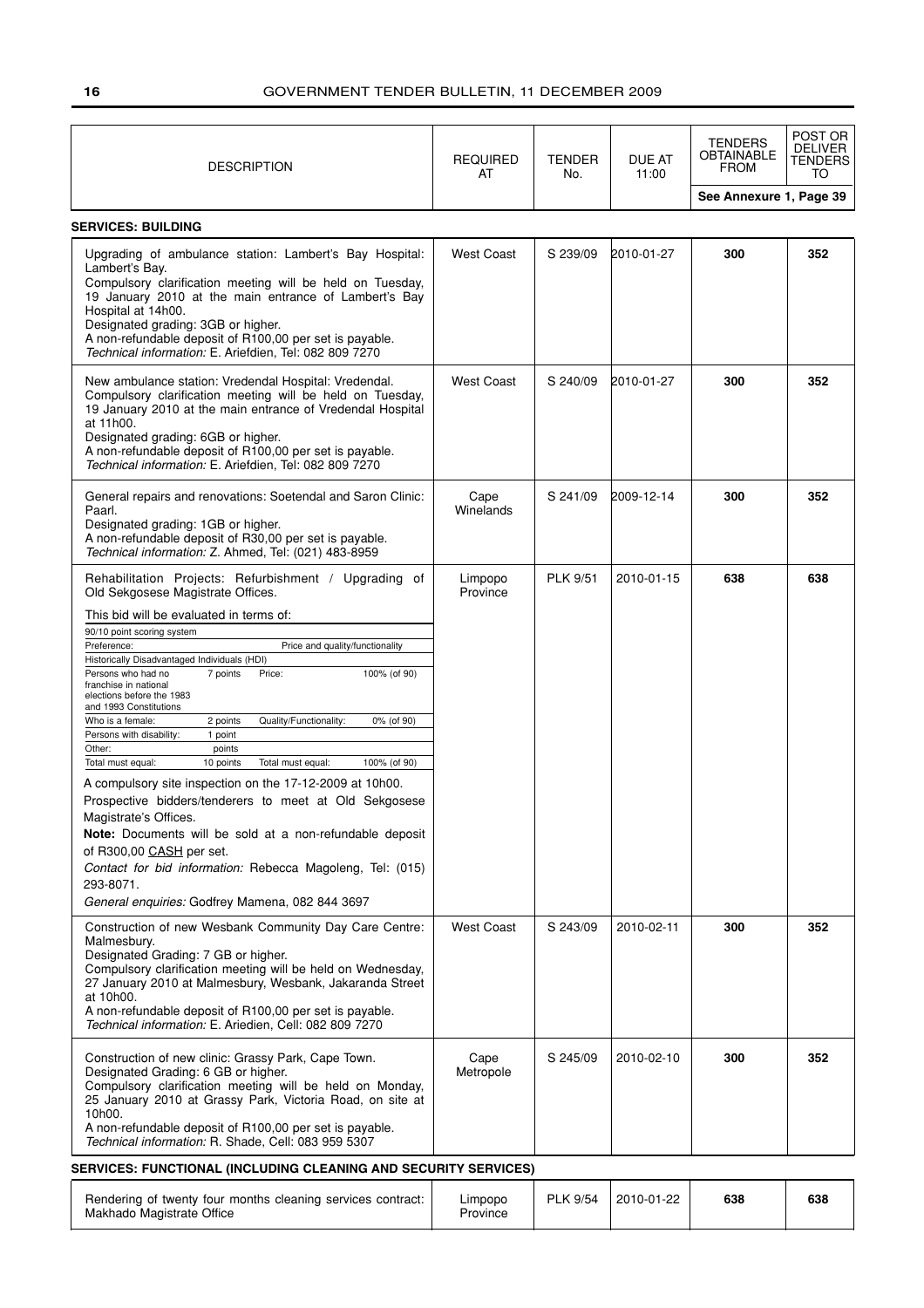| DESCRIPTION | REQUIRED AT | TENDER No. | DUE AT 11:00 | TENDERS OBTAINABLE FROM | POST OR DELIVER TENDERS TO |
|---|---|---|---|---|---|
| | | | | See Annexure 1, Page 39 | |

**SERVICES: BUILDING**

| DESCRIPTION | REQUIRED AT | TENDER No. | DUE AT 11:00 | TENDERS OBTAINABLE FROM | POST OR DELIVER TENDERS TO |
|---|---|---|---|---|---|
| Upgrading of ambulance station: Lambert's Bay Hospital: Lambert's Bay.<br>Compulsory clarification meeting will be held on Tuesday, 19 January 2010 at the main entrance of Lambert's Bay Hospital at 14h00.<br>Designated grading: 3GB or higher.<br>A non-refundable deposit of R100,00 per set is payable.<br>*Technical information:* E. Ariefdien, Tel: 082 809 7270 | West Coast | S 239/09 | 2010-01-27 | **300** | **352** |
| New ambulance station: Vredendal Hospital: Vredendal.<br>Compulsory clarification meeting will be held on Tuesday, 19 January 2010 at the main entrance of Vredendal Hospital at 11h00.<br>Designated grading: 6GB or higher.<br>A non-refundable deposit of R100,00 per set is payable.<br>*Technical information:* E. Ariefdien, Tel: 082 809 7270 | West Coast | S 240/09 | 2010-01-27 | **300** | **352** |
| General repairs and renovations: Soetendal and Saron Clinic: Paarl.<br>Designated grading: 1GB or higher.<br>A non-refundable deposit of R30,00 per set is payable.<br>*Technical information:* Z. Ahmed, Tel: (021) 483-8959 | Cape Winelands | S 241/09 | 2009-12-14 | **300** | **352** |
| Rehabilitation Projects: Refurbishment / Upgrading of Old Sekgosese Magistrate Offices.<br>This bid will be evaluated in terms of:<br>90/10 point scoring system<br>Preference: / Price and quality/functionality<br>Historically Disadvantaged Individuals (HDI)<br>Persons who had no franchise in national elections before the 1983 and 1993 Constitutions: 7 points / Price: 100% (of 90)<br>Who is a female: 2 points / Quality/Functionality: 0% (of 90)<br>Persons with disability: 1 point<br>Other: points<br>Total must equal: 10 points / Total must equal: 100% (of 90)<br>A compulsory site inspection on the 17-12-2009 at 10h00.<br>Prospective bidders/tenderers to meet at Old Sekgosese Magistrate's Offices.<br>**Note:** Documents will be sold at a non-refundable deposit of R300,00 CASH per set.<br>*Contact for bid information:* Rebecca Magoleng, Tel: (015) 293-8071.<br>*General enquiries:* Godfrey Mamena, 082 844 3697 | Limpopo Province | PLK 9/51 | 2010-01-15 | **638** | **638** |
| Construction of new Wesbank Community Day Care Centre: Malmesbury.<br>Designated Grading: 7 GB or higher.<br>Compulsory clarification meeting will be held on Wednesday, 27 January 2010 at Malmesbury, Wesbank, Jakaranda Street at 10h00.<br>A non-refundable deposit of R100,00 per set is payable.<br>*Technical information:* E. Ariedien, Cell: 082 809 7270 | West Coast | S 243/09 | 2010-02-11 | **300** | **352** |
| Construction of new clinic: Grassy Park, Cape Town.<br>Designated Grading: 6 GB or higher.<br>Compulsory clarification meeting will be held on Monday, 25 January 2010 at Grassy Park, Victoria Road, on site at 10h00.<br>A non-refundable deposit of R100,00 per set is payable.<br>*Technical information:* R. Shade, Cell: 083 959 5307 | Cape Metropole | S 245/09 | 2010-02-10 | **300** | **352** |

**SERVICES: FUNCTIONAL (INCLUDING CLEANING AND SECURITY SERVICES)**

| DESCRIPTION | REQUIRED AT | TENDER No. | DUE AT 11:00 | TENDERS OBTAINABLE FROM | POST OR DELIVER TENDERS TO |
|---|---|---|---|---|---|
| Rendering of twenty four months cleaning services contract: Makhado Magistrate Office | Limpopo Province | PLK 9/54 | 2010-01-22 | **638** | **638** |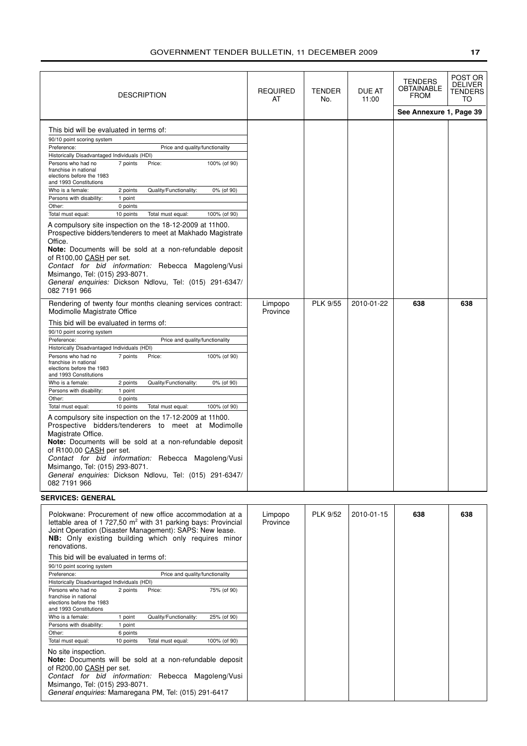| DESCRIPTION | REQUIRED AT | TENDER No. | DUE AT 11:00 | TENDERS OBTAINABLE FROM | POST OR DELIVER TENDERS TO |
|---|---|---|---|---|---|
| | | | | See Annexure 1, Page 39 | |
| This bid will be evaluated in terms of:<br>90/10 point scoring system<br>Preference: Price and quality/functionality<br>Historically Disadvantaged Individuals (HDI)<br>Persons who had no franchise in national elections before the 1983 and 1993 Constitutions: 7 points; Price: 100% (of 90)<br>Who is a female: 2 points; Quality/Functionality: 0% (of 90)<br>Persons with disability: 1 point<br>Other: 0 points<br>Total must equal: 10 points; Total must equal: 100% (of 90)<br>A compulsory site inspection on the 18-12-2009 at 11h00. Prospective bidders/tenderers to meet at Makhado Magistrate Office.<br>**Note:** Documents will be sold at a non-refundable deposit of R100,00 CASH per set.<br>*Contact for bid information:* Rebecca Magoleng/Vusi Msimango, Tel: (015) 293-8071.<br>*General enquiries:* Dickson Ndlovu, Tel: (015) 291-6347/ 082 7191 966 | | | | | |
| Rendering of twenty four months cleaning services contract: Modimolle Magistrate Office<br>This bid will be evaluated in terms of:<br>90/10 point scoring system<br>Preference: Price and quality/functionality<br>Historically Disadvantaged Individuals (HDI)<br>Persons who had no franchise in national elections before the 1983 and 1993 Constitutions: 7 points; Price: 100% (of 90)<br>Who is a female: 2 points; Quality/Functionality: 0% (of 90)<br>Persons with disability: 1 point<br>Other: 0 points<br>Total must equal: 10 points; Total must equal: 100% (of 90)<br>A compulsory site inspection on the 17-12-2009 at 11h00. Prospective bidders/tenderers to meet at Modimolle Magistrate Office.<br>**Note:** Documents will be sold at a non-refundable deposit of R100,00 CASH per set.<br>*Contact for bid information:* Rebecca Magoleng/Vusi Msimango, Tel: (015) 293-8071.<br>*General enquiries:* Dickson Ndlovu, Tel: (015) 291-6347/ 082 7191 966 | Limpopo Province | PLK 9/55 | 2010-01-22 | **638** | **638** |

**SERVICES: GENERAL**

| DESCRIPTION | REQUIRED AT | TENDER No. | DUE AT 11:00 | TENDERS OBTAINABLE FROM | POST OR DELIVER TENDERS TO |
|---|---|---|---|---|---|
| Polokwane: Procurement of new office accommodation at a lettable area of 1 727,50 m² with 31 parking bays: Provincial Joint Operation (Disaster Management): SAPS: New lease.<br>**NB:** Only existing building which only requires minor renovations.<br>This bid will be evaluated in terms of:<br>90/10 point scoring system<br>Preference: Price and quality/functionality<br>Historically Disadvantaged Individuals (HDI)<br>Persons who had no franchise in national elections before the 1983 and 1993 Constitutions: 2 points; Price: 75% (of 90)<br>Who is a female: 1 point; Quality/Functionality: 25% (of 90)<br>Persons with disability: 1 point<br>Other: 6 points<br>Total must equal: 10 points; Total must equal: 100% (of 90)<br>No site inspection.<br>**Note:** Documents will be sold at a non-refundable deposit of R200,00 CASH per set.<br>*Contact for bid information:* Rebecca Magoleng/Vusi Msimango, Tel: (015) 293-8071.<br>*General enquiries:* Mamaregana PM, Tel: (015) 291-6417 | Limpopo Province | PLK 9/52 | 2010-01-15 | **638** | **638** |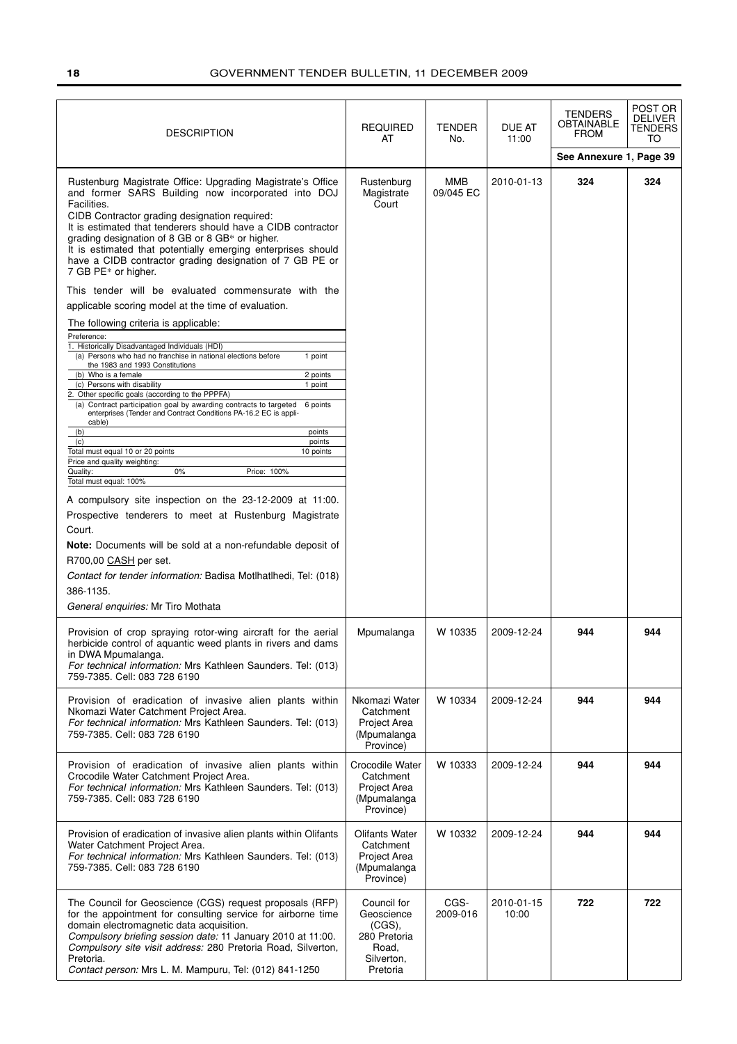| DESCRIPTION | REQUIRED AT | TENDER No. | DUE AT 11:00 | TENDERS OBTAINABLE FROM | POST OR DELIVER TENDERS TO |
|---|---|---|---|---|---|
| | | | | See Annexure 1, Page 39 | |
| Rustenburg Magistrate Office: Upgrading Magistrate's Office and former SARS Building now incorporated into DOJ Facilities.<br>CIDB Contractor grading designation required:<br>It is estimated that tenderers should have a CIDB contractor grading designation of 8 GB or 8 GB* or higher.<br>It is estimated that potentially emerging enterprises should have a CIDB contractor grading designation of 7 GB PE or 7 GB PE* or higher.<br>This tender will be evaluated commensurate with the applicable scoring model at the time of evaluation.<br>The following criteria is applicable:<br>Preference:<br>1. Historically Disadvantaged Individuals (HDI)<br>(a) Persons who had no franchise in national elections before the 1983 and 1993 Constitutions — 1 point<br>(b) Who is a female — 2 points<br>(c) Persons with disability — 1 point<br>2. Other specific goals (according to the PPPFA)<br>(a) Contract participation goal by awarding contracts to targeted enterprises (Tender and Contract Conditions PA-16.2 EC is applicable) — 6 points<br>(b) — points<br>(c) — points<br>Total must equal 10 or 20 points — 10 points<br>Price and quality weighting:<br>Quality: 0% Price: 100%<br>Total must equal: 100%<br>A compulsory site inspection on the 23-12-2009 at 11:00.<br>Prospective tenderers to meet at Rustenburg Magistrate Court.<br>**Note:** Documents will be sold at a non-refundable deposit of R700,00 CASH per set.<br>*Contact for tender information:* Badisa Motlhatlhedi, Tel: (018) 386-1135.<br>*General enquiries:* Mr Tiro Mothata | Rustenburg Magistrate Court | MMB 09/045 EC | 2010-01-13 | **324** | **324** |
| Provision of crop spraying rotor-wing aircraft for the aerial herbicide control of aquantic weed plants in rivers and dams in DWA Mpumalanga.<br>*For technical information:* Mrs Kathleen Saunders. Tel: (013) 759-7385. Cell: 083 728 6190 | Mpumalanga | W 10335 | 2009-12-24 | **944** | **944** |
| Provision of eradication of invasive alien plants within Nkomazi Water Catchment Project Area.<br>*For technical information:* Mrs Kathleen Saunders. Tel: (013) 759-7385. Cell: 083 728 6190 | Nkomazi Water Catchment Project Area (Mpumalanga Province) | W 10334 | 2009-12-24 | **944** | **944** |
| Provision of eradication of invasive alien plants within Crocodile Water Catchment Project Area.<br>*For technical information:* Mrs Kathleen Saunders. Tel: (013) 759-7385. Cell: 083 728 6190 | Crocodile Water Catchment Project Area (Mpumalanga Province) | W 10333 | 2009-12-24 | **944** | **944** |
| Provision of eradication of invasive alien plants within Olifants Water Catchment Project Area.<br>*For technical information:* Mrs Kathleen Saunders. Tel: (013) 759-7385. Cell: 083 728 6190 | Olifants Water Catchment Project Area (Mpumalanga Province) | W 10332 | 2009-12-24 | **944** | **944** |
| The Council for Geoscience (CGS) request proposals (RFP) for the appointment for consulting service for airborne time domain electromagnetic data acquisition.<br>*Compulsory briefing session date:* 11 January 2010 at 11:00.<br>*Compulsory site visit address:* 280 Pretoria Road, Silverton, Pretoria.<br>*Contact person:* Mrs L. M. Mampuru, Tel: (012) 841-1250 | Council for Geoscience (CGS), 280 Pretoria Road, Silverton, Pretoria | CGS-2009-016 | 2010-01-15 10:00 | **722** | **722** |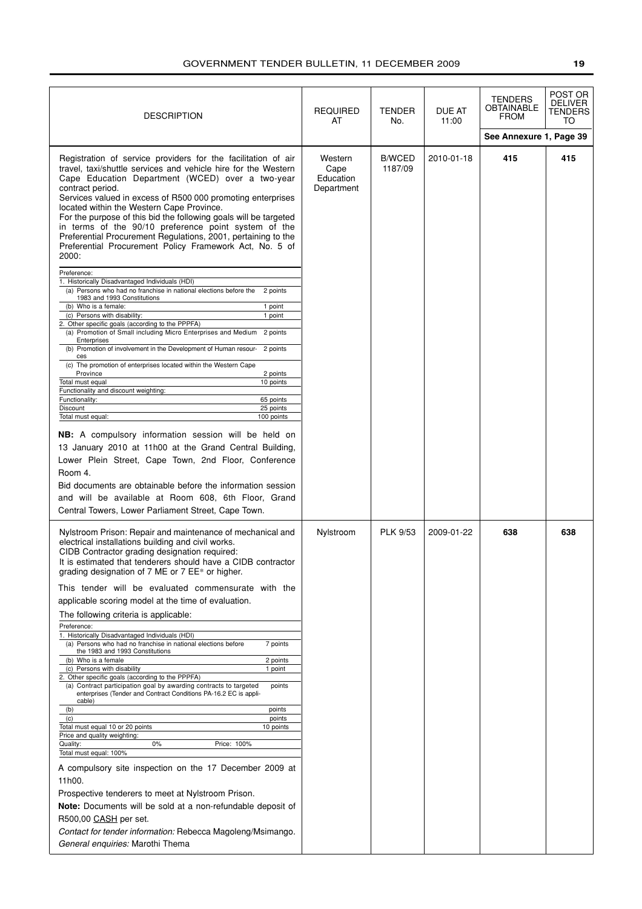| DESCRIPTION | REQUIRED AT | TENDER No. | DUE AT 11:00 | TENDERS OBTAINABLE FROM | POST OR DELIVER TENDERS TO |
|---|---|---|---|---|---|
| | | | | See Annexure 1, Page 39 | |
| Registration of service providers for the facilitation of air travel, taxi/shuttle services and vehicle hire for the Western Cape Education Department (WCED) over a two-year contract period.<br>Services valued in excess of R500 000 promoting enterprises located within the Western Cape Province.<br>For the purpose of this bid the following goals will be targeted in terms of the 90/10 preference point system of the Preferential Procurement Regulations, 2001, pertaining to the Preferential Procurement Policy Framework Act, No. 5 of 2000:<br>Preference:<br>1. Historically Disadvantaged Individuals (HDI)<br>(a) Persons who had no franchise in national elections before the 1983 and 1993 Constitutions — 2 points<br>(b) Who is a female: — 1 point<br>(c) Persons with disability: — 1 point<br>2. Other specific goals (according to the PPPFA)<br>(a) Promotion of Small including Micro Enterprises and Medium Enterprises — 2 points<br>(b) Promotion of involvement in the Development of Human resources — 2 points<br>(c) The promotion of enterprises located within the Western Cape Province — 2 points<br>Total must equal — 10 points<br>Functionality and discount weighting:<br>Functionality: — 65 points<br>Discount — 25 points<br>Total must equal: — 100 points<br>**NB:** A compulsory information session will be held on 13 January 2010 at 11h00 at the Grand Central Building, Lower Plein Street, Cape Town, 2nd Floor, Conference Room 4.<br>Bid documents are obtainable before the information session and will be available at Room 608, 6th Floor, Grand Central Towers, Lower Parliament Street, Cape Town. | Western Cape Education Department | B/WCED 1187/09 | 2010-01-18 | **415** | **415** |
| Nylstroom Prison: Repair and maintenance of mechanical and electrical installations building and civil works.<br>CIDB Contractor grading designation required:<br>It is estimated that tenderers should have a CIDB contractor grading designation of 7 ME or 7 EE* or higher.<br>This tender will be evaluated commensurate with the applicable scoring model at the time of evaluation.<br>The following criteria is applicable:<br>Preference:<br>1. Historically Disadvantaged Individuals (HDI)<br>(a) Persons who had no franchise in national elections before the 1983 and 1993 Constitutions — 7 points<br>(b) Who is a female — 2 points<br>(c) Persons with disability — 1 point<br>2. Other specific goals (according to the PPPFA)<br>(a) Contract participation goal by awarding contracts to targeted enterprises (Tender and Contract Conditions PA-16.2 EC is applicable) — points<br>(b) — points<br>(c) — points<br>Total must equal 10 or 20 points — 10 points<br>Price and quality weighting:<br>Quality: 0% Price: 100%<br>Total must equal: 100%<br>A compulsory site inspection on the 17 December 2009 at 11h00.<br>Prospective tenderers to meet at Nylstroom Prison.<br>**Note:** Documents will be sold at a non-refundable deposit of R500,00 CASH per set.<br>*Contact for tender information:* Rebecca Magoleng/Msimango.<br>*General enquiries:* Marothi Thema | Nylstroom | PLK 9/53 | 2009-01-22 | **638** | **638** |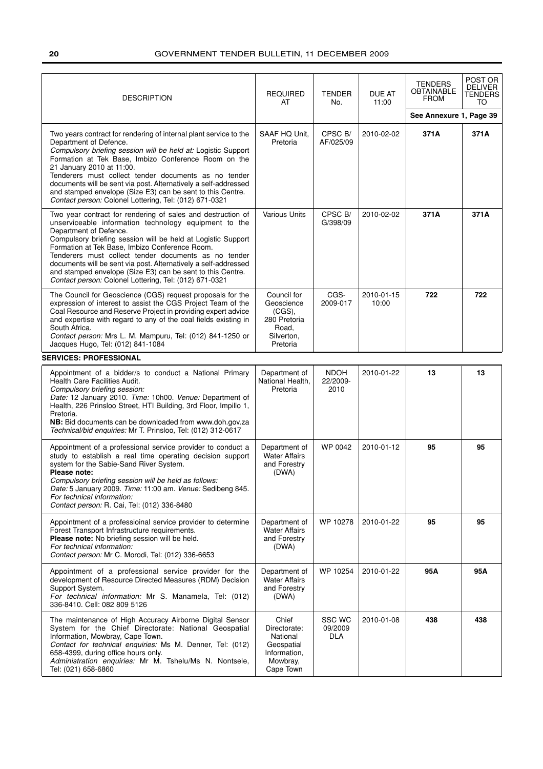| DESCRIPTION | REQUIRED AT | TENDER No. | DUE AT 11:00 | TENDERS OBTAINABLE FROM | POST OR DELIVER TENDERS TO |
|---|---|---|---|---|---|
| | | | | See Annexure 1, Page 39 | |
| Two years contract for rendering of internal plant service to the Department of Defence. *Compulsory briefing session will be held at:* Logistic Support Formation at Tek Base, Imbizo Conference Room on the 21 January 2010 at 11:00. Tenderers must collect tender documents as no tender documents will be sent via post. Alternatively a self-addressed and stamped envelope (Size E3) can be sent to this Centre. *Contact person:* Colonel Lottering, Tel: (012) 671-0321 | SAAF HQ Unit, Pretoria | CPSC B/ AF/025/09 | 2010-02-02 | **371A** | **371A** |
| Two year contract for rendering of sales and destruction of unserviceable information technology equipment to the Department of Defence. Compulsory briefing session will be held at Logistic Support Formation at Tek Base, Imbizo Conference Room. Tenderers must collect tender documents as no tender documents will be sent via post. Alternatively a self-addressed and stamped envelope (Size E3) can be sent to this Centre. *Contact person:* Colonel Lottering, Tel: (012) 671-0321 | Various Units | CPSC B/ G/398/09 | 2010-02-02 | **371A** | **371A** |
| The Council for Geoscience (CGS) request proposals for the expression of interest to assist the CGS Project Team of the Coal Resource and Reserve Project in providing expert advice and expertise with regard to any of the coal fields existing in South Africa. *Contact person:* Mrs L. M. Mampuru, Tel: (012) 841-1250 or Jacques Hugo, Tel: (012) 841-1084 | Council for Geoscience (CGS), 280 Pretoria Road, Silverton, Pretoria | CGS-2009-017 | 2010-01-15 10:00 | **722** | **722** |

**SERVICES: PROFESSIONAL**

| DESCRIPTION | REQUIRED AT | TENDER No. | DUE AT 11:00 | TENDERS OBTAINABLE FROM | POST OR DELIVER TENDERS TO |
|---|---|---|---|---|---|
| Appointment of a bidder/s to conduct a National Primary Health Care Facilities Audit. *Compulsory briefing session: Date:* 12 January 2010. *Time:* 10h00. *Venue:* Department of Health, 226 Prinsloo Street, HTI Building, 3rd Floor, Impillo 1, Pretoria. **NB:** Bid documents can be downloaded from www.doh.gov.za *Technical/bid enquiries:* Mr T. Prinsloo, Tel: (012) 312-0617 | Department of National Health, Pretoria | NDOH 22/2009-2010 | 2010-01-22 | **13** | **13** |
| Appointment of a professional service provider to conduct a study to establish a real time operating decision support system for the Sabie-Sand River System. **Please note:** *Compulsory briefing session will be held as follows: Date:* 5 January 2009. *Time:* 11:00 am. *Venue:* Sedibeng 845. *For technical information: Contact person:* R. Cai, Tel: (012) 336-8480 | Department of Water Affairs and Forestry (DWA) | WP 0042 | 2010-01-12 | **95** | **95** |
| Appointment of a professioinal service provider to determine Forest Transport Infrastructure requirements. **Please note:** No briefing session will be held. *For technical information: Contact person:* Mr C. Morodi, Tel: (012) 336-6653 | Department of Water Affairs and Forestry (DWA) | WP 10278 | 2010-01-22 | **95** | **95** |
| Appointment of a professional service provider for the development of Resource Directed Measures (RDM) Decision Support System. *For technical information:* Mr S. Manamela, Tel: (012) 336-8410. Cell: 082 809 5126 | Department of Water Affairs and Forestry (DWA) | WP 10254 | 2010-01-22 | **95A** | **95A** |
| The maintenance of High Accuracy Airborne Digital Sensor System for the Chief Directorate: National Geospatial Information, Mowbray, Cape Town. *Contact for technical enquiries:* Ms M. Denner, Tel: (012) 658-4399, during office hours only. *Administration enquiries:* Mr M. Tshelu/Ms N. Nontsele, Tel: (021) 658-6860 | Chief Directorate: National Geospatial Information, Mowbray, Cape Town | SSC WC 09/2009 DLA | 2010-01-08 | **438** | **438** |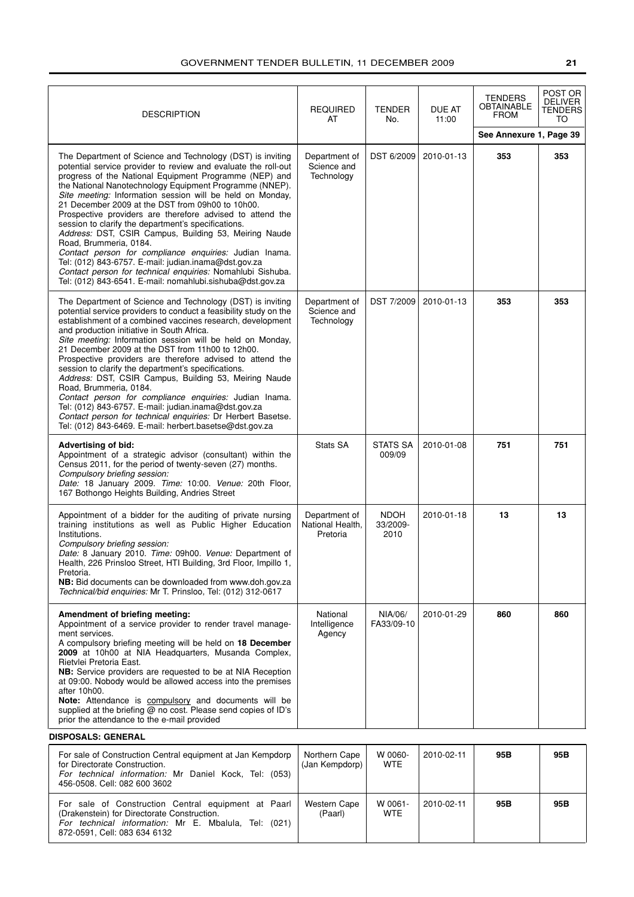| DESCRIPTION | REQUIRED AT | TENDER No. | DUE AT 11:00 | TENDERS OBTAINABLE FROM | POST OR DELIVER TENDERS TO |
|---|---|---|---|---|---|
| | | | | See Annexure 1, Page 39 | |
| The Department of Science and Technology (DST) is inviting potential service provider to review and evaluate the roll-out progress of the National Equipment Programme (NEP) and the National Nanotechnology Equipment Programme (NNEP). *Site meeting:* Information session will be held on Monday, 21 December 2009 at the DST from 09h00 to 10h00. Prospective providers are therefore advised to attend the session to clarify the department's specifications. *Address:* DST, CSIR Campus, Building 53, Meiring Naude Road, Brummeria, 0184. *Contact person for compliance enquiries:* Judian Inama. Tel: (012) 843-6757. E-mail: judian.inama@dst.gov.za *Contact person for technical enquiries:* Nomahlubi Sishuba. Tel: (012) 843-6541. E-mail: nomahlubi.sishuba@dst.gov.za | Department of Science and Technology | DST 6/2009 | 2010-01-13 | **353** | **353** |
| The Department of Science and Technology (DST) is inviting potential service providers to conduct a feasibility study on the establishment of a combined vaccines research, development and production initiative in South Africa. *Site meeting:* Information session will be held on Monday, 21 December 2009 at the DST from 11h00 to 12h00. Prospective providers are therefore advised to attend the session to clarify the department's specifications. *Address:* DST, CSIR Campus, Building 53, Meiring Naude Road, Brummeria, 0184. *Contact person for compliance enquiries:* Judian Inama. Tel: (012) 843-6757. E-mail: judian.inama@dst.gov.za *Contact person for technical enquiries:* Dr Herbert Basetse. Tel: (012) 843-6469. E-mail: herbert.basetse@dst.gov.za | Department of Science and Technology | DST 7/2009 | 2010-01-13 | **353** | **353** |
| **Advertising of bid:** Appointment of a strategic advisor (consultant) within the Census 2011, for the period of twenty-seven (27) months. *Compulsory briefing session:* *Date:* 18 January 2009. *Time:* 10:00. *Venue:* 20th Floor, 167 Bothongo Heights Building, Andries Street | Stats SA | STATS SA 009/09 | 2010-01-08 | **751** | **751** |
| Appointment of a bidder for the auditing of private nursing training institutions as well as Public Higher Education Institutions. *Compulsory briefing session:* *Date:* 8 January 2010. *Time:* 09h00. *Venue:* Department of Health, 226 Prinsloo Street, HTI Building, 3rd Floor, Impillo 1, Pretoria. **NB:** Bid documents can be downloaded from www.doh.gov.za *Technical/bid enquiries:* Mr T. Prinsloo, Tel: (012) 312-0617 | Department of National Health, Pretoria | NDOH 33/2009-2010 | 2010-01-18 | **13** | **13** |
| **Amendment of briefing meeting:** Appointment of a service provider to render travel management services. A compulsory briefing meeting will be held on **18 December 2009** at 10h00 at NIA Headquarters, Musanda Complex, Rietvlei Pretoria East. **NB:** Service providers are requested to be at NIA Reception at 09:00. Nobody would be allowed access into the premises after 10h00. **Note:** Attendance is compulsory and documents will be supplied at the briefing @ no cost. Please send copies of ID's prior the attendance to the e-mail provided | National Intelligence Agency | NIA/06/ FA33/09-10 | 2010-01-29 | **860** | **860** |

**DISPOSALS: GENERAL**

| | | | | | |
|---|---|---|---|---|---|
| For sale of Construction Central equipment at Jan Kempdorp for Directorate Construction. *For technical information:* Mr Daniel Kock, Tel: (053) 456-0508. Cell: 082 600 3602 | Northern Cape (Jan Kempdorp) | W 0060-WTE | 2010-02-11 | **95B** | **95B** |
| For sale of Construction Central equipment at Paarl (Drakenstein) for Directorate Construction. *For technical information:* Mr E. Mbalula, Tel: (021) 872-0591, Cell: 083 634 6132 | Western Cape (Paarl) | W 0061-WTE | 2010-02-11 | **95B** | **95B** |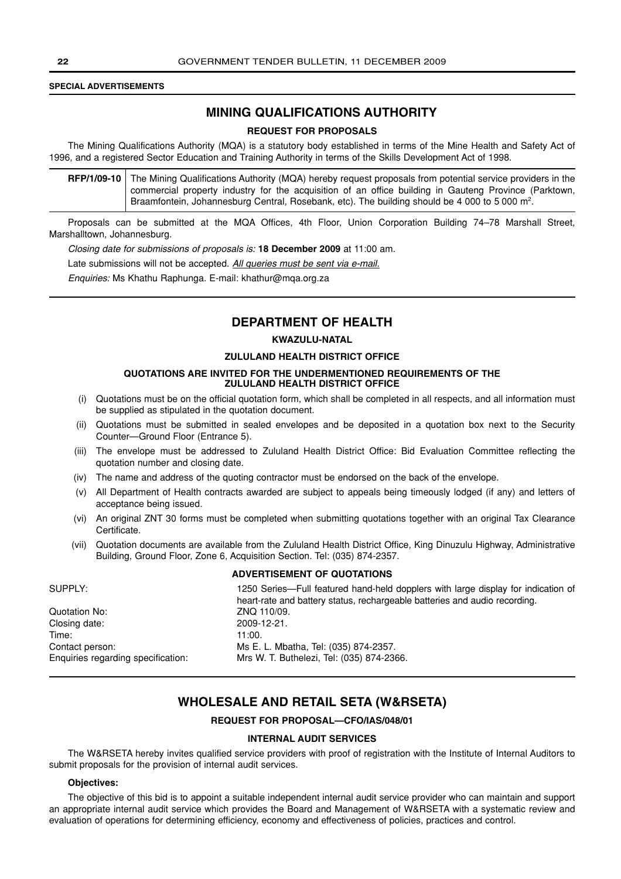**SPECIAL ADVERTISEMENTS**

## MINING QUALIFICATIONS AUTHORITY

### REQUEST FOR PROPOSALS

The Mining Qualifications Authority (MQA) is a statutory body established in terms of the Mine Health and Safety Act of 1996, and a registered Sector Education and Training Authority in terms of the Skills Development Act of 1998.

| | |
|---|---|
| **RFP/1/09-10** | The Mining Qualifications Authority (MQA) hereby request proposals from potential service providers in the commercial property industry for the acquisition of an office building in Gauteng Province (Parktown, Braamfontein, Johannesburg Central, Rosebank, etc). The building should be 4 000 to 5 000 m$^2$. |

Proposals can be submitted at the MQA Offices, 4th Floor, Union Corporation Building 74–78 Marshall Street, Marshalltown, Johannesburg.

*Closing date for submissions of proposals is:* **18 December 2009** at 11:00 am.

Late submissions will not be accepted. *All queries must be sent via e-mail.*

*Enquiries:* Ms Khathu Raphunga. E-mail: khathur@mqa.org.za

## DEPARTMENT OF HEALTH

### KWAZULU-NATAL

### ZULULAND HEALTH DISTRICT OFFICE

#### QUOTATIONS ARE INVITED FOR THE UNDERMENTIONED REQUIREMENTS OF THE ZULULAND HEALTH DISTRICT OFFICE

(i) Quotations must be on the official quotation form, which shall be completed in all respects, and all information must be supplied as stipulated in the quotation document.

(ii) Quotations must be submitted in sealed envelopes and be deposited in a quotation box next to the Security Counter—Ground Floor (Entrance 5).

(iii) The envelope must be addressed to Zululand Health District Office: Bid Evaluation Committee reflecting the quotation number and closing date.

(iv) The name and address of the quoting contractor must be endorsed on the back of the envelope.

(v) All Department of Health contracts awarded are subject to appeals being timeously lodged (if any) and letters of acceptance being issued.

(vi) An original ZNT 30 forms must be completed when submitting quotations together with an original Tax Clearance Certificate.

(vii) Quotation documents are available from the Zululand Health District Office, King Dinuzulu Highway, Administrative Building, Ground Floor, Zone 6, Acquisition Section. Tel: (035) 874-2357.

#### ADVERTISEMENT OF QUOTATIONS

| | |
|---|---|
| SUPPLY: | 1250 Series—Full featured hand-held dopplers with large display for indication of heart-rate and battery status, rechargeable batteries and audio recording. |
| Quotation No: | ZNQ 110/09. |
| Closing date: | 2009-12-21. |
| Time: | 11:00. |
| Contact person: | Ms E. L. Mbatha, Tel: (035) 874-2357. |
| Enquiries regarding specification: | Mrs W. T. Buthelezi, Tel: (035) 874-2366. |

## WHOLESALE AND RETAIL SETA (W&RSETA)

### REQUEST FOR PROPOSAL—CFO/IAS/048/01

### INTERNAL AUDIT SERVICES

The W&RSETA hereby invites qualified service providers with proof of registration with the Institute of Internal Auditors to submit proposals for the provision of internal audit services.

**Objectives:**

The objective of this bid is to appoint a suitable independent internal audit service provider who can maintain and support an appropriate internal audit service which provides the Board and Management of W&RSETA with a systematic review and evaluation of operations for determining efficiency, economy and effectiveness of policies, practices and control.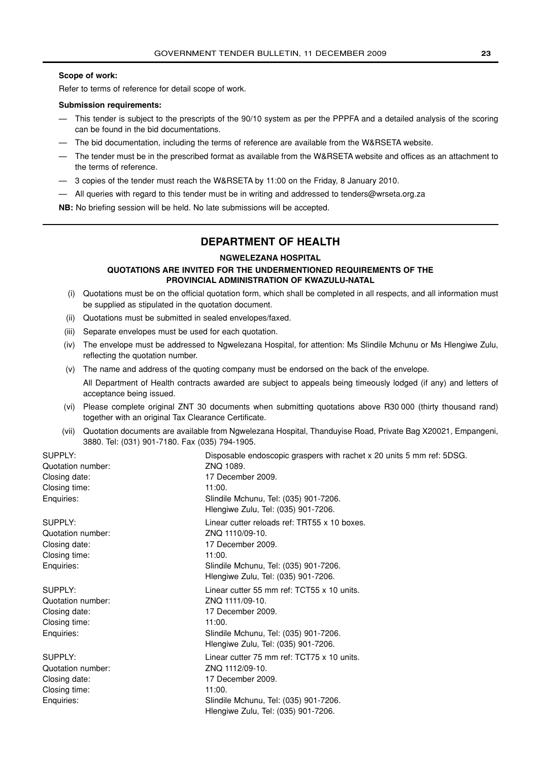**Scope of work:**

Refer to terms of reference for detail scope of work.

**Submission requirements:**

- This tender is subject to the prescripts of the 90/10 system as per the PPPFA and a detailed analysis of the scoring can be found in the bid documentations.
- The bid documentation, including the terms of reference are available from the W&RSETA website.
- The tender must be in the prescribed format as available from the W&RSETA website and offices as an attachment to the terms of reference.
- 3 copies of the tender must reach the W&RSETA by 11:00 on the Friday, 8 January 2010.
- All queries with regard to this tender must be in writing and addressed to tenders@wrseta.org.za

**NB:** No briefing session will be held. No late submissions will be accepted.

## DEPARTMENT OF HEALTH

### NGWELEZANA HOSPITAL

### QUOTATIONS ARE INVITED FOR THE UNDERMENTIONED REQUIREMENTS OF THE PROVINCIAL ADMINISTRATION OF KWAZULU-NATAL

(i) Quotations must be on the official quotation form, which shall be completed in all respects, and all information must be supplied as stipulated in the quotation document.

(ii) Quotations must be submitted in sealed envelopes/faxed.

(iii) Separate envelopes must be used for each quotation.

(iv) The envelope must be addressed to Ngwelezana Hospital, for attention: Ms Slindile Mchunu or Ms Hlengiwe Zulu, reflecting the quotation number.

(v) The name and address of the quoting company must be endorsed on the back of the envelope.

All Department of Health contracts awarded are subject to appeals being timeously lodged (if any) and letters of acceptance being issued.

(vi) Please complete original ZNT 30 documents when submitting quotations above R30 000 (thirty thousand rand) together with an original Tax Clearance Certificate.

(vii) Quotation documents are available from Ngwelezana Hospital, Thanduyise Road, Private Bag X20021, Empangeni, 3880. Tel: (031) 901-7180. Fax (035) 794-1905.

SUPPLY: Disposable endoscopic graspers with rachet x 20 units 5 mm ref: 5DSG.
Quotation number: ZNQ 1089.
Closing date: 17 December 2009.
Closing time: 11:00.
Enquiries: Slindile Mchunu, Tel: (035) 901-7206.
Hlengiwe Zulu, Tel: (035) 901-7206.

SUPPLY: Linear cutter reloads ref: TRT55 x 10 boxes.
Quotation number: ZNQ 1110/09-10.
Closing date: 17 December 2009.
Closing time: 11:00.
Enquiries: Slindile Mchunu, Tel: (035) 901-7206.
Hlengiwe Zulu, Tel: (035) 901-7206.

SUPPLY: Linear cutter 55 mm ref: TCT55 x 10 units.
Quotation number: ZNQ 1111/09-10.
Closing date: 17 December 2009.
Closing time: 11:00.
Enquiries: Slindile Mchunu, Tel: (035) 901-7206.
Hlengiwe Zulu, Tel: (035) 901-7206.

SUPPLY: Linear cutter 75 mm ref: TCT75 x 10 units.
Quotation number: ZNQ 1112/09-10.
Closing date: 17 December 2009.
Closing time: 11:00.
Enquiries: Slindile Mchunu, Tel: (035) 901-7206.
Hlengiwe Zulu, Tel: (035) 901-7206.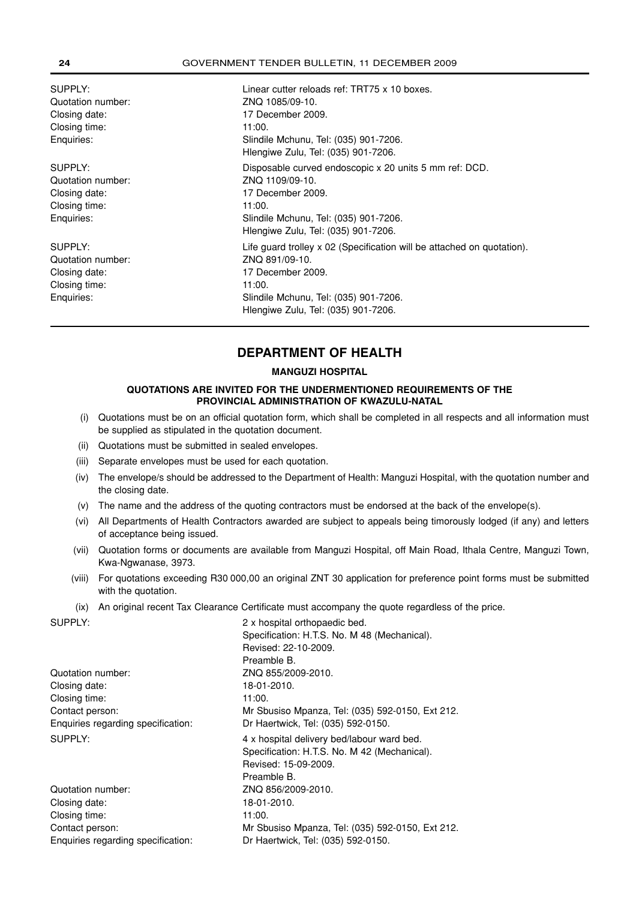| | |
|---|---|
| SUPPLY: | Linear cutter reloads ref: TRT75 x 10 boxes. |
| Quotation number: | ZNQ 1085/09-10. |
| Closing date: | 17 December 2009. |
| Closing time: | 11:00. |
| Enquiries: | Slindile Mchunu, Tel: (035) 901-7206.<br>Hlengiwe Zulu, Tel: (035) 901-7206. |
| SUPPLY: | Disposable curved endoscopic x 20 units 5 mm ref: DCD. |
| Quotation number: | ZNQ 1109/09-10. |
| Closing date: | 17 December 2009. |
| Closing time: | 11:00. |
| Enquiries: | Slindile Mchunu, Tel: (035) 901-7206.<br>Hlengiwe Zulu, Tel: (035) 901-7206. |
| SUPPLY: | Life guard trolley x 02 (Specification will be attached on quotation). |
| Quotation number: | ZNQ 891/09-10. |
| Closing date: | 17 December 2009. |
| Closing time: | 11:00. |
| Enquiries: | Slindile Mchunu, Tel: (035) 901-7206.<br>Hlengiwe Zulu, Tel: (035) 901-7206. |

## DEPARTMENT OF HEALTH

### MANGUZI HOSPITAL

**QUOTATIONS ARE INVITED FOR THE UNDERMENTIONED REQUIREMENTS OF THE PROVINCIAL ADMINISTRATION OF KWAZULU-NATAL**

(i) Quotations must be on an official quotation form, which shall be completed in all respects and all information must be supplied as stipulated in the quotation document.

(ii) Quotations must be submitted in sealed envelopes.

(iii) Separate envelopes must be used for each quotation.

(iv) The envelope/s should be addressed to the Department of Health: Manguzi Hospital, with the quotation number and the closing date.

(v) The name and the address of the quoting contractors must be endorsed at the back of the envelope(s).

(vi) All Departments of Health Contractors awarded are subject to appeals being timorously lodged (if any) and letters of acceptance being issued.

(vii) Quotation forms or documents are available from Manguzi Hospital, off Main Road, Ithala Centre, Manguzi Town, Kwa-Ngwanase, 3973.

(viii) For quotations exceeding R30 000,00 an original ZNT 30 application for preference point forms must be submitted with the quotation.

(ix) An original recent Tax Clearance Certificate must accompany the quote regardless of the price.

| | |
|---|---|
| SUPPLY: | 2 x hospital orthopaedic bed.<br>Specification: H.T.S. No. M 48 (Mechanical).<br>Revised: 22-10-2009.<br>Preamble B. |
| Quotation number: | ZNQ 855/2009-2010. |
| Closing date: | 18-01-2010. |
| Closing time: | 11:00. |
| Contact person: | Mr Sbusiso Mpanza, Tel: (035) 592-0150, Ext 212. |
| Enquiries regarding specification: | Dr Haertwick, Tel: (035) 592-0150. |
| SUPPLY: | 4 x hospital delivery bed/labour ward bed.<br>Specification: H.T.S. No. M 42 (Mechanical).<br>Revised: 15-09-2009.<br>Preamble B. |
| Quotation number: | ZNQ 856/2009-2010. |
| Closing date: | 18-01-2010. |
| Closing time: | 11:00. |
| Contact person: | Mr Sbusiso Mpanza, Tel: (035) 592-0150, Ext 212. |
| Enquiries regarding specification: | Dr Haertwick, Tel: (035) 592-0150. |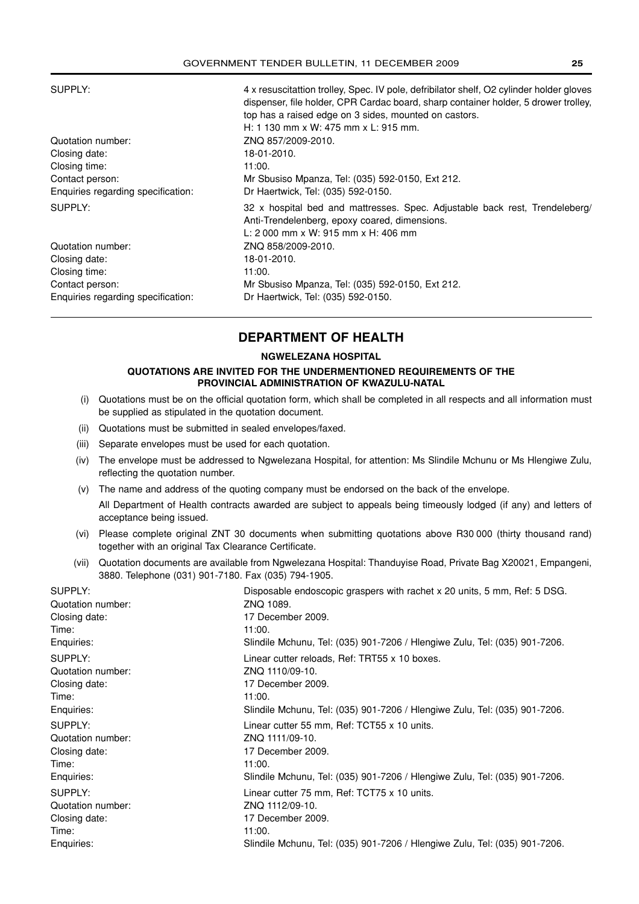SUPPLY: 4 x resuscitattion trolley, Spec. IV pole, defribilator shelf, O2 cylinder holder gloves dispenser, file holder, CPR Cardac board, sharp container holder, 5 drower trolley, top has a raised edge on 3 sides, mounted on castors.
H: 1 130 mm x W: 475 mm x L: 915 mm.

Quotation number: ZNQ 857/2009-2010.

Closing date: 18-01-2010.

Closing time: 11:00.

Contact person: Mr Sbusiso Mpanza, Tel: (035) 592-0150, Ext 212.

Enquiries regarding specification: Dr Haertwick, Tel: (035) 592-0150.

SUPPLY: 32 x hospital bed and mattresses. Spec. Adjustable back rest, Trendeleberg/ Anti-Trendelenberg, epoxy coared, dimensions.
L: 2 000 mm x W: 915 mm x H: 406 mm

Quotation number: ZNQ 858/2009-2010.

Closing date: 18-01-2010.

Closing time: 11:00.

Contact person: Mr Sbusiso Mpanza, Tel: (035) 592-0150, Ext 212.

Enquiries regarding specification: Dr Haertwick, Tel: (035) 592-0150.

## DEPARTMENT OF HEALTH

### NGWELEZANA HOSPITAL

#### QUOTATIONS ARE INVITED FOR THE UNDERMENTIONED REQUIREMENTS OF THE PROVINCIAL ADMINISTRATION OF KWAZULU-NATAL

(i) Quotations must be on the official quotation form, which shall be completed in all respects and all information must be supplied as stipulated in the quotation document.

(ii) Quotations must be submitted in sealed envelopes/faxed.

(iii) Separate envelopes must be used for each quotation.

(iv) The envelope must be addressed to Ngwelezana Hospital, for attention: Ms Slindile Mchunu or Ms Hlengiwe Zulu, reflecting the quotation number.

(v) The name and address of the quoting company must be endorsed on the back of the envelope.

All Department of Health contracts awarded are subject to appeals being timeously lodged (if any) and letters of acceptance being issued.

(vi) Please complete original ZNT 30 documents when submitting quotations above R30 000 (thirty thousand rand) together with an original Tax Clearance Certificate.

(vii) Quotation documents are available from Ngwelezana Hospital: Thanduyise Road, Private Bag X20021, Empangeni, 3880. Telephone (031) 901-7180. Fax (035) 794-1905.

SUPPLY: Disposable endoscopic graspers with rachet x 20 units, 5 mm, Ref: 5 DSG.

Quotation number: ZNQ 1089.

Closing date: 17 December 2009.

Time: 11:00.

Enquiries: Slindile Mchunu, Tel: (035) 901-7206 / Hlengiwe Zulu, Tel: (035) 901-7206.

SUPPLY: Linear cutter reloads, Ref: TRT55 x 10 boxes.

Quotation number: ZNQ 1110/09-10.

Closing date: 17 December 2009.

Time: 11:00.

Enquiries: Slindile Mchunu, Tel: (035) 901-7206 / Hlengiwe Zulu, Tel: (035) 901-7206.

SUPPLY: Linear cutter 55 mm, Ref: TCT55 x 10 units.

Quotation number: ZNQ 1111/09-10.

Closing date: 17 December 2009.

Time: 11:00.

Enquiries: Slindile Mchunu, Tel: (035) 901-7206 / Hlengiwe Zulu, Tel: (035) 901-7206.

SUPPLY: Linear cutter 75 mm, Ref: TCT75 x 10 units.

Quotation number: ZNQ 1112/09-10.

Closing date: 17 December 2009.

Time: 11:00.

Enquiries: Slindile Mchunu, Tel: (035) 901-7206 / Hlengiwe Zulu, Tel: (035) 901-7206.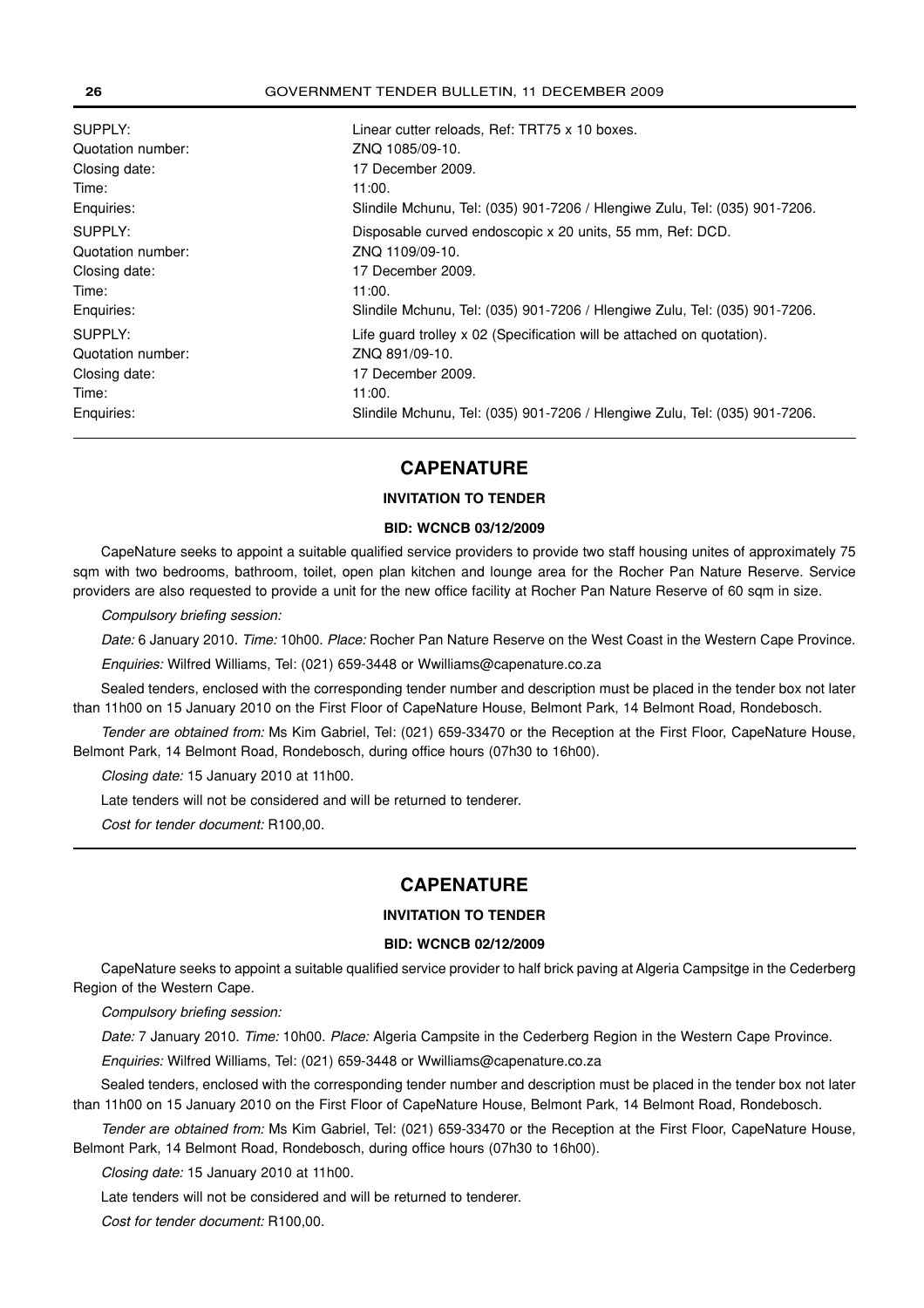| | |
|---|---|
| SUPPLY: | Linear cutter reloads, Ref: TRT75 x 10 boxes. |
| Quotation number: | ZNQ 1085/09-10. |
| Closing date: | 17 December 2009. |
| Time: | 11:00. |
| Enquiries: | Slindile Mchunu, Tel: (035) 901-7206 / Hlengiwe Zulu, Tel: (035) 901-7206. |
| SUPPLY: | Disposable curved endoscopic x 20 units, 55 mm, Ref: DCD. |
| Quotation number: | ZNQ 1109/09-10. |
| Closing date: | 17 December 2009. |
| Time: | 11:00. |
| Enquiries: | Slindile Mchunu, Tel: (035) 901-7206 / Hlengiwe Zulu, Tel: (035) 901-7206. |
| SUPPLY: | Life guard trolley x 02 (Specification will be attached on quotation). |
| Quotation number: | ZNQ 891/09-10. |
| Closing date: | 17 December 2009. |
| Time: | 11:00. |
| Enquiries: | Slindile Mchunu, Tel: (035) 901-7206 / Hlengiwe Zulu, Tel: (035) 901-7206. |

## CAPENATURE

### INVITATION TO TENDER

**BID: WCNCB 03/12/2009**

CapeNature seeks to appoint a suitable qualified service providers to provide two staff housing unites of approximately 75 sqm with two bedrooms, bathroom, toilet, open plan kitchen and lounge area for the Rocher Pan Nature Reserve. Service providers are also requested to provide a unit for the new office facility at Rocher Pan Nature Reserve of 60 sqm in size.

*Compulsory briefing session:*

*Date:* 6 January 2010. *Time:* 10h00. *Place:* Rocher Pan Nature Reserve on the West Coast in the Western Cape Province.

*Enquiries:* Wilfred Williams, Tel: (021) 659-3448 or Wwilliams@capenature.co.za

Sealed tenders, enclosed with the corresponding tender number and description must be placed in the tender box not later than 11h00 on 15 January 2010 on the First Floor of CapeNature House, Belmont Park, 14 Belmont Road, Rondebosch.

*Tender are obtained from:* Ms Kim Gabriel, Tel: (021) 659-33470 or the Reception at the First Floor, CapeNature House, Belmont Park, 14 Belmont Road, Rondebosch, during office hours (07h30 to 16h00).

*Closing date:* 15 January 2010 at 11h00.

Late tenders will not be considered and will be returned to tenderer.

*Cost for tender document:* R100,00.

## CAPENATURE

### INVITATION TO TENDER

**BID: WCNCB 02/12/2009**

CapeNature seeks to appoint a suitable qualified service provider to half brick paving at Algeria Campsitge in the Cederberg Region of the Western Cape.

*Compulsory briefing session:*

*Date:* 7 January 2010. *Time:* 10h00. *Place:* Algeria Campsite in the Cederberg Region in the Western Cape Province.

*Enquiries:* Wilfred Williams, Tel: (021) 659-3448 or Wwilliams@capenature.co.za

Sealed tenders, enclosed with the corresponding tender number and description must be placed in the tender box not later than 11h00 on 15 January 2010 on the First Floor of CapeNature House, Belmont Park, 14 Belmont Road, Rondebosch.

*Tender are obtained from:* Ms Kim Gabriel, Tel: (021) 659-33470 or the Reception at the First Floor, CapeNature House, Belmont Park, 14 Belmont Road, Rondebosch, during office hours (07h30 to 16h00).

*Closing date:* 15 January 2010 at 11h00.

Late tenders will not be considered and will be returned to tenderer.

*Cost for tender document:* R100,00.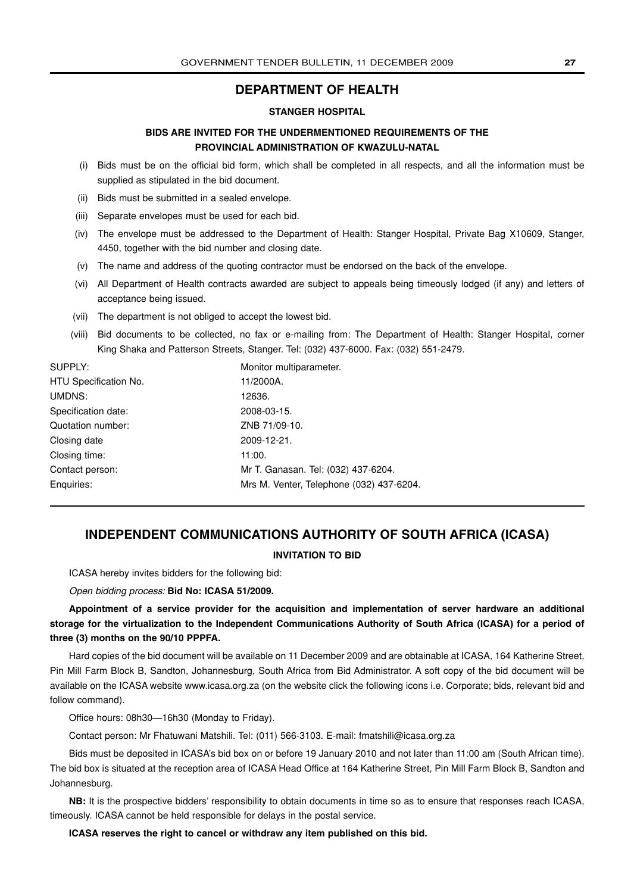## DEPARTMENT OF HEALTH

**STANGER HOSPITAL**

**BIDS ARE INVITED FOR THE UNDERMENTIONED REQUIREMENTS OF THE PROVINCIAL ADMINISTRATION OF KWAZULU-NATAL**

(i) Bids must be on the official bid form, which shall be completed in all respects, and all the information must be supplied as stipulated in the bid document.

(ii) Bids must be submitted in a sealed envelope.

(iii) Separate envelopes must be used for each bid.

(iv) The envelope must be addressed to the Department of Health: Stanger Hospital, Private Bag X10609, Stanger, 4450, together with the bid number and closing date.

(v) The name and address of the quoting contractor must be endorsed on the back of the envelope.

(vi) All Department of Health contracts awarded are subject to appeals being timeously lodged (if any) and letters of acceptance being issued.

(vii) The department is not obliged to accept the lowest bid.

(viii) Bid documents to be collected, no fax or e-mailing from: The Department of Health: Stanger Hospital, corner King Shaka and Patterson Streets, Stanger. Tel: (032) 437-6000. Fax: (032) 551-2479.

| | |
|---|---|
| SUPPLY: | Monitor multiparameter. |
| HTU Specification No. | 11/2000A. |
| UMDNS: | 12636. |
| Specification date: | 2008-03-15. |
| Quotation number: | ZNB 71/09-10. |
| Closing date | 2009-12-21. |
| Closing time: | 11:00. |
| Contact person: | Mr T. Ganasan. Tel: (032) 437-6204. |
| Enquiries: | Mrs M. Venter, Telephone (032) 437-6204. |

## INDEPENDENT COMMUNICATIONS AUTHORITY OF SOUTH AFRICA (ICASA)

**INVITATION TO BID**

ICASA hereby invites bidders for the following bid:

*Open bidding process:* **Bid No: ICASA 51/2009.**

**Appointment of a service provider for the acquisition and implementation of server hardware an additional storage for the virtualization to the Independent Communications Authority of South Africa (ICASA) for a period of three (3) months on the 90/10 PPPFA.**

Hard copies of the bid document will be available on 11 December 2009 and are obtainable at ICASA, 164 Katherine Street, Pin Mill Farm Block B, Sandton, Johannesburg, South Africa from Bid Administrator. A soft copy of the bid document will be available on the ICASA website www.icasa.org.za (on the website click the following icons i.e. Corporate; bids, relevant bid and follow command).

Office hours: 08h30—16h30 (Monday to Friday).

Contact person: Mr Fhatuwani Matshili. Tel: (011) 566-3103. E-mail: fmatshili@icasa.org.za

Bids must be deposited in ICASA's bid box on or before 19 January 2010 and not later than 11:00 am (South African time). The bid box is situated at the reception area of ICASA Head Office at 164 Katherine Street, Pin Mill Farm Block B, Sandton and Johannesburg.

**NB:** It is the prospective bidders' responsibility to obtain documents in time so as to ensure that responses reach ICASA, timeously. ICASA cannot be held responsible for delays in the postal service.

**ICASA reserves the right to cancel or withdraw any item published on this bid.**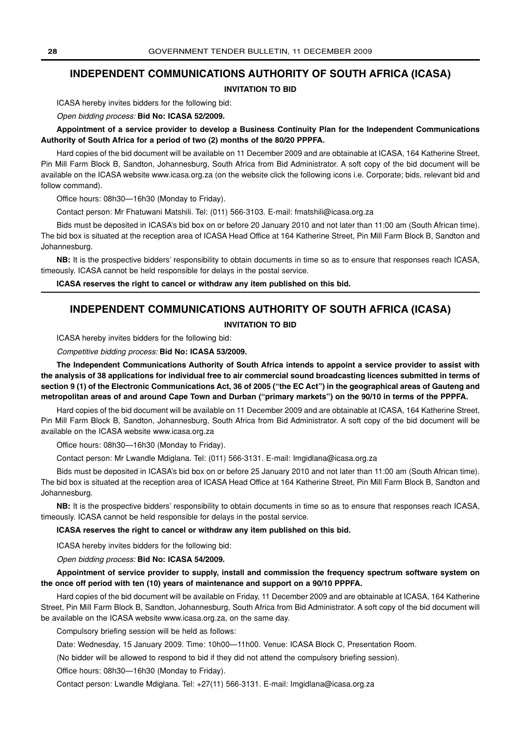## INDEPENDENT COMMUNICATIONS AUTHORITY OF SOUTH AFRICA (ICASA)

### INVITATION TO BID

ICASA hereby invites bidders for the following bid:

*Open bidding process:* **Bid No: ICASA 52/2009.**

**Appointment of a service provider to develop a Business Continuity Plan for the Independent Communications Authority of South Africa for a period of two (2) months of the 80/20 PPPFA.**

Hard copies of the bid document will be available on 11 December 2009 and are obtainable at ICASA, 164 Katherine Street, Pin Mill Farm Block B, Sandton, Johannesburg, South Africa from Bid Administrator. A soft copy of the bid document will be available on the ICASA website www.icasa.org.za (on the website click the following icons i.e. Corporate; bids, relevant bid and follow command).

Office hours: 08h30—16h30 (Monday to Friday).

Contact person: Mr Fhatuwani Matshili. Tel: (011) 566-3103. E-mail: fmatshili@icasa.org.za

Bids must be deposited in ICASA's bid box on or before 20 January 2010 and not later than 11:00 am (South African time). The bid box is situated at the reception area of ICASA Head Office at 164 Katherine Street, Pin Mill Farm Block B, Sandton and Johannesburg.

**NB:** It is the prospective bidders' responsibility to obtain documents in time so as to ensure that responses reach ICASA, timeously. ICASA cannot be held responsible for delays in the postal service.

**ICASA reserves the right to cancel or withdraw any item published on this bid.**

## INDEPENDENT COMMUNICATIONS AUTHORITY OF SOUTH AFRICA (ICASA)

### INVITATION TO BID

ICASA hereby invites bidders for the following bid:

*Competitive bidding process:* **Bid No: ICASA 53/2009.**

**The Independent Communications Authority of South Africa intends to appoint a service provider to assist with the analysis of 38 applications for individual free to air commercial sound broadcasting licences submitted in terms of section 9 (1) of the Electronic Communications Act, 36 of 2005 ("the EC Act") in the geographical areas of Gauteng and metropolitan areas of and around Cape Town and Durban ("primary markets") on the 90/10 in terms of the PPPFA.**

Hard copies of the bid document will be available on 11 December 2009 and are obtainable at ICASA, 164 Katherine Street, Pin Mill Farm Block B, Sandton, Johannesburg, South Africa from Bid Administrator. A soft copy of the bid document will be available on the ICASA website www.icasa.org.za

Office hours: 08h30—16h30 (Monday to Friday).

Contact person: Mr Lwandle Mdiglana. Tel: (011) 566-3131. E-mail: lmgidlana@icasa.org.za

Bids must be deposited in ICASA's bid box on or before 25 January 2010 and not later than 11:00 am (South African time). The bid box is situated at the reception area of ICASA Head Office at 164 Katherine Street, Pin Mill Farm Block B, Sandton and Johannesburg.

**NB:** It is the prospective bidders' responsibility to obtain documents in time so as to ensure that responses reach ICASA, timeously. ICASA cannot be held responsible for delays in the postal service.

**ICASA reserves the right to cancel or withdraw any item published on this bid.**

ICASA hereby invites bidders for the following bid:

*Open bidding process:* **Bid No: ICASA 54/2009.**

**Appointment of service provider to supply, install and commission the frequency spectrum software system on the once off period with ten (10) years of maintenance and support on a 90/10 PPPFA.**

Hard copies of the bid document will be available on Friday, 11 December 2009 and are obtainable at ICASA, 164 Katherine Street, Pin Mill Farm Block B, Sandton, Johannesburg, South Africa from Bid Administrator. A soft copy of the bid document will be available on the ICASA website www.icasa.org.za, on the same day.

Compulsory briefing session will be held as follows:

Date: Wednesday, 15 January 2009. Time: 10h00—11h00. Venue: ICASA Block C, Presentation Room.

(No bidder will be allowed to respond to bid if they did not attend the compulsory briefing session).

Office hours: 08h30—16h30 (Monday to Friday).

Contact person: Lwandle Mdiglana. Tel: +27(11) 566-3131. E-mail: lmgidlana@icasa.org.za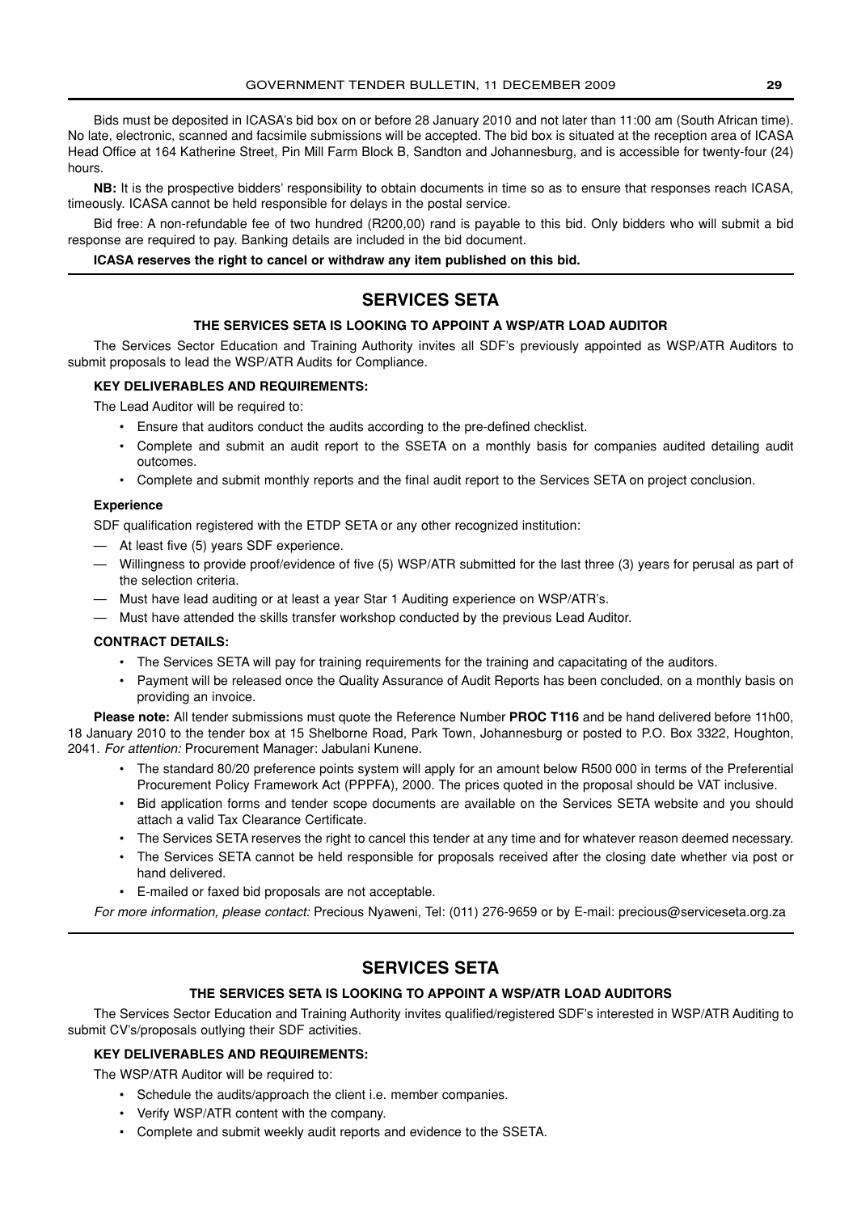Bids must be deposited in ICASA's bid box on or before 28 January 2010 and not later than 11:00 am (South African time). No late, electronic, scanned and facsimile submissions will be accepted. The bid box is situated at the reception area of ICASA Head Office at 164 Katherine Street, Pin Mill Farm Block B, Sandton and Johannesburg, and is accessible for twenty-four (24) hours.

**NB:** It is the prospective bidders' responsibility to obtain documents in time so as to ensure that responses reach ICASA, timeously. ICASA cannot be held responsible for delays in the postal service.

Bid free: A non-refundable fee of two hundred (R200,00) rand is payable to this bid. Only bidders who will submit a bid response are required to pay. Banking details are included in the bid document.

**ICASA reserves the right to cancel or withdraw any item published on this bid.**

## SERVICES SETA

### THE SERVICES SETA IS LOOKING TO APPOINT A WSP/ATR LOAD AUDITOR

The Services Sector Education and Training Authority invites all SDF's previously appointed as WSP/ATR Auditors to submit proposals to lead the WSP/ATR Audits for Compliance.

**KEY DELIVERABLES AND REQUIREMENTS:**

The Lead Auditor will be required to:

- Ensure that auditors conduct the audits according to the pre-defined checklist.
- Complete and submit an audit report to the SSETA on a monthly basis for companies audited detailing audit outcomes.
- Complete and submit monthly reports and the final audit report to the Services SETA on project conclusion.

**Experience**

SDF qualification registered with the ETDP SETA or any other recognized institution:

- At least five (5) years SDF experience.
- Willingness to provide proof/evidence of five (5) WSP/ATR submitted for the last three (3) years for perusal as part of the selection criteria.
- Must have lead auditing or at least a year Star 1 Auditing experience on WSP/ATR's.
- Must have attended the skills transfer workshop conducted by the previous Lead Auditor.

**CONTRACT DETAILS:**

- The Services SETA will pay for training requirements for the training and capacitating of the auditors.
- Payment will be released once the Quality Assurance of Audit Reports has been concluded, on a monthly basis on providing an invoice.

**Please note:** All tender submissions must quote the Reference Number **PROC T116** and be hand delivered before 11h00, 18 January 2010 to the tender box at 15 Shelborne Road, Park Town, Johannesburg or posted to P.O. Box 3322, Houghton, 2041. *For attention:* Procurement Manager: Jabulani Kunene.

- The standard 80/20 preference points system will apply for an amount below R500 000 in terms of the Preferential Procurement Policy Framework Act (PPPFA), 2000. The prices quoted in the proposal should be VAT inclusive.
- Bid application forms and tender scope documents are available on the Services SETA website and you should attach a valid Tax Clearance Certificate.
- The Services SETA reserves the right to cancel this tender at any time and for whatever reason deemed necessary.
- The Services SETA cannot be held responsible for proposals received after the closing date whether via post or hand delivered.
- E-mailed or faxed bid proposals are not acceptable.

*For more information, please contact:* Precious Nyaweni, Tel: (011) 276-9659 or by E-mail: precious@serviceseta.org.za

## SERVICES SETA

### THE SERVICES SETA IS LOOKING TO APPOINT A WSP/ATR LOAD AUDITORS

The Services Sector Education and Training Authority invites qualified/registered SDF's interested in WSP/ATR Auditing to submit CV's/proposals outlying their SDF activities.

**KEY DELIVERABLES AND REQUIREMENTS:**

The WSP/ATR Auditor will be required to:

- Schedule the audits/approach the client i.e. member companies.
- Verify WSP/ATR content with the company.
- Complete and submit weekly audit reports and evidence to the SSETA.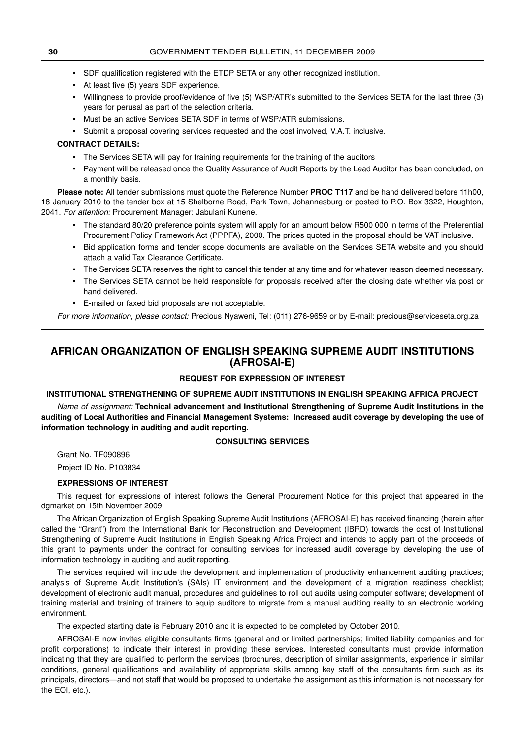- SDF qualification registered with the ETDP SETA or any other recognized institution.
- At least five (5) years SDF experience.
- Willingness to provide proof/evidence of five (5) WSP/ATR's submitted to the Services SETA for the last three (3) years for perusal as part of the selection criteria.
- Must be an active Services SETA SDF in terms of WSP/ATR submissions.
- Submit a proposal covering services requested and the cost involved, V.A.T. inclusive.

**CONTRACT DETAILS:**

- The Services SETA will pay for training requirements for the training of the auditors
- Payment will be released once the Quality Assurance of Audit Reports by the Lead Auditor has been concluded, on a monthly basis.

**Please note:** All tender submissions must quote the Reference Number **PROC T117** and be hand delivered before 11h00, 18 January 2010 to the tender box at 15 Shelborne Road, Park Town, Johannesburg or posted to P.O. Box 3322, Houghton, 2041. *For attention:* Procurement Manager: Jabulani Kunene.

- The standard 80/20 preference points system will apply for an amount below R500 000 in terms of the Preferential Procurement Policy Framework Act (PPPFA), 2000. The prices quoted in the proposal should be VAT inclusive.
- Bid application forms and tender scope documents are available on the Services SETA website and you should attach a valid Tax Clearance Certificate.
- The Services SETA reserves the right to cancel this tender at any time and for whatever reason deemed necessary.
- The Services SETA cannot be held responsible for proposals received after the closing date whether via post or hand delivered.
- E-mailed or faxed bid proposals are not acceptable.

*For more information, please contact:* Precious Nyaweni, Tel: (011) 276-9659 or by E-mail: precious@serviceseta.org.za

---

## AFRICAN ORGANIZATION OF ENGLISH SPEAKING SUPREME AUDIT INSTITUTIONS (AFROSAI-E)

**REQUEST FOR EXPRESSION OF INTEREST**

**INSTITUTIONAL STRENGTHENING OF SUPREME AUDIT INSTITUTIONS IN ENGLISH SPEAKING AFRICA PROJECT**

*Name of assignment:* **Technical advancement and Institutional Strengthening of Supreme Audit Institutions in the auditing of Local Authorities and Financial Management Systems: Increased audit coverage by developing the use of information technology in auditing and audit reporting.**

**CONSULTING SERVICES**

Grant No. TF090896

Project ID No. P103834

**EXPRESSIONS OF INTEREST**

This request for expressions of interest follows the General Procurement Notice for this project that appeared in the dgmarket on 15th November 2009.

The African Organization of English Speaking Supreme Audit Institutions (AFROSAI-E) has received financing (herein after called the "Grant") from the International Bank for Reconstruction and Development (IBRD) towards the cost of Institutional Strengthening of Supreme Audit Institutions in English Speaking Africa Project and intends to apply part of the proceeds of this grant to payments under the contract for consulting services for increased audit coverage by developing the use of information technology in auditing and audit reporting.

The services required will include the development and implementation of productivity enhancement auditing practices; analysis of Supreme Audit Institution's (SAIs) IT environment and the development of a migration readiness checklist; development of electronic audit manual, procedures and guidelines to roll out audits using computer software; development of training material and training of trainers to equip auditors to migrate from a manual auditing reality to an electronic working environment.

The expected starting date is February 2010 and it is expected to be completed by October 2010.

AFROSAI-E now invites eligible consultants firms (general and or limited partnerships; limited liability companies and for profit corporations) to indicate their interest in providing these services. Interested consultants must provide information indicating that they are qualified to perform the services (brochures, description of similar assignments, experience in similar conditions, general qualifications and availability of appropriate skills among key staff of the consultants firm such as its principals, directors—and not staff that would be proposed to undertake the assignment as this information is not necessary for the EOI, etc.).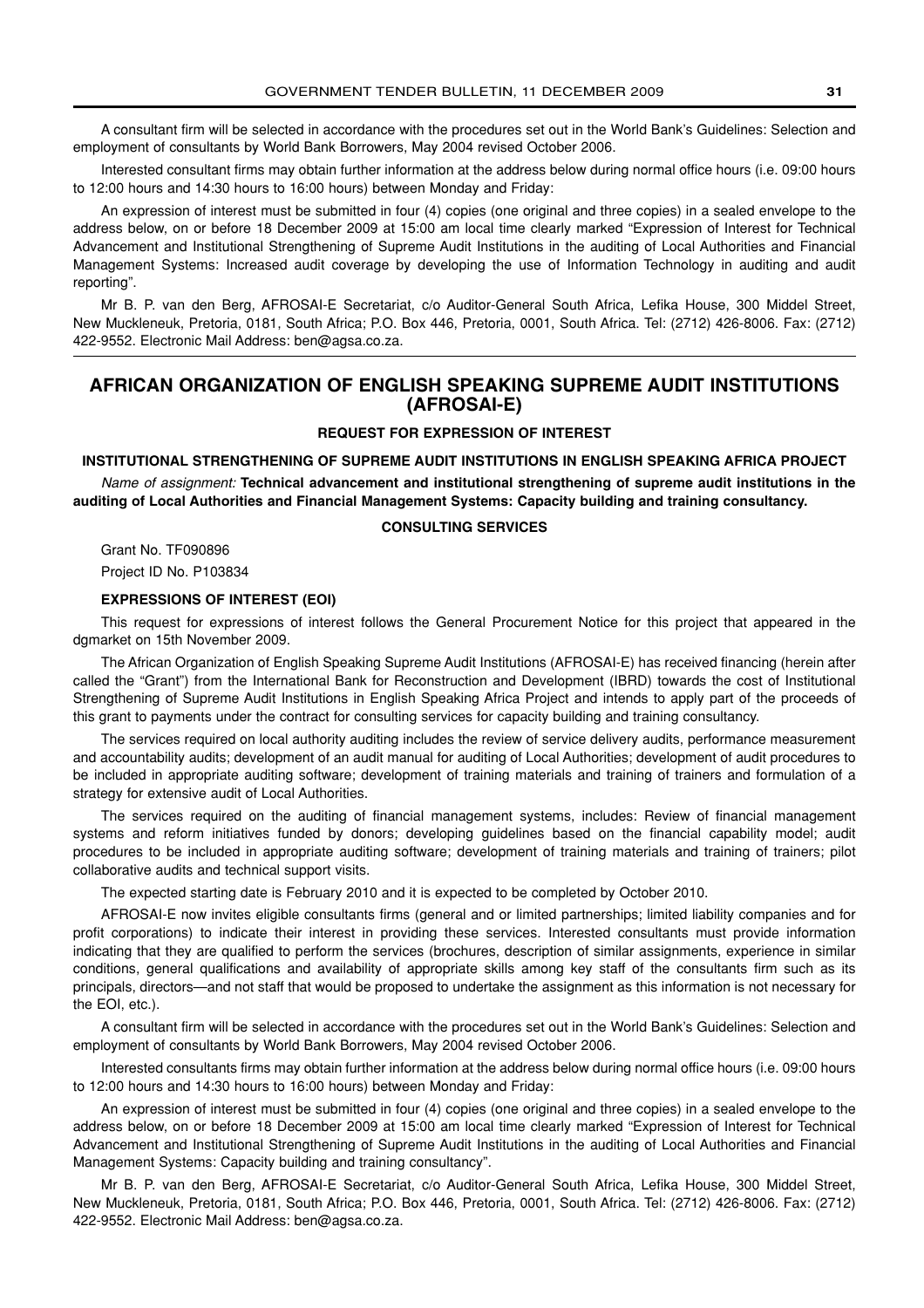A consultant firm will be selected in accordance with the procedures set out in the World Bank's Guidelines: Selection and employment of consultants by World Bank Borrowers, May 2004 revised October 2006.

Interested consultant firms may obtain further information at the address below during normal office hours (i.e. 09:00 hours to 12:00 hours and 14:30 hours to 16:00 hours) between Monday and Friday:

An expression of interest must be submitted in four (4) copies (one original and three copies) in a sealed envelope to the address below, on or before 18 December 2009 at 15:00 am local time clearly marked "Expression of Interest for Technical Advancement and Institutional Strengthening of Supreme Audit Institutions in the auditing of Local Authorities and Financial Management Systems: Increased audit coverage by developing the use of Information Technology in auditing and audit reporting".

Mr B. P. van den Berg, AFROSAI-E Secretariat, c/o Auditor-General South Africa, Lefika House, 300 Middel Street, New Muckleneuk, Pretoria, 0181, South Africa; P.O. Box 446, Pretoria, 0001, South Africa. Tel: (2712) 426-8006. Fax: (2712) 422-9552. Electronic Mail Address: ben@agsa.co.za.

## AFRICAN ORGANIZATION OF ENGLISH SPEAKING SUPREME AUDIT INSTITUTIONS (AFROSAI-E)

**REQUEST FOR EXPRESSION OF INTEREST**

**INSTITUTIONAL STRENGTHENING OF SUPREME AUDIT INSTITUTIONS IN ENGLISH SPEAKING AFRICA PROJECT**

*Name of assignment:* **Technical advancement and institutional strengthening of supreme audit institutions in the auditing of Local Authorities and Financial Management Systems: Capacity building and training consultancy.**

**CONSULTING SERVICES**

Grant No. TF090896

Project ID No. P103834

**EXPRESSIONS OF INTEREST (EOI)**

This request for expressions of interest follows the General Procurement Notice for this project that appeared in the dgmarket on 15th November 2009.

The African Organization of English Speaking Supreme Audit Institutions (AFROSAI-E) has received financing (herein after called the "Grant") from the International Bank for Reconstruction and Development (IBRD) towards the cost of Institutional Strengthening of Supreme Audit Institutions in English Speaking Africa Project and intends to apply part of the proceeds of this grant to payments under the contract for consulting services for capacity building and training consultancy.

The services required on local authority auditing includes the review of service delivery audits, performance measurement and accountability audits; development of an audit manual for auditing of Local Authorities; development of audit procedures to be included in appropriate auditing software; development of training materials and training of trainers and formulation of a strategy for extensive audit of Local Authorities.

The services required on the auditing of financial management systems, includes: Review of financial management systems and reform initiatives funded by donors; developing guidelines based on the financial capability model; audit procedures to be included in appropriate auditing software; development of training materials and training of trainers; pilot collaborative audits and technical support visits.

The expected starting date is February 2010 and it is expected to be completed by October 2010.

AFROSAI-E now invites eligible consultants firms (general and or limited partnerships; limited liability companies and for profit corporations) to indicate their interest in providing these services. Interested consultants must provide information indicating that they are qualified to perform the services (brochures, description of similar assignments, experience in similar conditions, general qualifications and availability of appropriate skills among key staff of the consultants firm such as its principals, directors—and not staff that would be proposed to undertake the assignment as this information is not necessary for the EOI, etc.).

A consultant firm will be selected in accordance with the procedures set out in the World Bank's Guidelines: Selection and employment of consultants by World Bank Borrowers, May 2004 revised October 2006.

Interested consultants firms may obtain further information at the address below during normal office hours (i.e. 09:00 hours to 12:00 hours and 14:30 hours to 16:00 hours) between Monday and Friday:

An expression of interest must be submitted in four (4) copies (one original and three copies) in a sealed envelope to the address below, on or before 18 December 2009 at 15:00 am local time clearly marked "Expression of Interest for Technical Advancement and Institutional Strengthening of Supreme Audit Institutions in the auditing of Local Authorities and Financial Management Systems: Capacity building and training consultancy".

Mr B. P. van den Berg, AFROSAI-E Secretariat, c/o Auditor-General South Africa, Lefika House, 300 Middel Street, New Muckleneuk, Pretoria, 0181, South Africa; P.O. Box 446, Pretoria, 0001, South Africa. Tel: (2712) 426-8006. Fax: (2712) 422-9552. Electronic Mail Address: ben@agsa.co.za.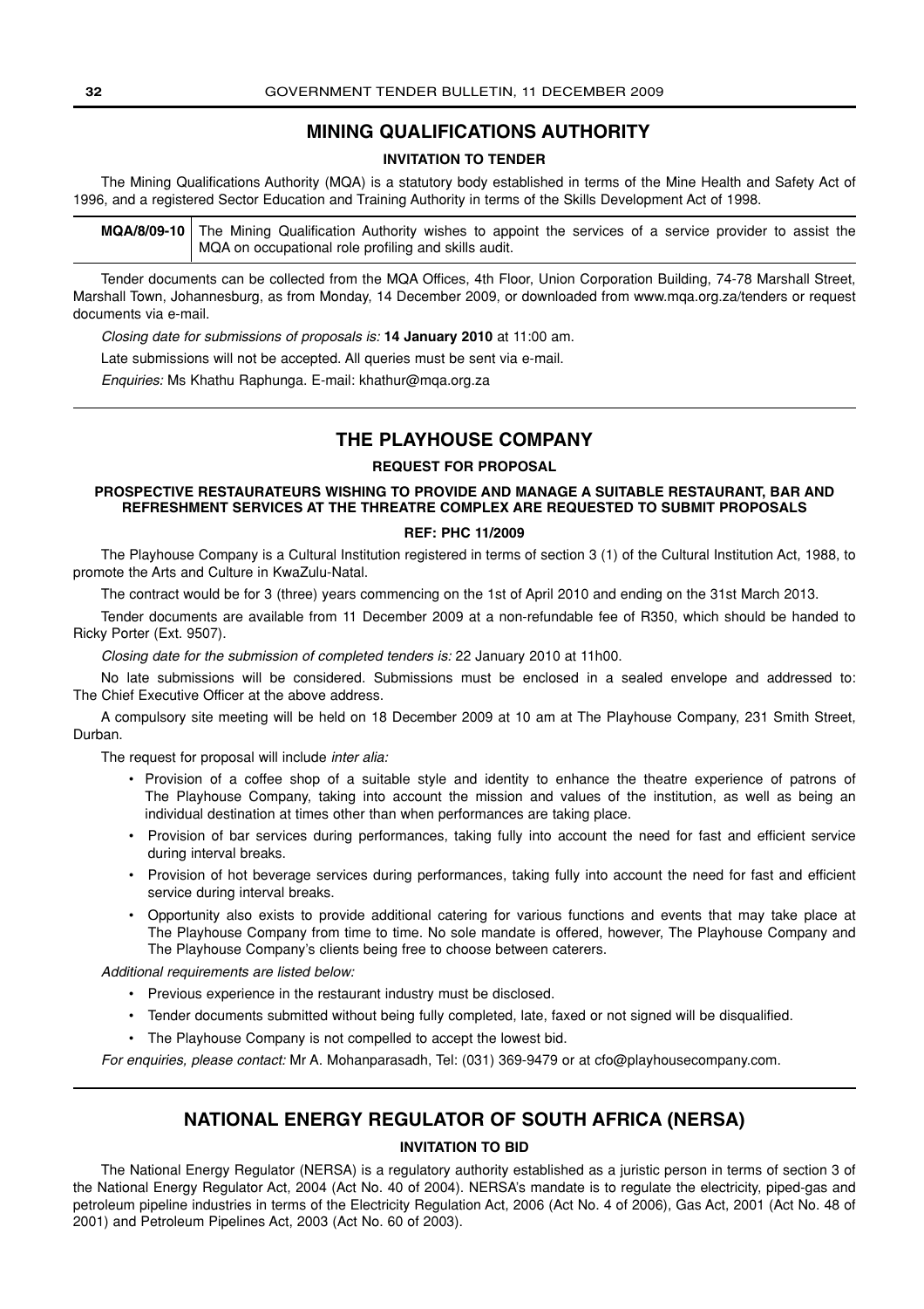## MINING QUALIFICATIONS AUTHORITY

**INVITATION TO TENDER**

The Mining Qualifications Authority (MQA) is a statutory body established in terms of the Mine Health and Safety Act of 1996, and a registered Sector Education and Training Authority in terms of the Skills Development Act of 1998.

| | |
|---|---|
| **MQA/8/09-10** | The Mining Qualification Authority wishes to appoint the services of a service provider to assist the MQA on occupational role profiling and skills audit. |

Tender documents can be collected from the MQA Offices, 4th Floor, Union Corporation Building, 74-78 Marshall Street, Marshall Town, Johannesburg, as from Monday, 14 December 2009, or downloaded from www.mqa.org.za/tenders or request documents via e-mail.

*Closing date for submissions of proposals is:* **14 January 2010** at 11:00 am.

Late submissions will not be accepted. All queries must be sent via e-mail.

*Enquiries:* Ms Khathu Raphunga. E-mail: khathur@mqa.org.za

## THE PLAYHOUSE COMPANY

**REQUEST FOR PROPOSAL**

**PROSPECTIVE RESTAURATEURS WISHING TO PROVIDE AND MANAGE A SUITABLE RESTAURANT, BAR AND REFRESHMENT SERVICES AT THE THREATRE COMPLEX ARE REQUESTED TO SUBMIT PROPOSALS**

**REF: PHC 11/2009**

The Playhouse Company is a Cultural Institution registered in terms of section 3 (1) of the Cultural Institution Act, 1988, to promote the Arts and Culture in KwaZulu-Natal.

The contract would be for 3 (three) years commencing on the 1st of April 2010 and ending on the 31st March 2013.

Tender documents are available from 11 December 2009 at a non-refundable fee of R350, which should be handed to Ricky Porter (Ext. 9507).

*Closing date for the submission of completed tenders is:* 22 January 2010 at 11h00.

No late submissions will be considered. Submissions must be enclosed in a sealed envelope and addressed to: The Chief Executive Officer at the above address.

A compulsory site meeting will be held on 18 December 2009 at 10 am at The Playhouse Company, 231 Smith Street, Durban.

The request for proposal will include *inter alia:*

- Provision of a coffee shop of a suitable style and identity to enhance the theatre experience of patrons of The Playhouse Company, taking into account the mission and values of the institution, as well as being an individual destination at times other than when performances are taking place.
- Provision of bar services during performances, taking fully into account the need for fast and efficient service during interval breaks.
- Provision of hot beverage services during performances, taking fully into account the need for fast and efficient service during interval breaks.
- Opportunity also exists to provide additional catering for various functions and events that may take place at The Playhouse Company from time to time. No sole mandate is offered, however, The Playhouse Company and The Playhouse Company's clients being free to choose between caterers.

*Additional requirements are listed below:*

- Previous experience in the restaurant industry must be disclosed.
- Tender documents submitted without being fully completed, late, faxed or not signed will be disqualified.
- The Playhouse Company is not compelled to accept the lowest bid.

*For enquiries, please contact:* Mr A. Mohanparasadh, Tel: (031) 369-9479 or at cfo@playhousecompany.com.

## NATIONAL ENERGY REGULATOR OF SOUTH AFRICA (NERSA)

**INVITATION TO BID**

The National Energy Regulator (NERSA) is a regulatory authority established as a juristic person in terms of section 3 of the National Energy Regulator Act, 2004 (Act No. 40 of 2004). NERSA's mandate is to regulate the electricity, piped-gas and petroleum pipeline industries in terms of the Electricity Regulation Act, 2006 (Act No. 4 of 2006), Gas Act, 2001 (Act No. 48 of 2001) and Petroleum Pipelines Act, 2003 (Act No. 60 of 2003).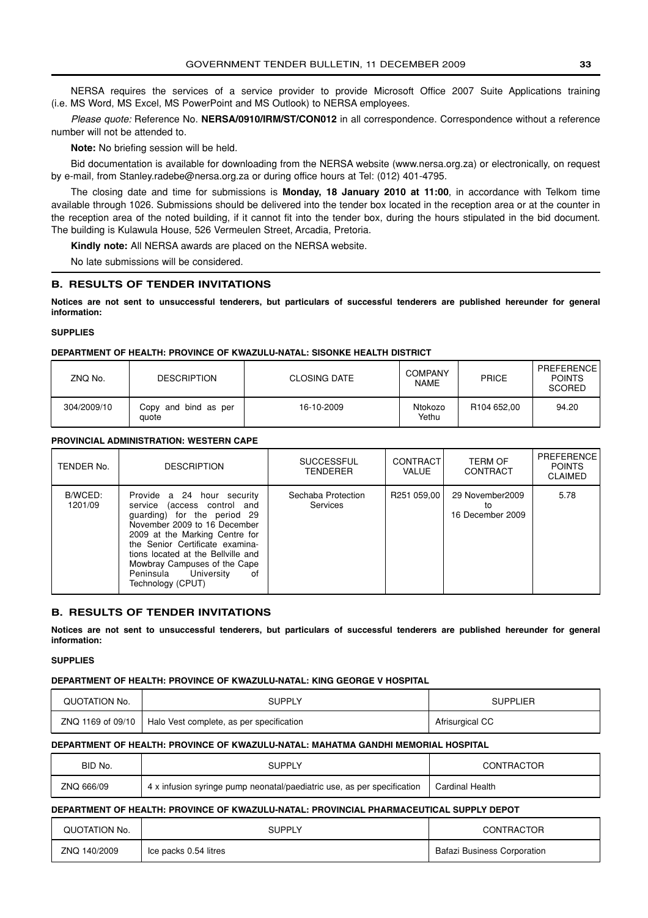NERSA requires the services of a service provider to provide Microsoft Office 2007 Suite Applications training (i.e. MS Word, MS Excel, MS PowerPoint and MS Outlook) to NERSA employees.

*Please quote:* Reference No. **NERSA/0910/IRM/ST/CON012** in all correspondence. Correspondence without a reference number will not be attended to.

**Note:** No briefing session will be held.

Bid documentation is available for downloading from the NERSA website (www.nersa.org.za) or electronically, on request by e-mail, from Stanley.radebe@nersa.org.za or during office hours at Tel: (012) 401-4795.

The closing date and time for submissions is **Monday, 18 January 2010 at 11:00**, in accordance with Telkom time available through 1026. Submissions should be delivered into the tender box located in the reception area or at the counter in the reception area of the noted building, if it cannot fit into the tender box, during the hours stipulated in the bid document. The building is Kulawula House, 526 Vermeulen Street, Arcadia, Pretoria.

**Kindly note:** All NERSA awards are placed on the NERSA website.

No late submissions will be considered.

## B. RESULTS OF TENDER INVITATIONS

**Notices are not sent to unsuccessful tenderers, but particulars of successful tenderers are published hereunder for general information:**

**SUPPLIES**

**DEPARTMENT OF HEALTH: PROVINCE OF KWAZULU-NATAL: SISONKE HEALTH DISTRICT**

| ZNQ No. | DESCRIPTION | CLOSING DATE | COMPANY NAME | PRICE | PREFERENCE POINTS SCORED |
|---|---|---|---|---|---|
| 304/2009/10 | Copy and bind as per quote | 16-10-2009 | Ntokozo Yethu | R104 652,00 | 94.20 |

**PROVINCIAL ADMINISTRATION: WESTERN CAPE**

| TENDER No. | DESCRIPTION | SUCCESSFUL TENDERER | CONTRACT VALUE | TERM OF CONTRACT | PREFERENCE POINTS CLAIMED |
|---|---|---|---|---|---|
| B/WCED: 1201/09 | Provide a 24 hour security service (access control and guarding) for the period 29 November 2009 to 16 December 2009 at the Marking Centre for the Senior Certificate examinations located at the Bellville and Mowbray Campuses of the Cape Peninsula University of Technology (CPUT) | Sechaba Protection Services | R251 059,00 | 29 November2009 to 16 December 2009 | 5.78 |

## B. RESULTS OF TENDER INVITATIONS

**Notices are not sent to unsuccessful tenderers, but particulars of successful tenderers are published hereunder for general information:**

**SUPPLIES**

**DEPARTMENT OF HEALTH: PROVINCE OF KWAZULU-NATAL: KING GEORGE V HOSPITAL**

| QUOTATION No. | SUPPLY | SUPPLIER |
|---|---|---|
| ZNQ 1169 of 09/10 | Halo Vest complete, as per specification | Afrisurgical CC |

**DEPARTMENT OF HEALTH: PROVINCE OF KWAZULU-NATAL: MAHATMA GANDHI MEMORIAL HOSPITAL**

| BID No. | SUPPLY | CONTRACTOR |
|---|---|---|
| ZNQ 666/09 | 4 x infusion syringe pump neonatal/paediatric use, as per specification | Cardinal Health |

**DEPARTMENT OF HEALTH: PROVINCE OF KWAZULU-NATAL: PROVINCIAL PHARMACEUTICAL SUPPLY DEPOT**

| QUOTATION No. | SUPPLY | CONTRACTOR |
|---|---|---|
| ZNQ 140/2009 | Ice packs 0.54 litres | Bafazi Business Corporation |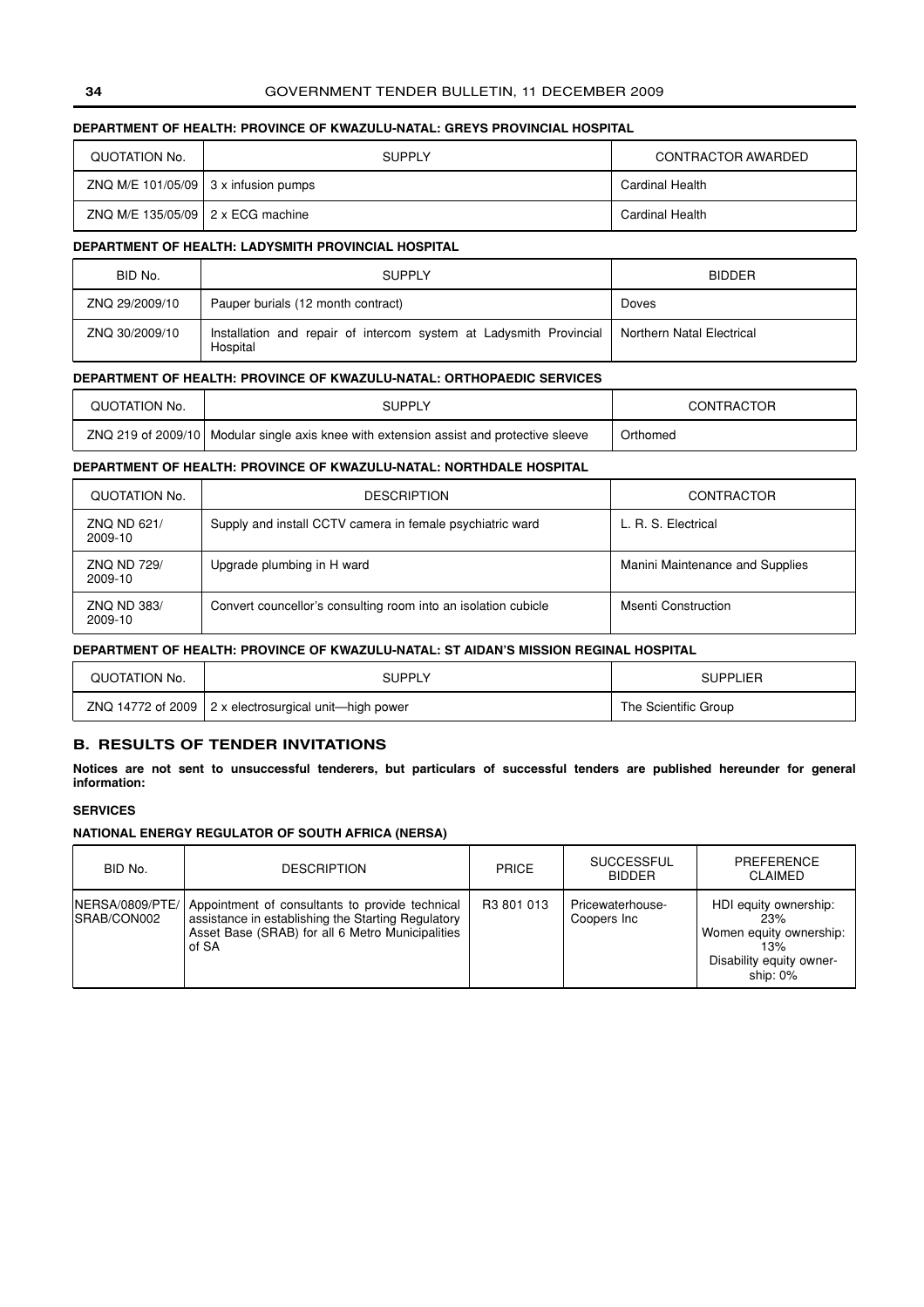**DEPARTMENT OF HEALTH: PROVINCE OF KWAZULU-NATAL: GREYS PROVINCIAL HOSPITAL**

| QUOTATION No. | SUPPLY | CONTRACTOR AWARDED |
| --- | --- | --- |
| ZNQ M/E 101/05/09 | 3 x infusion pumps | Cardinal Health |
| ZNQ M/E 135/05/09 | 2 x ECG machine | Cardinal Health |

**DEPARTMENT OF HEALTH: LADYSMITH PROVINCIAL HOSPITAL**

| BID No. | SUPPLY | BIDDER |
| --- | --- | --- |
| ZNQ 29/2009/10 | Pauper burials (12 month contract) | Doves |
| ZNQ 30/2009/10 | Installation and repair of intercom system at Ladysmith Provincial Hospital | Northern Natal Electrical |

**DEPARTMENT OF HEALTH: PROVINCE OF KWAZULU-NATAL: ORTHOPAEDIC SERVICES**

| QUOTATION No. | SUPPLY | CONTRACTOR |
| --- | --- | --- |
| ZNQ 219 of 2009/10 | Modular single axis knee with extension assist and protective sleeve | Orthomed |

**DEPARTMENT OF HEALTH: PROVINCE OF KWAZULU-NATAL: NORTHDALE HOSPITAL**

| QUOTATION No. | DESCRIPTION | CONTRACTOR |
| --- | --- | --- |
| ZNQ ND 621/ 2009-10 | Supply and install CCTV camera in female psychiatric ward | L. R. S. Electrical |
| ZNQ ND 729/ 2009-10 | Upgrade plumbing in H ward | Manini Maintenance and Supplies |
| ZNQ ND 383/ 2009-10 | Convert councellor's consulting room into an isolation cubicle | Msenti Construction |

**DEPARTMENT OF HEALTH: PROVINCE OF KWAZULU-NATAL: ST AIDAN'S MISSION REGINAL HOSPITAL**

| QUOTATION No. | SUPPLY | SUPPLIER |
| --- | --- | --- |
| ZNQ 14772 of 2009 | 2 x electrosurgical unit—high power | The Scientific Group |

## B. RESULTS OF TENDER INVITATIONS

**Notices are not sent to unsuccessful tenderers, but particulars of successful tenders are published hereunder for general information:**

**SERVICES**

**NATIONAL ENERGY REGULATOR OF SOUTH AFRICA (NERSA)**

| BID No. | DESCRIPTION | PRICE | SUCCESSFUL BIDDER | PREFERENCE CLAIMED |
| --- | --- | --- | --- | --- |
| NERSA/0809/PTE/ SRAB/CON002 | Appointment of consultants to provide technical assistance in establishing the Starting Regulatory Asset Base (SRAB) for all 6 Metro Municipalities of SA | R3 801 013 | Pricewaterhouse-Coopers Inc | HDI equity ownership: 23% Women equity ownership: 13% Disability equity ownership: 0% |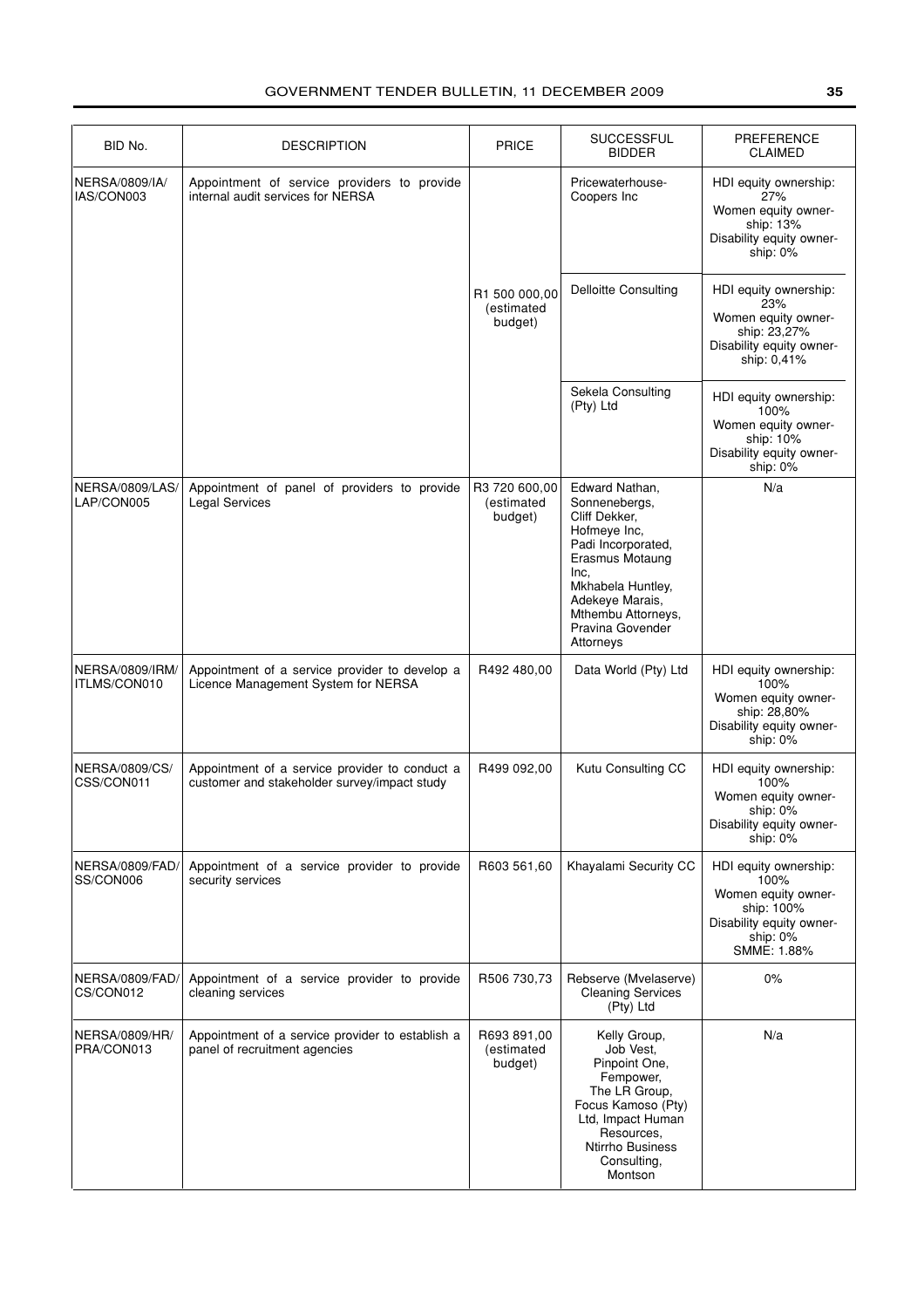| BID No. | DESCRIPTION | PRICE | SUCCESSFUL BIDDER | PREFERENCE CLAIMED |
|---|---|---|---|---|
| NERSA/0809/IA/IAS/CON003 | Appointment of service providers to provide internal audit services for NERSA | R1 500 000,00 (estimated budget) | Pricewaterhouse-Coopers Inc | HDI equity ownership: 27% Women equity ownership: 13% Disability equity ownership: 0% |
| | | | Delloitte Consulting | HDI equity ownership: 23% Women equity ownership: 23,27% Disability equity ownership: 0,41% |
| | | | Sekela Consulting (Pty) Ltd | HDI equity ownership: 100% Women equity ownership: 10% Disability equity ownership: 0% |
| NERSA/0809/LAS/LAP/CON005 | Appointment of panel of providers to provide Legal Services | R3 720 600,00 (estimated budget) | Edward Nathan, Sonnenebergs, Cliff Dekker, Hofmeye Inc, Padi Incorporated, Erasmus Motaung Inc, Mkhabela Huntley, Adekeye Marais, Mthembu Attorneys, Pravina Govender Attorneys | N/a |
| NERSA/0809/IRM/ITLMS/CON010 | Appointment of a service provider to develop a Licence Management System for NERSA | R492 480,00 | Data World (Pty) Ltd | HDI equity ownership: 100% Women equity ownership: 28,80% Disability equity ownership: 0% |
| NERSA/0809/CS/CSS/CON011 | Appointment of a service provider to conduct a customer and stakeholder survey/impact study | R499 092,00 | Kutu Consulting CC | HDI equity ownership: 100% Women equity ownership: 0% Disability equity ownership: 0% |
| NERSA/0809/FAD/SS/CON006 | Appointment of a service provider to provide security services | R603 561,60 | Khayalami Security CC | HDI equity ownership: 100% Women equity ownership: 100% Disability equity ownership: 0% SMME: 1.88% |
| NERSA/0809/FAD/CS/CON012 | Appointment of a service provider to provide cleaning services | R506 730,73 | Rebserve (Mvelaserve) Cleaning Services (Pty) Ltd | 0% |
| NERSA/0809/HR/PRA/CON013 | Appointment of a service provider to establish a panel of recruitment agencies | R693 891,00 (estimated budget) | Kelly Group, Job Vest, Pinpoint One, Fempower, The LR Group, Focus Kamoso (Pty) Ltd, Impact Human Resources, Ntirrho Business Consulting, Montson | N/a |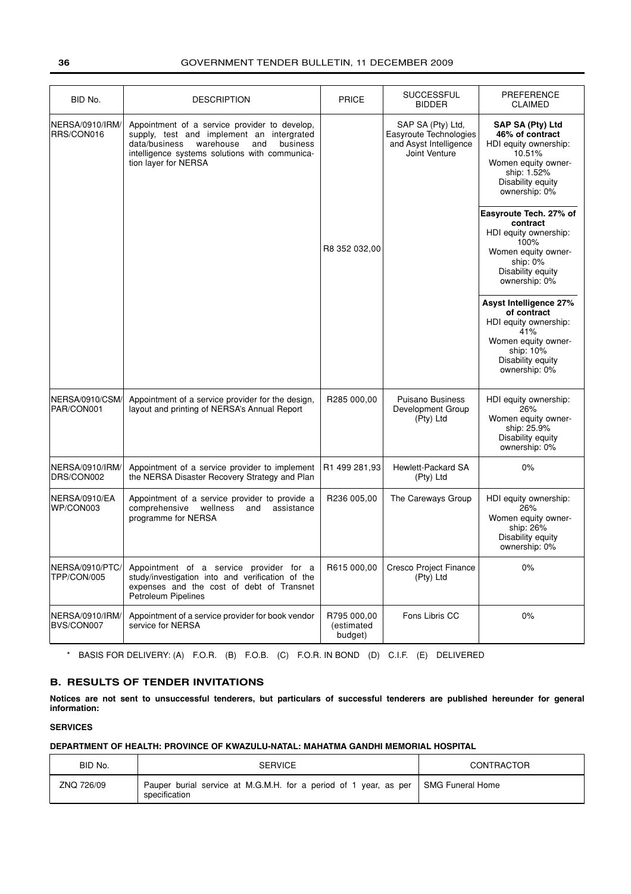| BID No. | DESCRIPTION | PRICE | SUCCESSFUL BIDDER | PREFERENCE CLAIMED |
|---|---|---|---|---|
| NERSA/0910/IRM/RRS/CON016 | Appointment of a service provider to develop, supply, test and implement an intergrated data/business warehouse and business intelligence systems solutions with communication layer for NERSA | R8 352 032,00 | SAP SA (Pty) Ltd, Easyroute Technologies and Asyst Intelligence Joint Venture | **SAP SA (Pty) Ltd 46% of contract** HDI equity ownership: 10.51% Women equity ownership: 1.52% Disability equity ownership: 0% **Easyroute Tech. 27% of contract** HDI equity ownership: 100% Women equity ownership: 0% Disability equity ownership: 0% **Asyst Intelligence 27% of contract** HDI equity ownership: 41% Women equity ownership: 10% Disability equity ownership: 0% |
| NERSA/0910/CSM/PAR/CON001 | Appointment of a service provider for the design, layout and printing of NERSA's Annual Report | R285 000,00 | Puisano Business Development Group (Pty) Ltd | HDI equity ownership: 26% Women equity ownership: 25.9% Disability equity ownership: 0% |
| NERSA/0910/IRM/DRS/CON002 | Appointment of a service provider to implement the NERSA Disaster Recovery Strategy and Plan | R1 499 281,93 | Hewlett-Packard SA (Pty) Ltd | 0% |
| NERSA/0910/EAWP/CON003 | Appointment of a service provider to provide a comprehensive wellness and assistance programme for NERSA | R236 005,00 | The Careways Group | HDI equity ownership: 26% Women equity ownership: 26% Disability equity ownership: 0% |
| NERSA/0910/PTC/TPP/CON/005 | Appointment of a service provider for a study/investigation into and verification of the expenses and the cost of debt of Transnet Petroleum Pipelines | R615 000,00 | Cresco Project Finance (Pty) Ltd | 0% |
| NERSA/0910/IRM/BVS/CON007 | Appointment of a service provider for book vendor service for NERSA | R795 000,00 (estimated budget) | Fons Libris CC | 0% |

* BASIS FOR DELIVERY: (A) F.O.R. (B) F.O.B. (C) F.O.R. IN BOND (D) C.I.F. (E) DELIVERED

## B. RESULTS OF TENDER INVITATIONS

**Notices are not sent to unsuccessful tenderers, but particulars of successful tenderers are published hereunder for general information:**

**SERVICES**

**DEPARTMENT OF HEALTH: PROVINCE OF KWAZULU-NATAL: MAHATMA GANDHI MEMORIAL HOSPITAL**

| BID No. | SERVICE | CONTRACTOR |
|---|---|---|
| ZNQ 726/09 | Pauper burial service at M.G.M.H. for a period of 1 year, as per specification | SMG Funeral Home |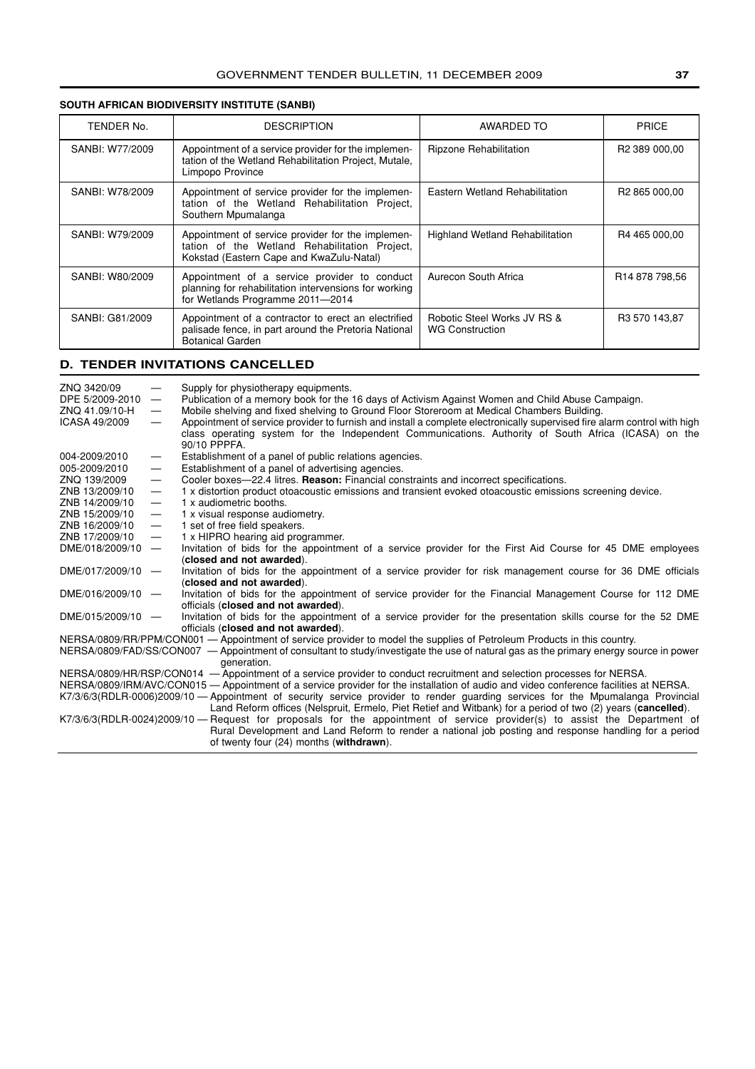**SOUTH AFRICAN BIODIVERSITY INSTITUTE (SANBI)**

| TENDER No. | DESCRIPTION | AWARDED TO | PRICE |
|---|---|---|---|
| SANBI: W77/2009 | Appointment of a service provider for the implementation of the Wetland Rehabilitation Project, Mutale, Limpopo Province | Ripzone Rehabilitation | R2 389 000,00 |
| SANBI: W78/2009 | Appointment of service provider for the implementation of the Wetland Rehabilitation Project, Southern Mpumalanga | Eastern Wetland Rehabilitation | R2 865 000,00 |
| SANBI: W79/2009 | Appointment of service provider for the implementation of the Wetland Rehabilitation Project, Kokstad (Eastern Cape and KwaZulu-Natal) | Highland Wetland Rehabilitation | R4 465 000,00 |
| SANBI: W80/2009 | Appointment of a service provider to conduct planning for rehabilitation interventions for working for Wetlands Programme 2011—2014 | Aurecon South Africa | R14 878 798,56 |
| SANBI: G81/2009 | Appointment of a contractor to erect an electrified palisade fence, in part around the Pretoria National Botanical Garden | Robotic Steel Works JV RS & WG Construction | R3 570 143,87 |

## D. TENDER INVITATIONS CANCELLED

ZNQ 3420/09 — Supply for physiotherapy equipments.

DPE 5/2009-2010 — Publication of a memory book for the 16 days of Activism Against Women and Child Abuse Campaign.

ZNQ 41.09/10-H — Mobile shelving and fixed shelving to Ground Floor Storeroom at Medical Chambers Building.

ICASA 49/2009 — Appointment of service provider to furnish and install a complete electronically supervised fire alarm control with high class operating system for the Independent Communications. Authority of South Africa (ICASA) on the 90/10 PPPFA.

004-2009/2010 — Establishment of a panel of public relations agencies.

005-2009/2010 — Establishment of a panel of advertising agencies.

ZNQ 139/2009 — Cooler boxes—22.4 litres. **Reason:** Financial constraints and incorrect specifications.

ZNB 13/2009/10 — 1 x distortion product otoacoustic emissions and transient evoked otoacoustic emissions screening device.

ZNB 14/2009/10 — 1 x audiometric booths.

ZNB 15/2009/10 — 1 x visual response audiometry.

ZNB 16/2009/10 — 1 set of free field speakers.

ZNB 17/2009/10 — 1 x HIPRO hearing aid programmer.

DME/018/2009/10 — Invitation of bids for the appointment of a service provider for the First Aid Course for 45 DME employees (**closed and not awarded**).

DME/017/2009/10 — Invitation of bids for the appointment of a service provider for risk management course for 36 DME officials (**closed and not awarded**).

DME/016/2009/10 — Invitation of bids for the appointment of service provider for the Financial Management Course for 112 DME officials (**closed and not awarded**).

DME/015/2009/10 — Invitation of bids for the appointment of a service provider for the presentation skills course for the 52 DME officials (**closed and not awarded**).

NERSA/0809/RR/PPM/CON001 — Appointment of service provider to model the supplies of Petroleum Products in this country.

NERSA/0809/FAD/SS/CON007 — Appointment of consultant to study/investigate the use of natural gas as the primary energy source in power generation.

NERSA/0809/HR/RSP/CON014 — Appointment of a service provider to conduct recruitment and selection processes for NERSA.

NERSA/0809/IRM/AVC/CON015 — Appointment of a service provider for the installation of audio and video conference facilities at NERSA.

K7/3/6/3(RDLR-0006)2009/10 — Appointment of security service provider to render guarding services for the Mpumalanga Provincial Land Reform offices (Nelspruit, Ermelo, Piet Retief and Witbank) for a period of two (2) years (**cancelled**).

K7/3/6/3(RDLR-0024)2009/10 — Request for proposals for the appointment of service provider(s) to assist the Department of Rural Development and Land Reform to render a national job posting and response handling for a period of twenty four (24) months (**withdrawn**).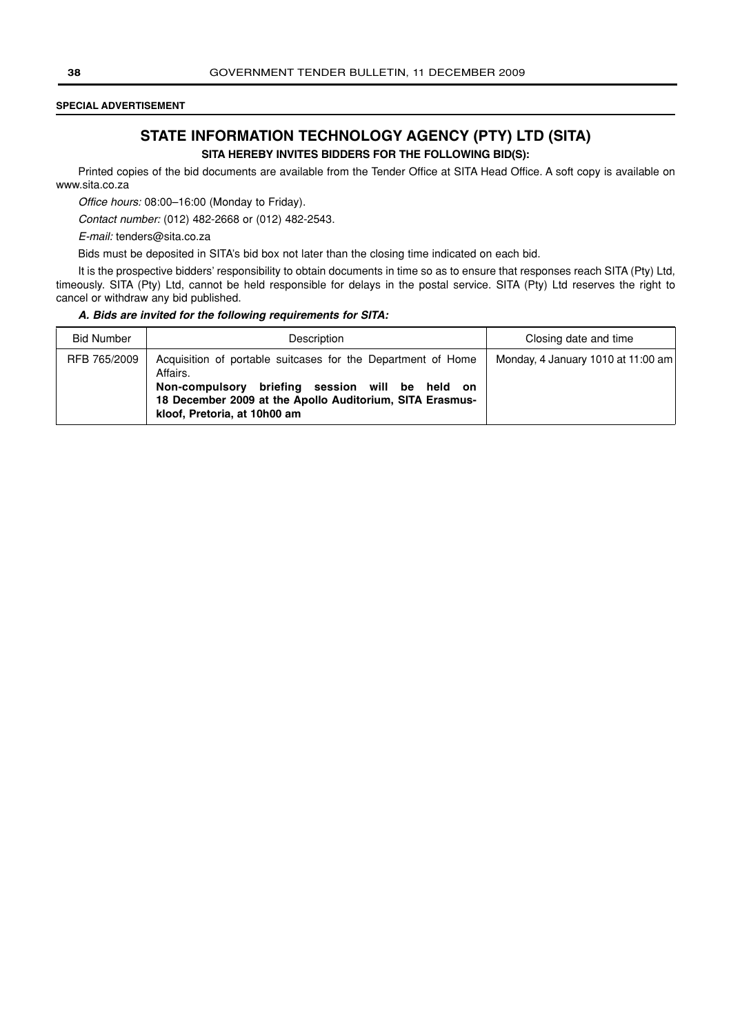**SPECIAL ADVERTISEMENT**

# STATE INFORMATION TECHNOLOGY AGENCY (PTY) LTD (SITA)

**SITA HEREBY INVITES BIDDERS FOR THE FOLLOWING BID(S):**

Printed copies of the bid documents are available from the Tender Office at SITA Head Office. A soft copy is available on www.sita.co.za

*Office hours:* 08:00–16:00 (Monday to Friday).

*Contact number:* (012) 482-2668 or (012) 482-2543.

*E-mail:* tenders@sita.co.za

Bids must be deposited in SITA's bid box not later than the closing time indicated on each bid.

It is the prospective bidders' responsibility to obtain documents in time so as to ensure that responses reach SITA (Pty) Ltd, timeously. SITA (Pty) Ltd, cannot be held responsible for delays in the postal service. SITA (Pty) Ltd reserves the right to cancel or withdraw any bid published.

***A. Bids are invited for the following requirements for SITA:***

| Bid Number | Description | Closing date and time |
|---|---|---|
| RFB 765/2009 | Acquisition of portable suitcases for the Department of Home Affairs. **Non-compulsory briefing session will be held on 18 December 2009 at the Apollo Auditorium, SITA Erasmuskloof, Pretoria, at 10h00 am** | Monday, 4 January 1010 at 11:00 am |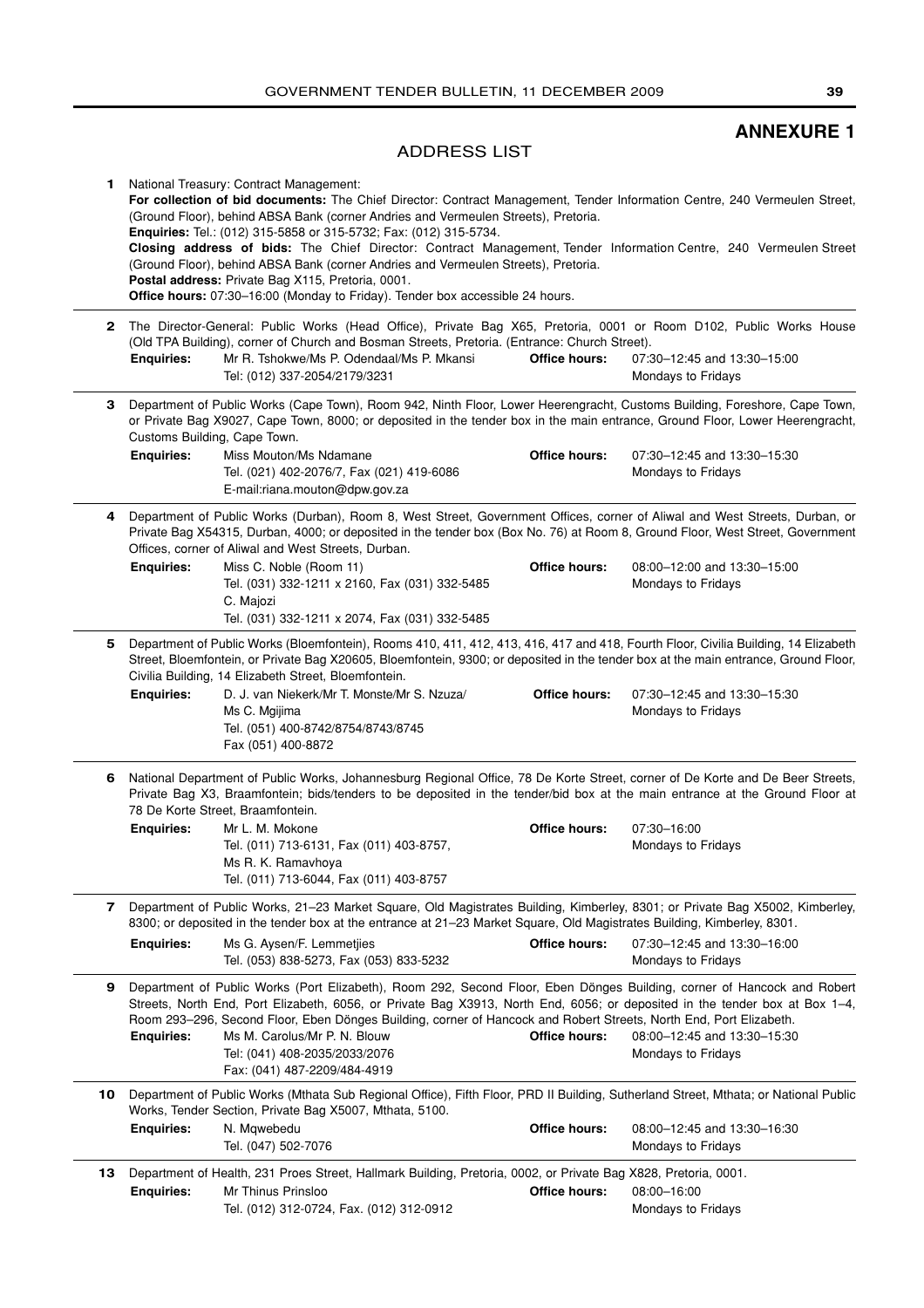# ANNEXURE 1

## ADDRESS LIST

**1** National Treasury: Contract Management:

**For collection of bid documents:** The Chief Director: Contract Management, Tender Information Centre, 240 Vermeulen Street, (Ground Floor), behind ABSA Bank (corner Andries and Vermeulen Streets), Pretoria.

**Enquiries:** Tel.: (012) 315-5858 or 315-5732; Fax: (012) 315-5734.

**Closing address of bids:** The Chief Director: Contract Management, Tender Information Centre, 240 Vermeulen Street (Ground Floor), behind ABSA Bank (corner Andries and Vermeulen Streets), Pretoria.

**Postal address:** Private Bag X115, Pretoria, 0001.

**Office hours:** 07:30–16:00 (Monday to Friday). Tender box accessible 24 hours.

---

**2** The Director-General: Public Works (Head Office), Private Bag X65, Pretoria, 0001 or Room D102, Public Works House (Old TPA Building), corner of Church and Bosman Streets, Pretoria. (Entrance: Church Street).

**Enquiries:** Mr R. Tshokwe/Ms P. Odendaal/Ms P. Mkansi
Tel: (012) 337-2054/2179/3231

**Office hours:** 07:30–12:45 and 13:30–15:00
Mondays to Fridays

---

**3** Department of Public Works (Cape Town), Room 942, Ninth Floor, Lower Heerengracht, Customs Building, Foreshore, Cape Town, or Private Bag X9027, Cape Town, 8000; or deposited in the tender box in the main entrance, Ground Floor, Lower Heerengracht, Customs Building, Cape Town.

**Enquiries:** Miss Mouton/Ms Ndamane
Tel. (021) 402-2076/7, Fax (021) 419-6086
E-mail:riana.mouton@dpw.gov.za

**Office hours:** 07:30–12:45 and 13:30–15:30
Mondays to Fridays

---

**4** Department of Public Works (Durban), Room 8, West Street, Government Offices, corner of Aliwal and West Streets, Durban, or Private Bag X54315, Durban, 4000; or deposited in the tender box (Box No. 76) at Room 8, Ground Floor, West Street, Government Offices, corner of Aliwal and West Streets, Durban.

**Enquiries:** Miss C. Noble (Room 11)
Tel. (031) 332-1211 x 2160, Fax (031) 332-5485
C. Majozi
Tel. (031) 332-1211 x 2074, Fax (031) 332-5485

**Office hours:** 08:00–12:00 and 13:30–15:00
Mondays to Fridays

---

**5** Department of Public Works (Bloemfontein), Rooms 410, 411, 412, 413, 416, 417 and 418, Fourth Floor, Civilia Building, 14 Elizabeth Street, Bloemfontein, or Private Bag X20605, Bloemfontein, 9300; or deposited in the tender box at the main entrance, Ground Floor, Civilia Building, 14 Elizabeth Street, Bloemfontein.

**Enquiries:** D. J. van Niekerk/Mr T. Monste/Mr S. Nzuza/
Ms C. Mgijima
Tel. (051) 400-8742/8754/8743/8745
Fax (051) 400-8872

**Office hours:** 07:30–12:45 and 13:30–15:30
Mondays to Fridays

---

**6** National Department of Public Works, Johannesburg Regional Office, 78 De Korte Street, corner of De Korte and De Beer Streets, Private Bag X3, Braamfontein; bids/tenders to be deposited in the tender/bid box at the main entrance at the Ground Floor at 78 De Korte Street, Braamfontein.

**Enquiries:** Mr L. M. Mokone
Tel. (011) 713-6131, Fax (011) 403-8757,
Ms R. K. Ramavhoya
Tel. (011) 713-6044, Fax (011) 403-8757

**Office hours:** 07:30–16:00
Mondays to Fridays

---

**7** Department of Public Works, 21–23 Market Square, Old Magistrates Building, Kimberley, 8301; or Private Bag X5002, Kimberley, 8300; or deposited in the tender box at the entrance at 21–23 Market Square, Old Magistrates Building, Kimberley, 8301.

**Enquiries:** Ms G. Aysen/F. Lemmetjies
Tel. (053) 838-5273, Fax (053) 833-5232

**Office hours:** 07:30–12:45 and 13:30–16:00
Mondays to Fridays

---

**9** Department of Public Works (Port Elizabeth), Room 292, Second Floor, Eben Dönges Building, corner of Hancock and Robert Streets, North End, Port Elizabeth, 6056, or Private Bag X3913, North End, 6056; or deposited in the tender box at Box 1–4, Room 293–296, Second Floor, Eben Dönges Building, corner of Hancock and Robert Streets, North End, Port Elizabeth.

**Enquiries:** Ms M. Carolus/Mr P. N. Blouw
Tel: (041) 408-2035/2033/2076
Fax: (041) 487-2209/484-4919

**Office hours:** 08:00–12:45 and 13:30–15:30
Mondays to Fridays

---

**10** Department of Public Works (Mthata Sub Regional Office), Fifth Floor, PRD II Building, Sutherland Street, Mthata; or National Public Works, Tender Section, Private Bag X5007, Mthata, 5100.

**Enquiries:** N. Mqwebedu
Tel. (047) 502-7076

**Office hours:** 08:00–12:45 and 13:30–16:30
Mondays to Fridays

---

**13** Department of Health, 231 Proes Street, Hallmark Building, Pretoria, 0002, or Private Bag X828, Pretoria, 0001.

**Enquiries:** Mr Thinus Prinsloo
Tel. (012) 312-0724, Fax. (012) 312-0912

**Office hours:** 08:00–16:00
Mondays to Fridays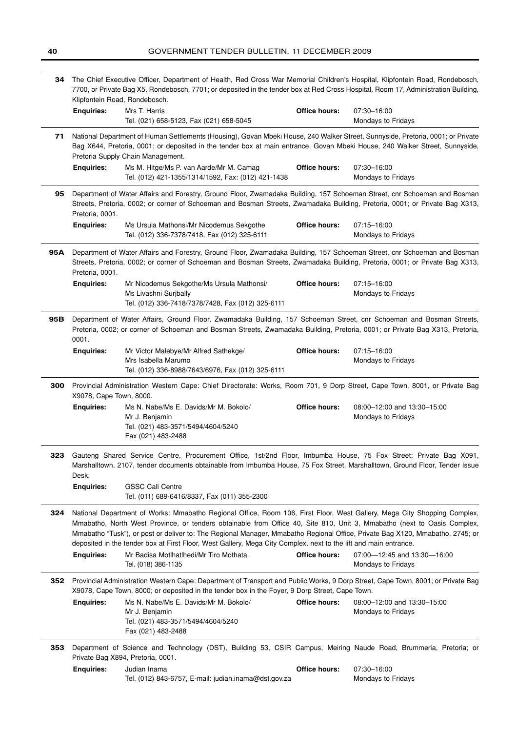**34** The Chief Executive Officer, Department of Health, Red Cross War Memorial Children's Hospital, Klipfontein Road, Rondebosch, 7700, or Private Bag X5, Rondebosch, 7701; or deposited in the tender box at Red Cross Hospital, Room 17, Administration Building, Klipfontein Road, Rondebosch.

| **Enquiries:** | Mrs T. Harris<br>Tel. (021) 658-5123, Fax (021) 658-5045 | **Office hours:** | 07:30–16:00<br>Mondays to Fridays |
|---|---|---|---|

**71** National Department of Human Settlements (Housing), Govan Mbeki House, 240 Walker Street, Sunnyside, Pretoria, 0001; or Private Bag X644, Pretoria, 0001; or deposited in the tender box at main entrance, Govan Mbeki House, 240 Walker Street, Sunnyside, Pretoria Supply Chain Management.

| **Enquiries:** | Ms M. Hitge/Ms P. van Aarde/Mr M. Camag<br>Tel. (012) 421-1355/1314/1592, Fax: (012) 421-1438 | **Office hours:** | 07:30–16:00<br>Mondays to Fridays |
|---|---|---|---|

**95** Department of Water Affairs and Forestry, Ground Floor, Zwamadaka Building, 157 Schoeman Street, cnr Schoeman and Bosman Streets, Pretoria, 0002; or corner of Schoeman and Bosman Streets, Zwamadaka Building, Pretoria, 0001; or Private Bag X313, Pretoria, 0001.

| **Enquiries:** | Ms Ursula Mathonsi/Mr Nicodemus Sekgothe<br>Tel. (012) 336-7378/7418, Fax (012) 325-6111 | **Office hours:** | 07:15–16:00<br>Mondays to Fridays |
|---|---|---|---|

**95A** Department of Water Affairs and Forestry, Ground Floor, Zwamadaka Building, 157 Schoeman Street, cnr Schoeman and Bosman Streets, Pretoria, 0002; or corner of Schoeman and Bosman Streets, Zwamadaka Building, Pretoria, 0001; or Private Bag X313, Pretoria, 0001.

| **Enquiries:** | Mr Nicodemus Sekgothe/Ms Ursula Mathonsi/<br>Ms Livashni Surjbally<br>Tel. (012) 336-7418/7378/7428, Fax (012) 325-6111 | **Office hours:** | 07:15–16:00<br>Mondays to Fridays |
|---|---|---|---|

**95B** Department of Water Affairs, Ground Floor, Zwamadaka Building, 157 Schoeman Street, cnr Schoeman and Bosman Streets, Pretoria, 0002; or corner of Schoeman and Bosman Streets, Zwamadaka Building, Pretoria, 0001; or Private Bag X313, Pretoria, 0001.

| **Enquiries:** | Mr Victor Malebye/Mr Alfred Sathekge/<br>Mrs Isabella Marumo<br>Tel. (012) 336-8988/7643/6976, Fax (012) 325-6111 | **Office hours:** | 07:15–16:00<br>Mondays to Fridays |
|---|---|---|---|

**300** Provincial Administration Western Cape: Chief Directorate: Works, Room 701, 9 Dorp Street, Cape Town, 8001, or Private Bag X9078, Cape Town, 8000.

| **Enquiries:** | Ms N. Nabe/Ms E. Davids/Mr M. Bokolo/<br>Mr J. Benjamin<br>Tel. (021) 483-3571/5494/4604/5240<br>Fax (021) 483-2488 | **Office hours:** | 08:00–12:00 and 13:30–15:00<br>Mondays to Fridays |
|---|---|---|---|

**323** Gauteng Shared Service Centre, Procurement Office, 1st/2nd Floor, Imbumba House, 75 Fox Street; Private Bag X091, Marshalltown, 2107, tender documents obtainable from Imbumba House, 75 Fox Street, Marshalltown, Ground Floor, Tender Issue Desk.

| **Enquiries:** | GSSC Call Centre<br>Tel. (011) 689-6416/8337, Fax (011) 355-2300 |
|---|---|

**324** National Department of Works: Mmabatho Regional Office, Room 106, First Floor, West Gallery, Mega City Shopping Complex, Mmabatho, North West Province, or tenders obtainable from Office 40, Site 810, Unit 3, Mmabatho (next to Oasis Complex, Mmabatho "Tusk"), or post or deliver to: The Regional Manager, Mmabatho Regional Office, Private Bag X120, Mmabatho, 2745; or deposited in the tender box at First Floor, West Gallery, Mega City Complex, next to the lift and main entrance.

| **Enquiries:** | Mr Badisa Motlhatlhedi/Mr Tiro Mothata<br>Tel. (018) 386-1135 | **Office hours:** | 07:00—12:45 and 13:30—16:00<br>Mondays to Fridays |
|---|---|---|---|

**352** Provincial Administration Western Cape: Department of Transport and Public Works, 9 Dorp Street, Cape Town, 8001; or Private Bag X9078, Cape Town, 8000; or deposited in the tender box in the Foyer, 9 Dorp Street, Cape Town.

| **Enquiries:** | Ms N. Nabe/Ms E. Davids/Mr M. Bokolo/<br>Mr J. Benjamin<br>Tel. (021) 483-3571/5494/4604/5240<br>Fax (021) 483-2488 | **Office hours:** | 08:00–12:00 and 13:30–15:00<br>Mondays to Fridays |
|---|---|---|---|

**353** Department of Science and Technology (DST), Building 53, CSIR Campus, Meiring Naude Road, Brummeria, Pretoria; or Private Bag X894, Pretoria, 0001.

| **Enquiries:** | Judian Inama<br>Tel. (012) 843-6757, E-mail: judian.inama@dst.gov.za | **Office hours:** | 07:30–16:00<br>Mondays to Fridays |
|---|---|---|---|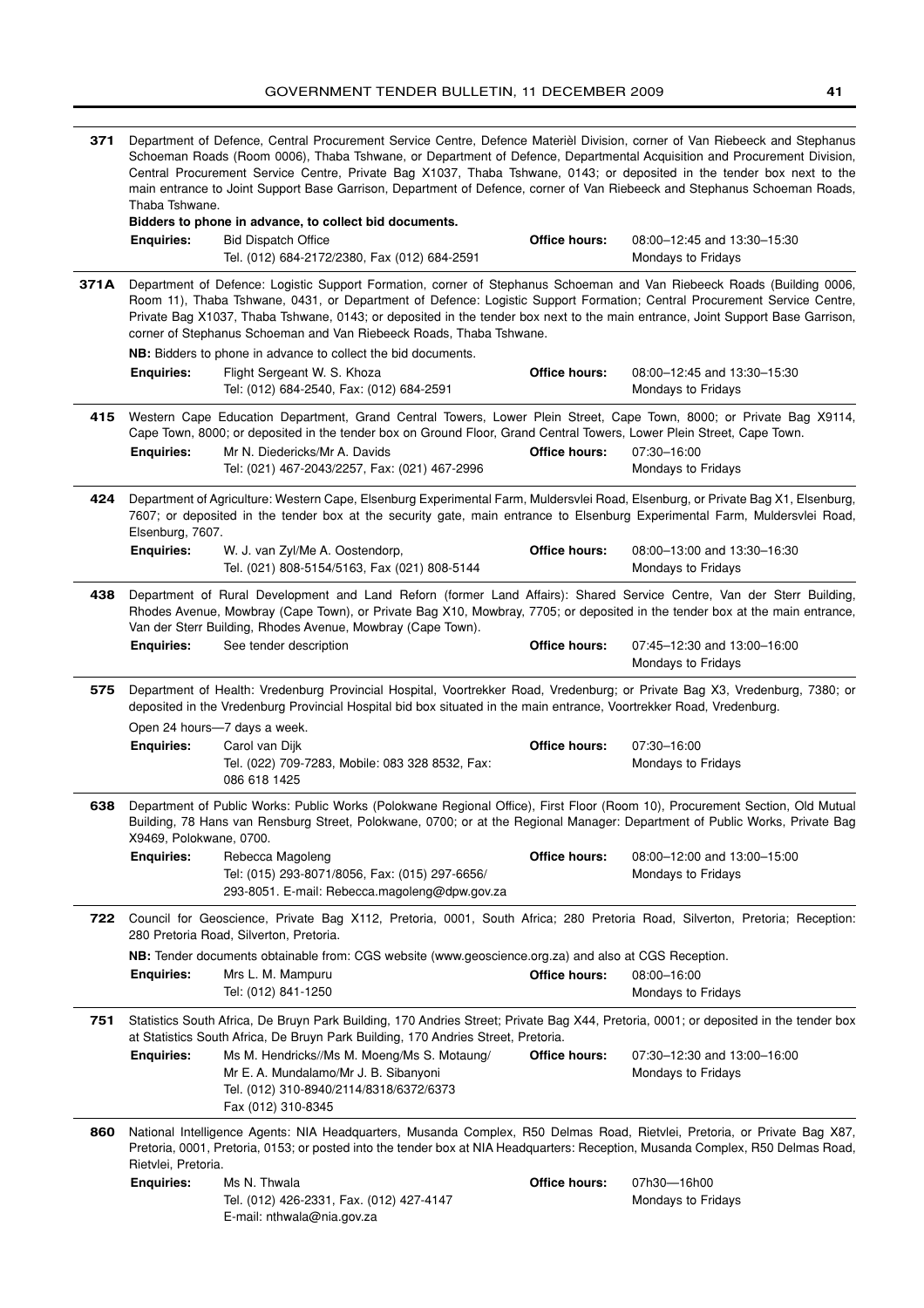**371** Department of Defence, Central Procurement Service Centre, Defence Materièl Division, corner of Van Riebeeck and Stephanus Schoeman Roads (Room 0006), Thaba Tshwane, or Department of Defence, Departmental Acquisition and Procurement Division, Central Procurement Service Centre, Private Bag X1037, Thaba Tshwane, 0143; or deposited in the tender box next to the main entrance to Joint Support Base Garrison, Department of Defence, corner of Van Riebeeck and Stephanus Schoeman Roads, Thaba Tshwane.

**Bidders to phone in advance, to collect bid documents.**

| | | | |
|---|---|---|---|
| **Enquiries:** | Bid Dispatch Office<br>Tel. (012) 684-2172/2380, Fax (012) 684-2591 | **Office hours:** | 08:00–12:45 and 13:30–15:30<br>Mondays to Fridays |

**371A** Department of Defence: Logistic Support Formation, corner of Stephanus Schoeman and Van Riebeeck Roads (Building 0006, Room 11), Thaba Tshwane, 0431, or Department of Defence: Logistic Support Formation; Central Procurement Service Centre, Private Bag X1037, Thaba Tshwane, 0143; or deposited in the tender box next to the main entrance, Joint Support Base Garrison, corner of Stephanus Schoeman and Van Riebeeck Roads, Thaba Tshwane.

**NB:** Bidders to phone in advance to collect the bid documents.

| | | | |
|---|---|---|---|
| **Enquiries:** | Flight Sergeant W. S. Khoza<br>Tel: (012) 684-2540, Fax: (012) 684-2591 | **Office hours:** | 08:00–12:45 and 13:30–15:30<br>Mondays to Fridays |

**415** Western Cape Education Department, Grand Central Towers, Lower Plein Street, Cape Town, 8000; or Private Bag X9114, Cape Town, 8000; or deposited in the tender box on Ground Floor, Grand Central Towers, Lower Plein Street, Cape Town.

| | | | |
|---|---|---|---|
| **Enquiries:** | Mr N. Diedericks/Mr A. Davids<br>Tel: (021) 467-2043/2257, Fax: (021) 467-2996 | **Office hours:** | 07:30–16:00<br>Mondays to Fridays |

**424** Department of Agriculture: Western Cape, Elsenburg Experimental Farm, Muldersvlei Road, Elsenburg, or Private Bag X1, Elsenburg, 7607; or deposited in the tender box at the security gate, main entrance to Elsenburg Experimental Farm, Muldersvlei Road, Elsenburg, 7607.

| | | | |
|---|---|---|---|
| **Enquiries:** | W. J. van Zyl/Me A. Oostendorp,<br>Tel. (021) 808-5154/5163, Fax (021) 808-5144 | **Office hours:** | 08:00–13:00 and 13:30–16:30<br>Mondays to Fridays |

**438** Department of Rural Development and Land Reforn (former Land Affairs): Shared Service Centre, Van der Sterr Building, Rhodes Avenue, Mowbray (Cape Town), or Private Bag X10, Mowbray, 7705; or deposited in the tender box at the main entrance, Van der Sterr Building, Rhodes Avenue, Mowbray (Cape Town).

| | | | |
|---|---|---|---|
| **Enquiries:** | See tender description | **Office hours:** | 07:45–12:30 and 13:00–16:00<br>Mondays to Fridays |

**575** Department of Health: Vredenburg Provincial Hospital, Voortrekker Road, Vredenburg; or Private Bag X3, Vredenburg, 7380; or deposited in the Vredenburg Provincial Hospital bid box situated in the main entrance, Voortrekker Road, Vredenburg.

Open 24 hours—7 days a week.

| | | | |
|---|---|---|---|
| **Enquiries:** | Carol van Dijk<br>Tel. (022) 709-7283, Mobile: 083 328 8532, Fax: 086 618 1425 | **Office hours:** | 07:30–16:00<br>Mondays to Fridays |

**638** Department of Public Works: Public Works (Polokwane Regional Office), First Floor (Room 10), Procurement Section, Old Mutual Building, 78 Hans van Rensburg Street, Polokwane, 0700; or at the Regional Manager: Department of Public Works, Private Bag X9469, Polokwane, 0700.

| | | | |
|---|---|---|---|
| **Enquiries:** | Rebecca Magoleng<br>Tel: (015) 293-8071/8056, Fax: (015) 297-6656/ 293-8051. E-mail: Rebecca.magoleng@dpw.gov.za | **Office hours:** | 08:00–12:00 and 13:00–15:00<br>Mondays to Fridays |

**722** Council for Geoscience, Private Bag X112, Pretoria, 0001, South Africa; 280 Pretoria Road, Silverton, Pretoria; Reception: 280 Pretoria Road, Silverton, Pretoria.

**NB:** Tender documents obtainable from: CGS website (www.geoscience.org.za) and also at CGS Reception.

| | | | |
|---|---|---|---|
| **Enquiries:** | Mrs L. M. Mampuru<br>Tel: (012) 841-1250 | **Office hours:** | 08:00–16:00<br>Mondays to Fridays |

**751** Statistics South Africa, De Bruyn Park Building, 170 Andries Street; Private Bag X44, Pretoria, 0001; or deposited in the tender box at Statistics South Africa, De Bruyn Park Building, 170 Andries Street, Pretoria.

| | | | |
|---|---|---|---|
| **Enquiries:** | Ms M. Hendricks//Ms M. Moeng/Ms S. Motaung/<br>Mr E. A. Mundalamo/Mr J. B. Sibanyoni<br>Tel. (012) 310-8940/2114/8318/6372/6373<br>Fax (012) 310-8345 | **Office hours:** | 07:30–12:30 and 13:00–16:00<br>Mondays to Fridays |

**860** National Intelligence Agents: NIA Headquarters, Musanda Complex, R50 Delmas Road, Rietvlei, Pretoria, or Private Bag X87, Pretoria, 0001, Pretoria, 0153; or posted into the tender box at NIA Headquarters: Reception, Musanda Complex, R50 Delmas Road, Rietvlei, Pretoria.

| | | | |
|---|---|---|---|
| **Enquiries:** | Ms N. Thwala<br>Tel. (012) 426-2331, Fax. (012) 427-4147<br>E-mail: nthwala@nia.gov.za | **Office hours:** | 07h30—16h00<br>Mondays to Fridays |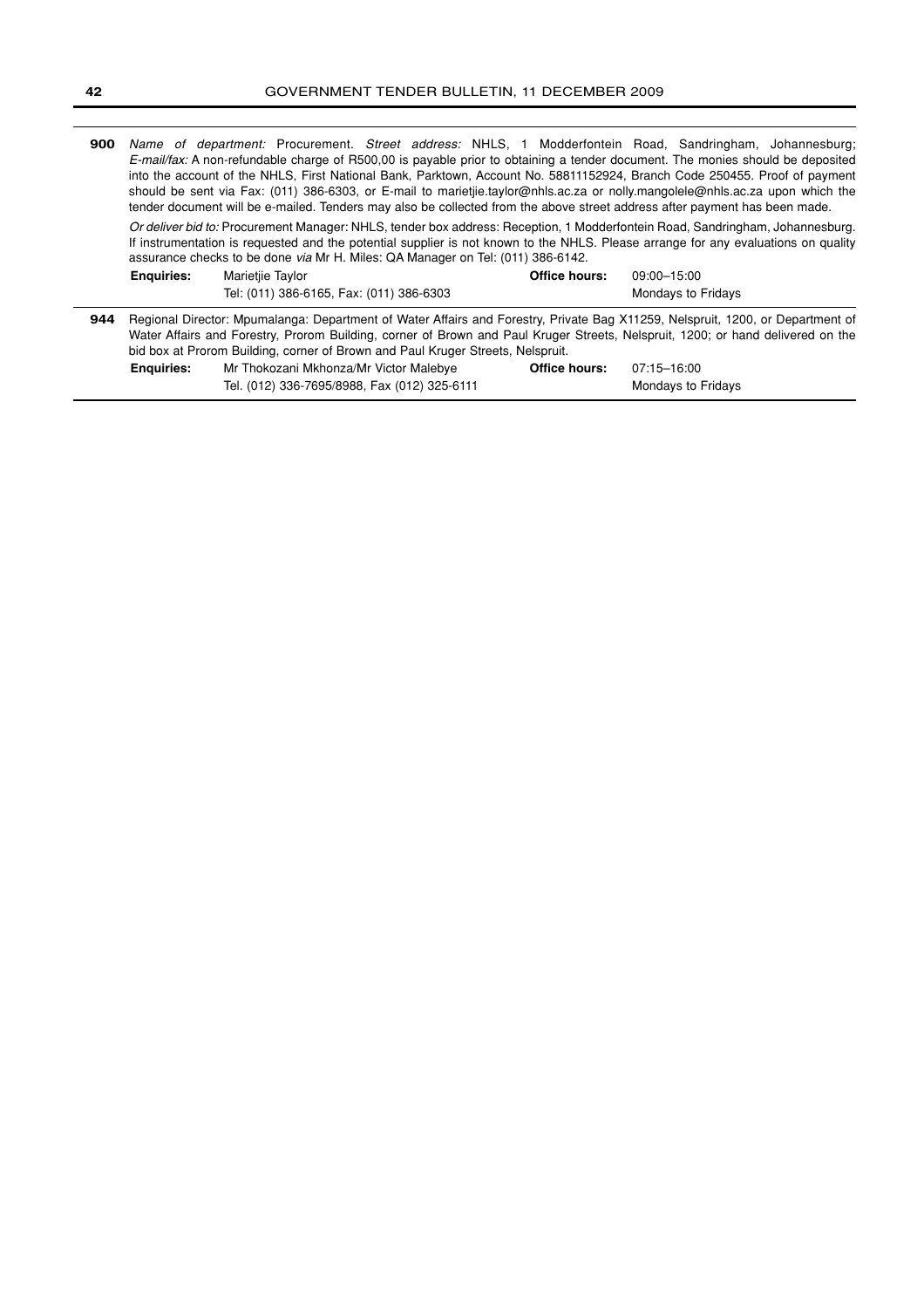**900** *Name of department:* Procurement. *Street address:* NHLS, 1 Modderfontein Road, Sandringham, Johannesburg; *E-mail/fax:* A non-refundable charge of R500,00 is payable prior to obtaining a tender document. The monies should be deposited into the account of the NHLS, First National Bank, Parktown, Account No. 58811152924, Branch Code 250455. Proof of payment should be sent via Fax: (011) 386-6303, or E-mail to marietjie.taylor@nhls.ac.za or nolly.mangolele@nhls.ac.za upon which the tender document will be e-mailed. Tenders may also be collected from the above street address after payment has been made.

*Or deliver bid to:* Procurement Manager: NHLS, tender box address: Reception, 1 Modderfontein Road, Sandringham, Johannesburg. If instrumentation is requested and the potential supplier is not known to the NHLS. Please arrange for any evaluations on quality assurance checks to be done *via* Mr H. Miles: QA Manager on Tel: (011) 386-6142.

| | | | |
|---|---|---|---|
| **Enquiries:** | Marietjie Taylor<br>Tel: (011) 386-6165, Fax: (011) 386-6303 | **Office hours:** | 09:00–15:00<br>Mondays to Fridays |

**944** Regional Director: Mpumalanga: Department of Water Affairs and Forestry, Private Bag X11259, Nelspruit, 1200, or Department of Water Affairs and Forestry, Prorom Building, corner of Brown and Paul Kruger Streets, Nelspruit, 1200; or hand delivered on the bid box at Prorom Building, corner of Brown and Paul Kruger Streets, Nelspruit.

| | | | |
|---|---|---|---|
| **Enquiries:** | Mr Thokozani Mkhonza/Mr Victor Malebye<br>Tel. (012) 336-7695/8988, Fax (012) 325-6111 | **Office hours:** | 07:15–16:00<br>Mondays to Fridays |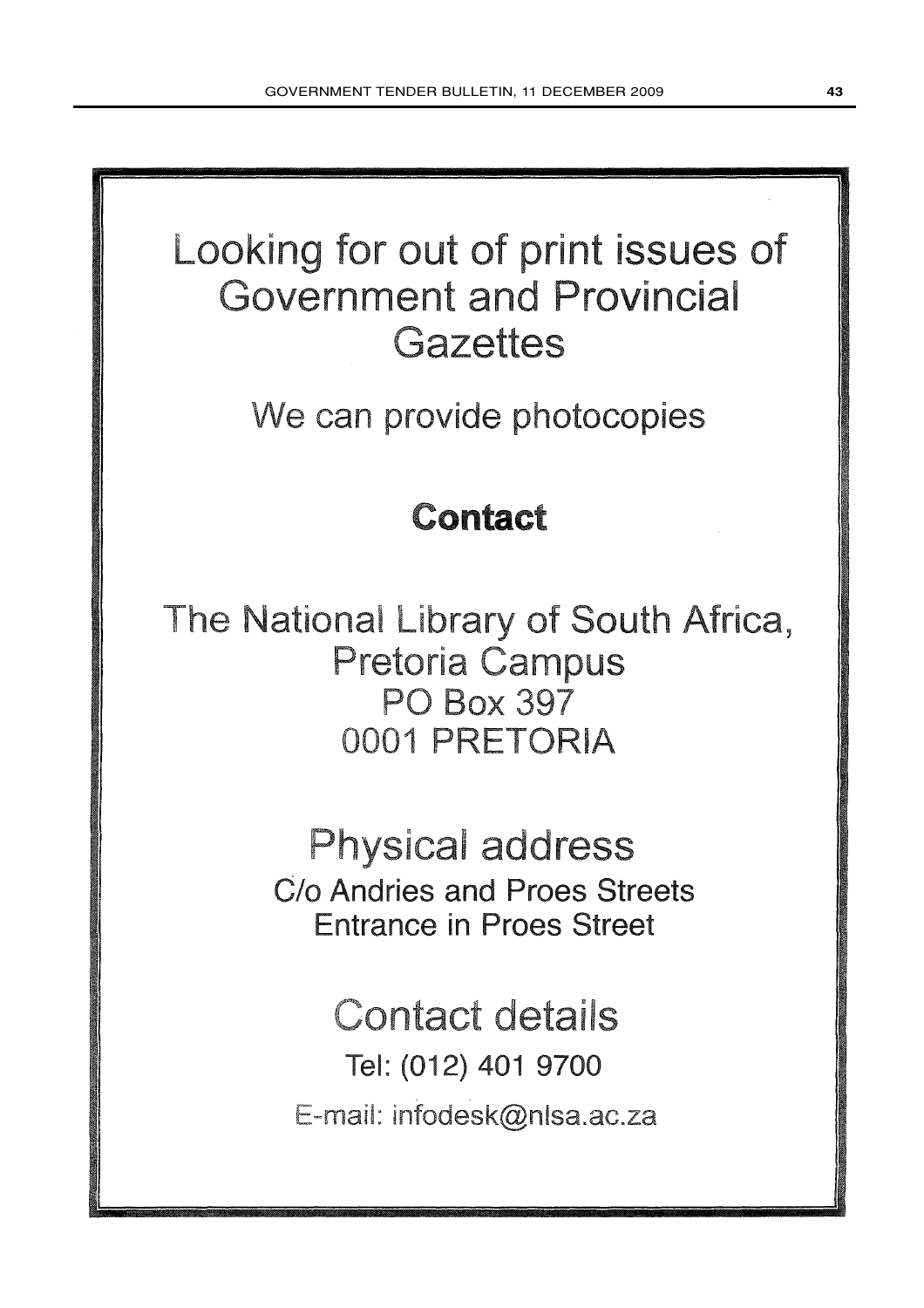# Looking for out of print issues of Government and Provincial Gazettes

We can provide photocopies

**Contact**

The National Library of South Africa,
Pretoria Campus
PO Box 397
0001 PRETORIA

## Physical address

C/o Andries and Proes Streets
Entrance in Proes Street

## Contact details

Tel: (012) 401 9700

E-mail: infodesk@nlsa.ac.za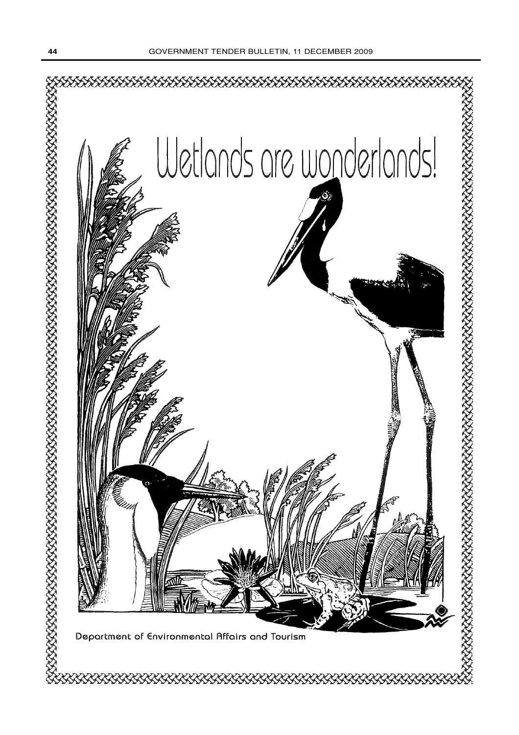Wetlands are wonderlands!

Department of Environmental Affairs and Tourism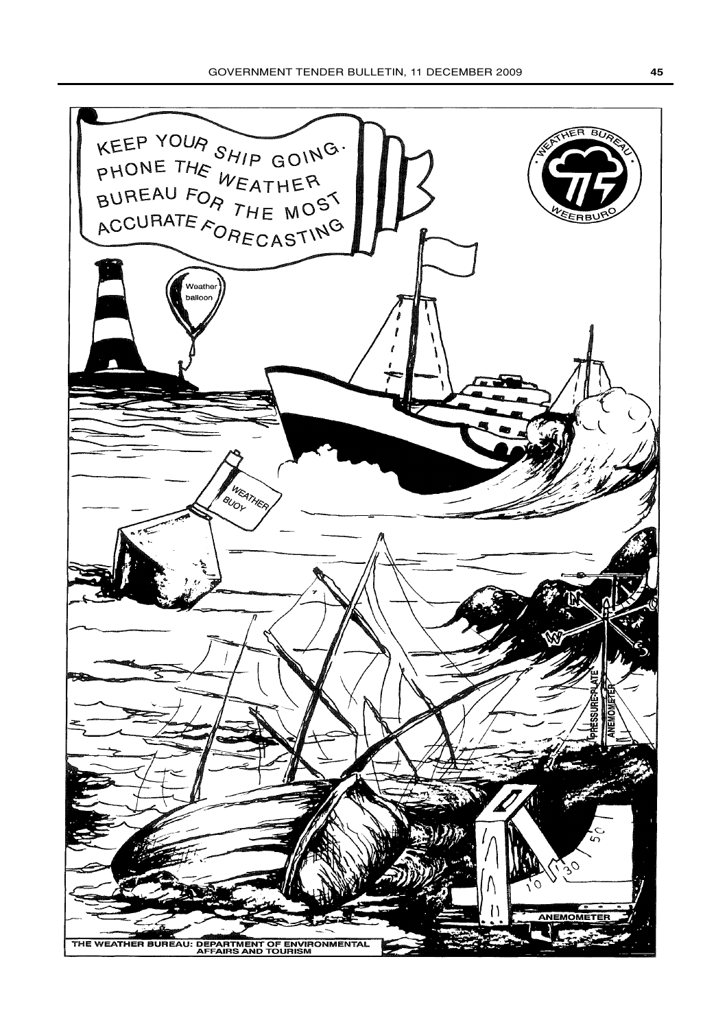KEEP YOUR SHIP GOING. PHONE THE WEATHER BUREAU FOR THE MOST ACCURATE FORECASTING

WEATHER BUREAU · WEERBURO

Weather balloon

WEATHER BUOY

PRESSURE-PLATE ANEMOMETER

ANEMOMETER

THE WEATHER BUREAU: DEPARTMENT OF ENVIRONMENTAL AFFAIRS AND TOURISM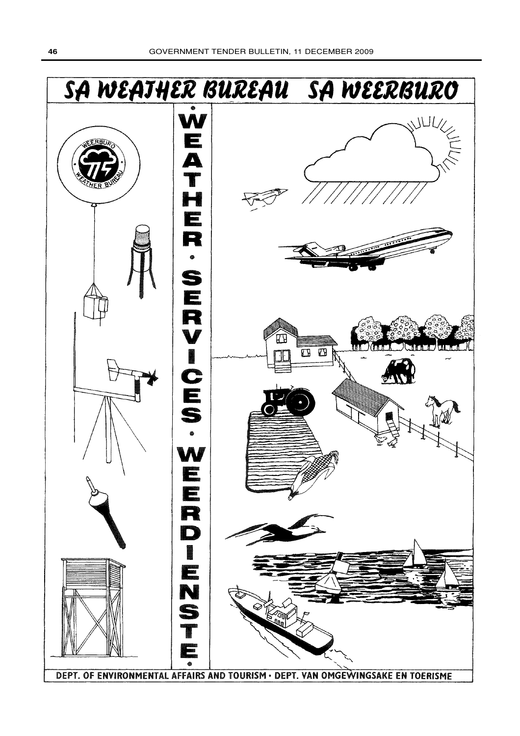# SA WEATHER BUREAU SA WEERBURO

WEATHER • SERVICES • WEERDIENSTE

DEPT. OF ENVIRONMENTAL AFFAIRS AND TOURISM • DEPT. VAN OMGEWINGSAKE EN TOERISME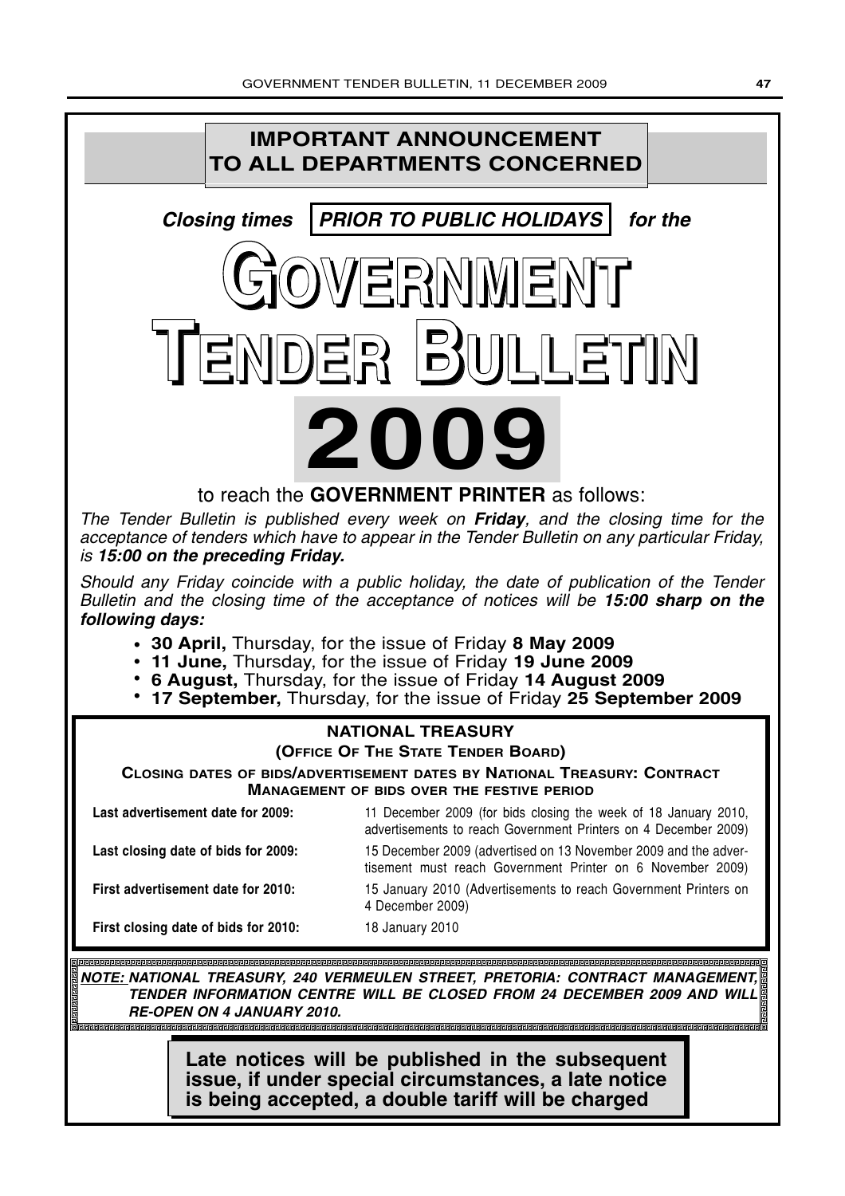# IMPORTANT ANNOUNCEMENT TO ALL DEPARTMENTS CONCERNED

***Closing times PRIOR TO PUBLIC HOLIDAYS for the***

# GOVERNMENT TENDER BULLETIN

# 2009

to reach the **GOVERNMENT PRINTER** as follows:

*The Tender Bulletin is published every week on **Friday**, and the closing time for the acceptance of tenders which have to appear in the Tender Bulletin on any particular Friday, is **15:00 on the preceding Friday.***

*Should any Friday coincide with a public holiday, the date of publication of the Tender Bulletin and the closing time of the acceptance of notices will be **15:00 sharp on the following days:***

- **30 April,** Thursday, for the issue of Friday **8 May 2009**
- **11 June,** Thursday, for the issue of Friday **19 June 2009**
- **6 August,** Thursday, for the issue of Friday **14 August 2009**
- **17 September,** Thursday, for the issue of Friday **25 September 2009**

## NATIONAL TREASURY

**(OFFICE OF THE STATE TENDER BOARD)**

**CLOSING DATES OF BIDS/ADVERTISEMENT DATES BY NATIONAL TREASURY: CONTRACT MANAGEMENT OF BIDS OVER THE FESTIVE PERIOD**

| | |
|---|---|
| **Last advertisement date for 2009:** | 11 December 2009 (for bids closing the week of 18 January 2010, advertisements to reach Government Printers on 4 December 2009) |
| **Last closing date of bids for 2009:** | 15 December 2009 (advertised on 13 November 2009 and the advertisement must reach Government Printer on 6 November 2009) |
| **First advertisement date for 2010:** | 15 January 2010 (Advertisements to reach Government Printers on 4 December 2009) |
| **First closing date of bids for 2010:** | 18 January 2010 |

***NOTE: NATIONAL TREASURY, 240 VERMEULEN STREET, PRETORIA: CONTRACT MANAGEMENT, TENDER INFORMATION CENTRE WILL BE CLOSED FROM 24 DECEMBER 2009 AND WILL RE-OPEN ON 4 JANUARY 2010.***

**Late notices will be published in the subsequent issue, if under special circumstances, a late notice is being accepted, a double tariff will be charged**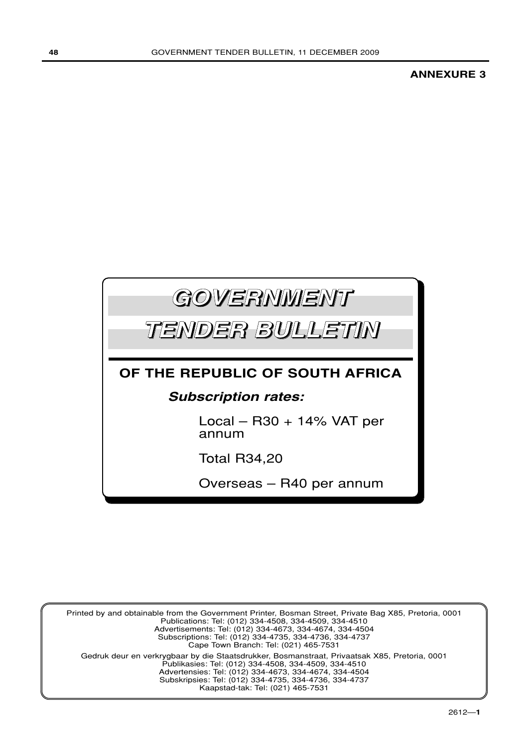**ANNEXURE 3**

# GOVERNMENT TENDER BULLETIN

## OF THE REPUBLIC OF SOUTH AFRICA

***Subscription rates:***

Local – R30 + 14% VAT per annum

Total R34,20

Overseas – R40 per annum

Printed by and obtainable from the Government Printer, Bosman Street, Private Bag X85, Pretoria, 0001
Publications: Tel: (012) 334-4508, 334-4509, 334-4510
Advertisements: Tel: (012) 334-4673, 334-4674, 334-4504
Subscriptions: Tel: (012) 334-4735, 334-4736, 334-4737
Cape Town Branch: Tel: (021) 465-7531

Gedruk deur en verkrygbaar by die Staatsdrukker, Bosmanstraat, Privaatsak X85, Pretoria, 0001
Publikasies: Tel: (012) 334-4508, 334-4509, 334-4510
Advertensies: Tel: (012) 334-4673, 334-4674, 334-4504
Subskripsies: Tel: (012) 334-4735, 334-4736, 334-4737
Kaapstad-tak: Tel: (021) 465-7531

2612—**1**